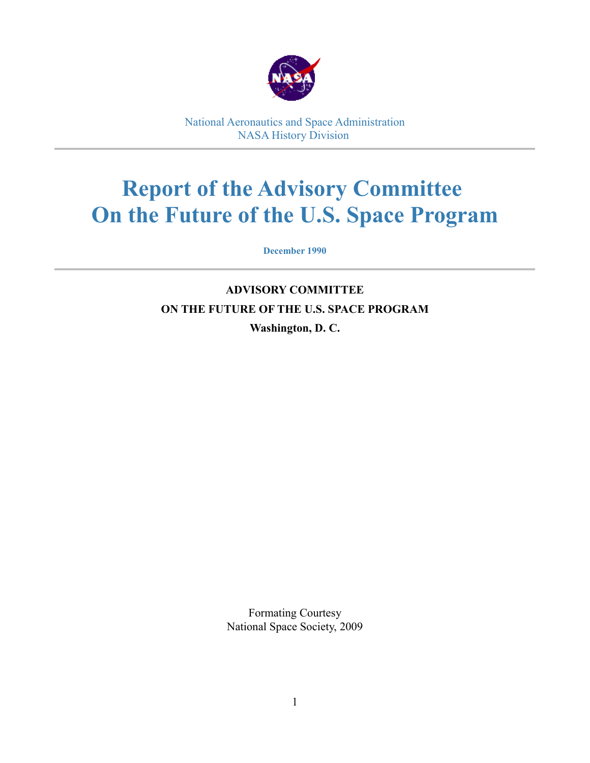National Aeronautics and Space Administration
NASA History Division

# Report of the Advisory Committee On the Future of the U.S. Space Program

**December 1990**

**ADVISORY COMMITTEE**

**ON THE FUTURE OF THE U.S. SPACE PROGRAM**

**Washington, D. C.**

Formating Courtesy
National Space Society, 2009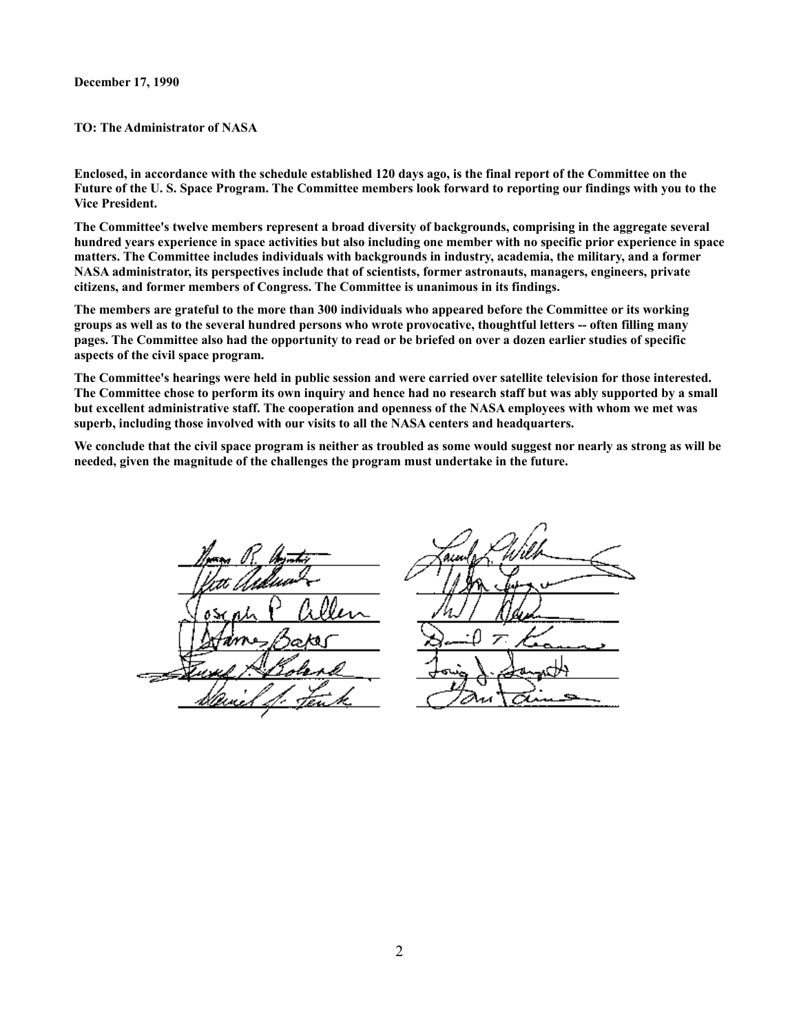**December 17, 1990**

**TO: The Administrator of NASA**

**Enclosed, in accordance with the schedule established 120 days ago, is the final report of the Committee on the Future of the U. S. Space Program. The Committee members look forward to reporting our findings with you to the Vice President.**

**The Committee's twelve members represent a broad diversity of backgrounds, comprising in the aggregate several hundred years experience in space activities but also including one member with no specific prior experience in space matters. The Committee includes individuals with backgrounds in industry, academia, the military, and a former NASA administrator, its perspectives include that of scientists, former astronauts, managers, engineers, private citizens, and former members of Congress. The Committee is unanimous in its findings.**

**The members are grateful to the more than 300 individuals who appeared before the Committee or its working groups as well as to the several hundred persons who wrote provocative, thoughtful letters -- often filling many pages. The Committee also had the opportunity to read or be briefed on over a dozen earlier studies of specific aspects of the civil space program.**

**The Committee's hearings were held in public session and were carried over satellite television for those interested. The Committee chose to perform its own inquiry and hence had no research staff but was ably supported by a small but excellent administrative staff. The cooperation and openness of the NASA employees with whom we met was superb, including those involved with our visits to all the NASA centers and headquarters.**

**We conclude that the civil space program is neither as troubled as some would suggest nor nearly as strong as will be needed, given the magnitude of the challenges the program must undertake in the future.**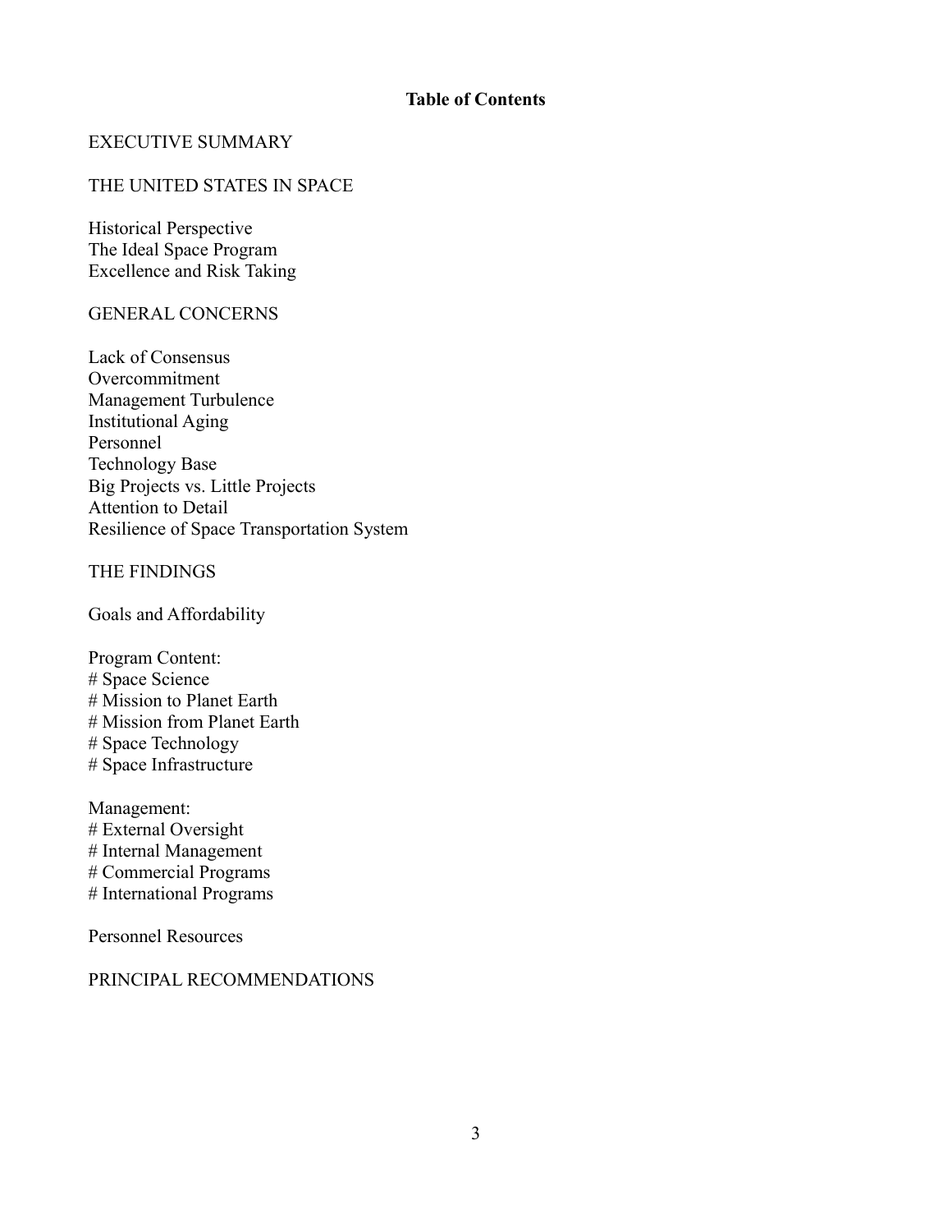**Table of Contents**

EXECUTIVE SUMMARY

THE UNITED STATES IN SPACE

Historical Perspective
The Ideal Space Program
Excellence and Risk Taking

GENERAL CONCERNS

Lack of Consensus
Overcommitment
Management Turbulence
Institutional Aging
Personnel
Technology Base
Big Projects vs. Little Projects
Attention to Detail
Resilience of Space Transportation System

THE FINDINGS

Goals and Affordability

Program Content:
# Space Science
# Mission to Planet Earth
# Mission from Planet Earth
# Space Technology
# Space Infrastructure

Management:
# External Oversight
# Internal Management
# Commercial Programs
# International Programs

Personnel Resources

PRINCIPAL RECOMMENDATIONS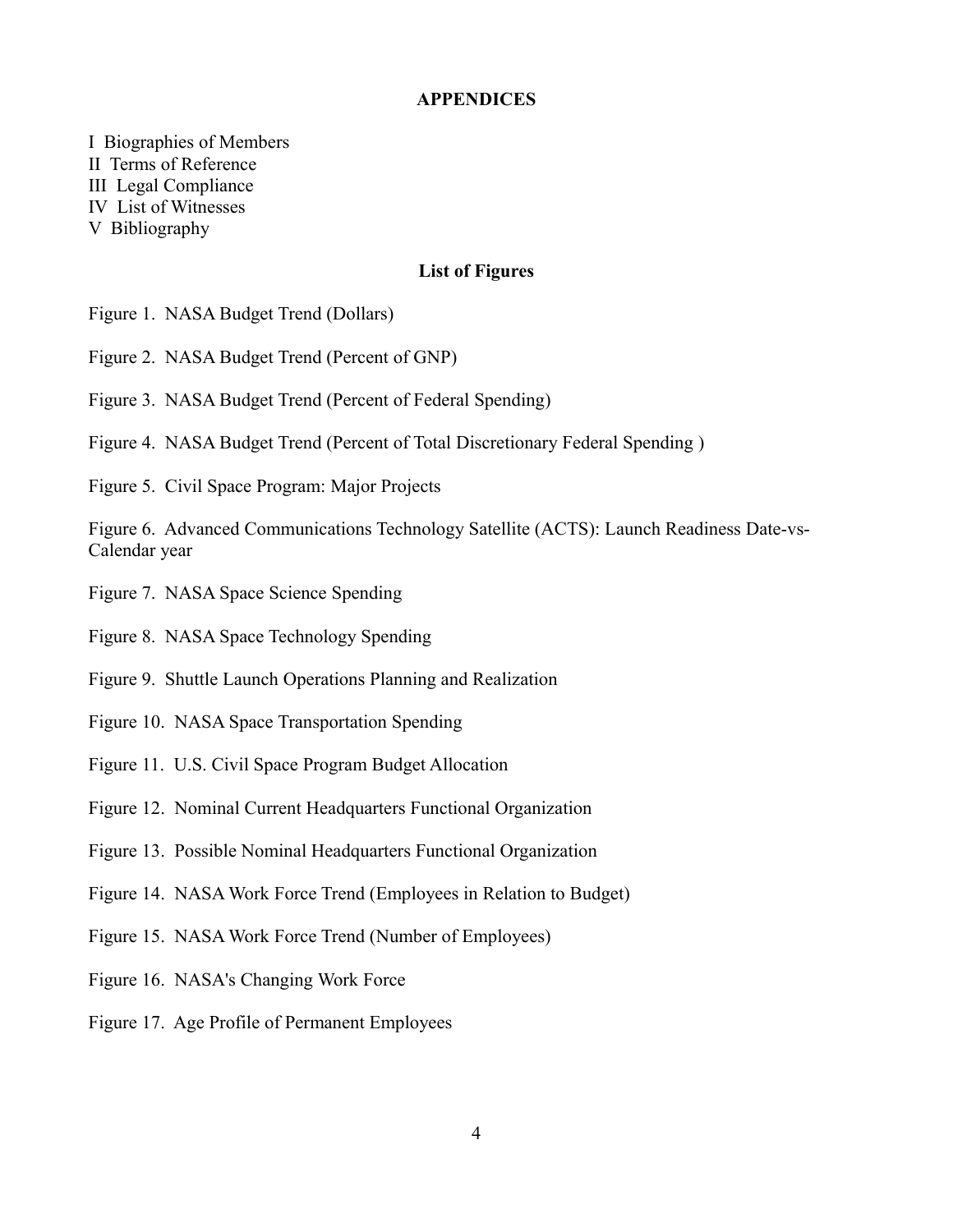## APPENDICES

I Biographies of Members
II Terms of Reference
III Legal Compliance
IV List of Witnesses
V Bibliography

## List of Figures

Figure 1. NASA Budget Trend (Dollars)

Figure 2. NASA Budget Trend (Percent of GNP)

Figure 3. NASA Budget Trend (Percent of Federal Spending)

Figure 4. NASA Budget Trend (Percent of Total Discretionary Federal Spending )

Figure 5. Civil Space Program: Major Projects

Figure 6. Advanced Communications Technology Satellite (ACTS): Launch Readiness Date-vs-Calendar year

Figure 7. NASA Space Science Spending

Figure 8. NASA Space Technology Spending

Figure 9. Shuttle Launch Operations Planning and Realization

Figure 10. NASA Space Transportation Spending

Figure 11. U.S. Civil Space Program Budget Allocation

Figure 12. Nominal Current Headquarters Functional Organization

Figure 13. Possible Nominal Headquarters Functional Organization

Figure 14. NASA Work Force Trend (Employees in Relation to Budget)

Figure 15. NASA Work Force Trend (Number of Employees)

Figure 16. NASA's Changing Work Force

Figure 17. Age Profile of Permanent Employees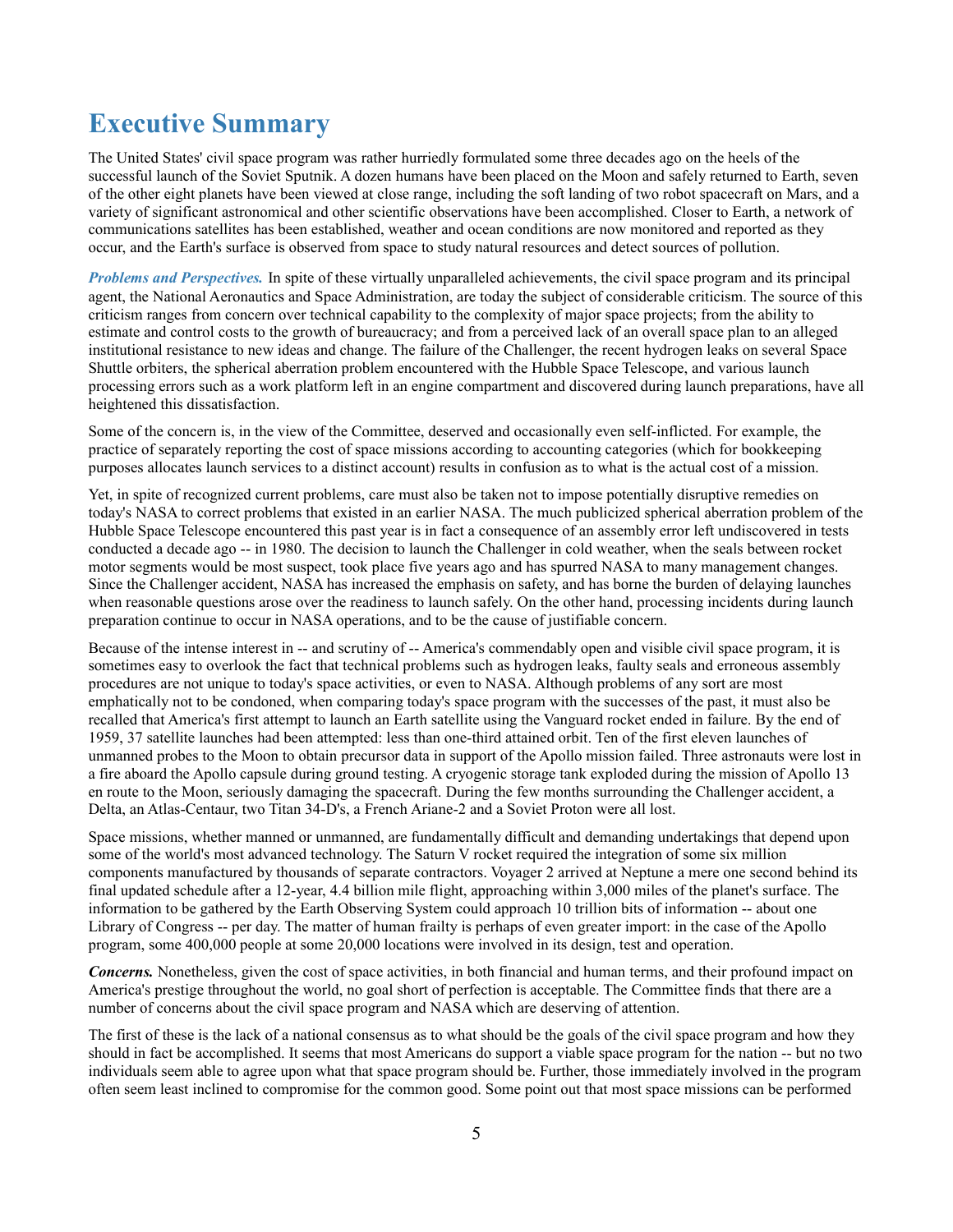# Executive Summary

The United States' civil space program was rather hurriedly formulated some three decades ago on the heels of the successful launch of the Soviet Sputnik. A dozen humans have been placed on the Moon and safely returned to Earth, seven of the other eight planets have been viewed at close range, including the soft landing of two robot spacecraft on Mars, and a variety of significant astronomical and other scientific observations have been accomplished. Closer to Earth, a network of communications satellites has been established, weather and ocean conditions are now monitored and reported as they occur, and the Earth's surface is observed from space to study natural resources and detect sources of pollution.

***Problems and Perspectives.*** In spite of these virtually unparalleled achievements, the civil space program and its principal agent, the National Aeronautics and Space Administration, are today the subject of considerable criticism. The source of this criticism ranges from concern over technical capability to the complexity of major space projects; from the ability to estimate and control costs to the growth of bureaucracy; and from a perceived lack of an overall space plan to an alleged institutional resistance to new ideas and change. The failure of the Challenger, the recent hydrogen leaks on several Space Shuttle orbiters, the spherical aberration problem encountered with the Hubble Space Telescope, and various launch processing errors such as a work platform left in an engine compartment and discovered during launch preparations, have all heightened this dissatisfaction.

Some of the concern is, in the view of the Committee, deserved and occasionally even self-inflicted. For example, the practice of separately reporting the cost of space missions according to accounting categories (which for bookkeeping purposes allocates launch services to a distinct account) results in confusion as to what is the actual cost of a mission.

Yet, in spite of recognized current problems, care must also be taken not to impose potentially disruptive remedies on today's NASA to correct problems that existed in an earlier NASA. The much publicized spherical aberration problem of the Hubble Space Telescope encountered this past year is in fact a consequence of an assembly error left undiscovered in tests conducted a decade ago -- in 1980. The decision to launch the Challenger in cold weather, when the seals between rocket motor segments would be most suspect, took place five years ago and has spurred NASA to many management changes. Since the Challenger accident, NASA has increased the emphasis on safety, and has borne the burden of delaying launches when reasonable questions arose over the readiness to launch safely. On the other hand, processing incidents during launch preparation continue to occur in NASA operations, and to be the cause of justifiable concern.

Because of the intense interest in -- and scrutiny of -- America's commendably open and visible civil space program, it is sometimes easy to overlook the fact that technical problems such as hydrogen leaks, faulty seals and erroneous assembly procedures are not unique to today's space activities, or even to NASA. Although problems of any sort are most emphatically not to be condoned, when comparing today's space program with the successes of the past, it must also be recalled that America's first attempt to launch an Earth satellite using the Vanguard rocket ended in failure. By the end of 1959, 37 satellite launches had been attempted: less than one-third attained orbit. Ten of the first eleven launches of unmanned probes to the Moon to obtain precursor data in support of the Apollo mission failed. Three astronauts were lost in a fire aboard the Apollo capsule during ground testing. A cryogenic storage tank exploded during the mission of Apollo 13 en route to the Moon, seriously damaging the spacecraft. During the few months surrounding the Challenger accident, a Delta, an Atlas-Centaur, two Titan 34-D's, a French Ariane-2 and a Soviet Proton were all lost.

Space missions, whether manned or unmanned, are fundamentally difficult and demanding undertakings that depend upon some of the world's most advanced technology. The Saturn V rocket required the integration of some six million components manufactured by thousands of separate contractors. Voyager 2 arrived at Neptune a mere one second behind its final updated schedule after a 12-year, 4.4 billion mile flight, approaching within 3,000 miles of the planet's surface. The information to be gathered by the Earth Observing System could approach 10 trillion bits of information -- about one Library of Congress -- per day. The matter of human frailty is perhaps of even greater import: in the case of the Apollo program, some 400,000 people at some 20,000 locations were involved in its design, test and operation.

***Concerns.*** Nonetheless, given the cost of space activities, in both financial and human terms, and their profound impact on America's prestige throughout the world, no goal short of perfection is acceptable. The Committee finds that there are a number of concerns about the civil space program and NASA which are deserving of attention.

The first of these is the lack of a national consensus as to what should be the goals of the civil space program and how they should in fact be accomplished. It seems that most Americans do support a viable space program for the nation -- but no two individuals seem able to agree upon what that space program should be. Further, those immediately involved in the program often seem least inclined to compromise for the common good. Some point out that most space missions can be performed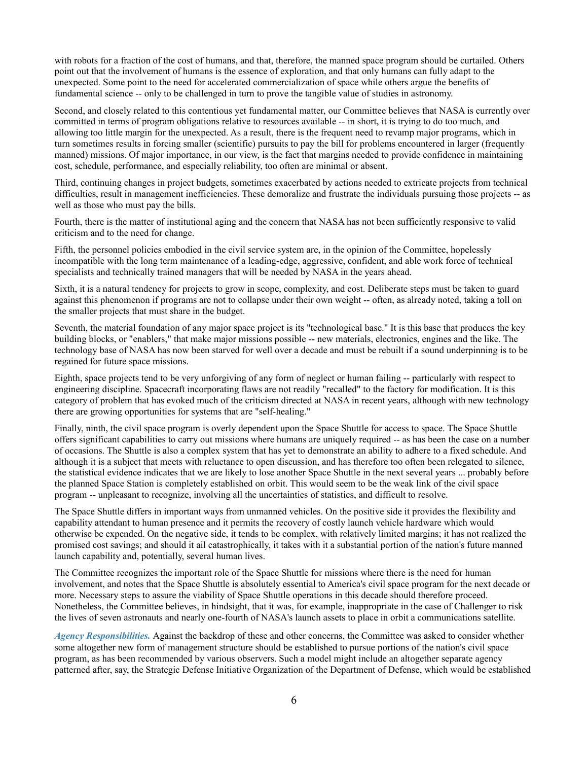with robots for a fraction of the cost of humans, and that, therefore, the manned space program should be curtailed. Others point out that the involvement of humans is the essence of exploration, and that only humans can fully adapt to the unexpected. Some point to the need for accelerated commercialization of space while others argue the benefits of fundamental science -- only to be challenged in turn to prove the tangible value of studies in astronomy.

Second, and closely related to this contentious yet fundamental matter, our Committee believes that NASA is currently over committed in terms of program obligations relative to resources available -- in short, it is trying to do too much, and allowing too little margin for the unexpected. As a result, there is the frequent need to revamp major programs, which in turn sometimes results in forcing smaller (scientific) pursuits to pay the bill for problems encountered in larger (frequently manned) missions. Of major importance, in our view, is the fact that margins needed to provide confidence in maintaining cost, schedule, performance, and especially reliability, too often are minimal or absent.

Third, continuing changes in project budgets, sometimes exacerbated by actions needed to extricate projects from technical difficulties, result in management inefficiencies. These demoralize and frustrate the individuals pursuing those projects -- as well as those who must pay the bills.

Fourth, there is the matter of institutional aging and the concern that NASA has not been sufficiently responsive to valid criticism and to the need for change.

Fifth, the personnel policies embodied in the civil service system are, in the opinion of the Committee, hopelessly incompatible with the long term maintenance of a leading-edge, aggressive, confident, and able work force of technical specialists and technically trained managers that will be needed by NASA in the years ahead.

Sixth, it is a natural tendency for projects to grow in scope, complexity, and cost. Deliberate steps must be taken to guard against this phenomenon if programs are not to collapse under their own weight -- often, as already noted, taking a toll on the smaller projects that must share in the budget.

Seventh, the material foundation of any major space project is its "technological base." It is this base that produces the key building blocks, or "enablers," that make major missions possible -- new materials, electronics, engines and the like. The technology base of NASA has now been starved for well over a decade and must be rebuilt if a sound underpinning is to be regained for future space missions.

Eighth, space projects tend to be very unforgiving of any form of neglect or human failing -- particularly with respect to engineering discipline. Spacecraft incorporating flaws are not readily "recalled" to the factory for modification. It is this category of problem that has evoked much of the criticism directed at NASA in recent years, although with new technology there are growing opportunities for systems that are "self-healing."

Finally, ninth, the civil space program is overly dependent upon the Space Shuttle for access to space. The Space Shuttle offers significant capabilities to carry out missions where humans are uniquely required -- as has been the case on a number of occasions. The Shuttle is also a complex system that has yet to demonstrate an ability to adhere to a fixed schedule. And although it is a subject that meets with reluctance to open discussion, and has therefore too often been relegated to silence, the statistical evidence indicates that we are likely to lose another Space Shuttle in the next several years ... probably before the planned Space Station is completely established on orbit. This would seem to be the weak link of the civil space program -- unpleasant to recognize, involving all the uncertainties of statistics, and difficult to resolve.

The Space Shuttle differs in important ways from unmanned vehicles. On the positive side it provides the flexibility and capability attendant to human presence and it permits the recovery of costly launch vehicle hardware which would otherwise be expended. On the negative side, it tends to be complex, with relatively limited margins; it has not realized the promised cost savings; and should it ail catastrophically, it takes with it a substantial portion of the nation's future manned launch capability and, potentially, several human lives.

The Committee recognizes the important role of the Space Shuttle for missions where there is the need for human involvement, and notes that the Space Shuttle is absolutely essential to America's civil space program for the next decade or more. Necessary steps to assure the viability of Space Shuttle operations in this decade should therefore proceed. Nonetheless, the Committee believes, in hindsight, that it was, for example, inappropriate in the case of Challenger to risk the lives of seven astronauts and nearly one-fourth of NASA's launch assets to place in orbit a communications satellite.

***Agency Responsibilities.*** Against the backdrop of these and other concerns, the Committee was asked to consider whether some altogether new form of management structure should be established to pursue portions of the nation's civil space program, as has been recommended by various observers. Such a model might include an altogether separate agency patterned after, say, the Strategic Defense Initiative Organization of the Department of Defense, which would be established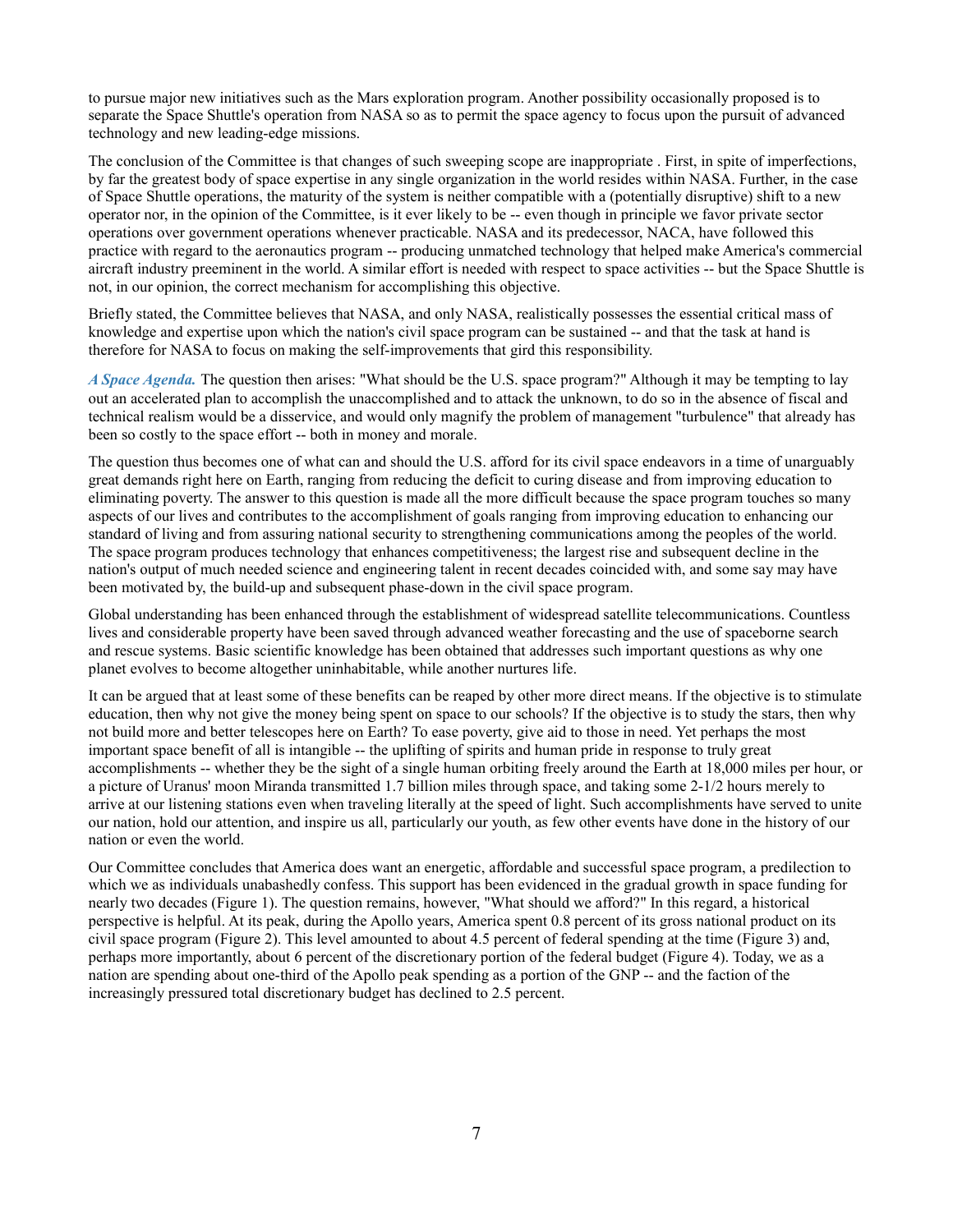to pursue major new initiatives such as the Mars exploration program. Another possibility occasionally proposed is to separate the Space Shuttle's operation from NASA so as to permit the space agency to focus upon the pursuit of advanced technology and new leading-edge missions.

The conclusion of the Committee is that changes of such sweeping scope are inappropriate . First, in spite of imperfections, by far the greatest body of space expertise in any single organization in the world resides within NASA. Further, in the case of Space Shuttle operations, the maturity of the system is neither compatible with a (potentially disruptive) shift to a new operator nor, in the opinion of the Committee, is it ever likely to be -- even though in principle we favor private sector operations over government operations whenever practicable. NASA and its predecessor, NACA, have followed this practice with regard to the aeronautics program -- producing unmatched technology that helped make America's commercial aircraft industry preeminent in the world. A similar effort is needed with respect to space activities -- but the Space Shuttle is not, in our opinion, the correct mechanism for accomplishing this objective.

Briefly stated, the Committee believes that NASA, and only NASA, realistically possesses the essential critical mass of knowledge and expertise upon which the nation's civil space program can be sustained -- and that the task at hand is therefore for NASA to focus on making the self-improvements that gird this responsibility.

***A Space Agenda.*** The question then arises: "What should be the U.S. space program?" Although it may be tempting to lay out an accelerated plan to accomplish the unaccomplished and to attack the unknown, to do so in the absence of fiscal and technical realism would be a disservice, and would only magnify the problem of management "turbulence" that already has been so costly to the space effort -- both in money and morale.

The question thus becomes one of what can and should the U.S. afford for its civil space endeavors in a time of unarguably great demands right here on Earth, ranging from reducing the deficit to curing disease and from improving education to eliminating poverty. The answer to this question is made all the more difficult because the space program touches so many aspects of our lives and contributes to the accomplishment of goals ranging from improving education to enhancing our standard of living and from assuring national security to strengthening communications among the peoples of the world. The space program produces technology that enhances competitiveness; the largest rise and subsequent decline in the nation's output of much needed science and engineering talent in recent decades coincided with, and some say may have been motivated by, the build-up and subsequent phase-down in the civil space program.

Global understanding has been enhanced through the establishment of widespread satellite telecommunications. Countless lives and considerable property have been saved through advanced weather forecasting and the use of spaceborne search and rescue systems. Basic scientific knowledge has been obtained that addresses such important questions as why one planet evolves to become altogether uninhabitable, while another nurtures life.

It can be argued that at least some of these benefits can be reaped by other more direct means. If the objective is to stimulate education, then why not give the money being spent on space to our schools? If the objective is to study the stars, then why not build more and better telescopes here on Earth? To ease poverty, give aid to those in need. Yet perhaps the most important space benefit of all is intangible -- the uplifting of spirits and human pride in response to truly great accomplishments -- whether they be the sight of a single human orbiting freely around the Earth at 18,000 miles per hour, or a picture of Uranus' moon Miranda transmitted 1.7 billion miles through space, and taking some 2-1/2 hours merely to arrive at our listening stations even when traveling literally at the speed of light. Such accomplishments have served to unite our nation, hold our attention, and inspire us all, particularly our youth, as few other events have done in the history of our nation or even the world.

Our Committee concludes that America does want an energetic, affordable and successful space program, a predilection to which we as individuals unabashedly confess. This support has been evidenced in the gradual growth in space funding for nearly two decades (Figure 1). The question remains, however, "What should we afford?" In this regard, a historical perspective is helpful. At its peak, during the Apollo years, America spent 0.8 percent of its gross national product on its civil space program (Figure 2). This level amounted to about 4.5 percent of federal spending at the time (Figure 3) and, perhaps more importantly, about 6 percent of the discretionary portion of the federal budget (Figure 4). Today, we as a nation are spending about one-third of the Apollo peak spending as a portion of the GNP -- and the faction of the increasingly pressured total discretionary budget has declined to 2.5 percent.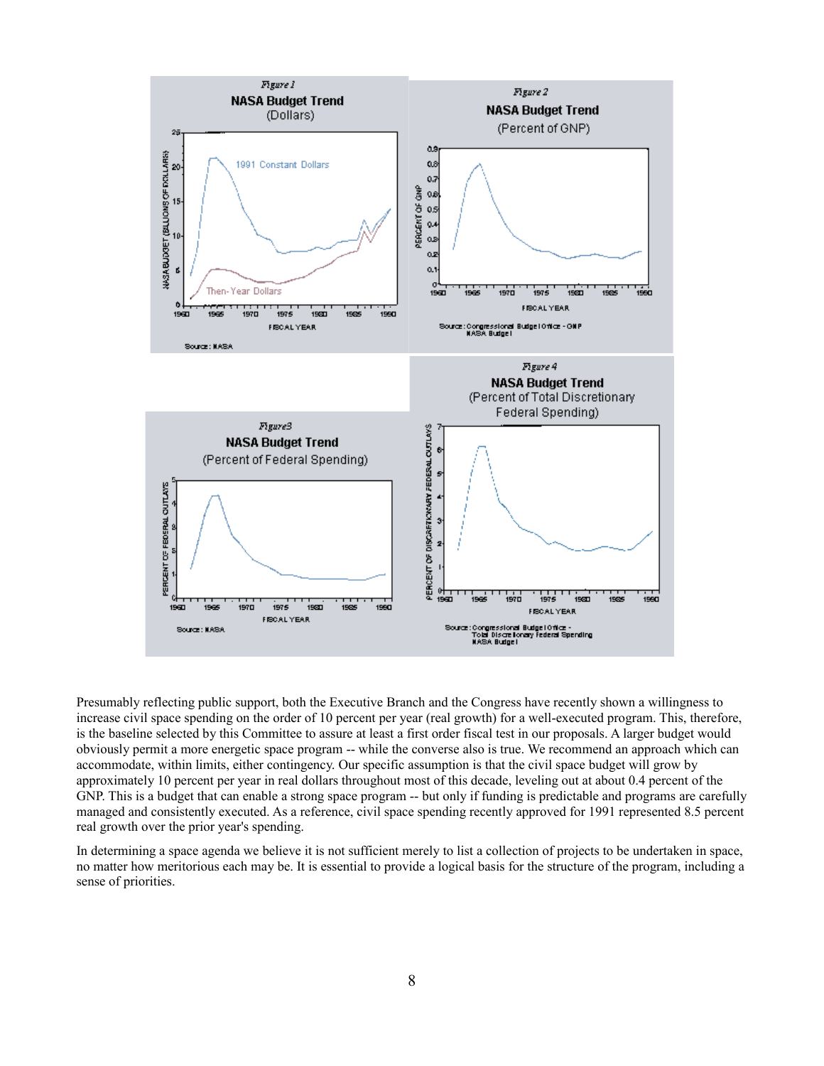*Figure 1*

**NASA Budget Trend**

(Dollars)

Source: NASA

*Figure 2*

**NASA Budget Trend**

(Percent of GNP)

Source: Congressional Budget Office - GNP
NASA Budget

*Figure3*

**NASA Budget Trend**

(Percent of Federal Spending)

Source: NASA

*Figure 4*

**NASA Budget Trend**

(Percent of Total Discretionary Federal Spending)

Source: Congressional Budget Office - Total Discretionary Federal Spending
NASA Budget

Presumably reflecting public support, both the Executive Branch and the Congress have recently shown a willingness to increase civil space spending on the order of 10 percent per year (real growth) for a well-executed program. This, therefore, is the baseline selected by this Committee to assure at least a first order fiscal test in our proposals. A larger budget would obviously permit a more energetic space program -- while the converse also is true. We recommend an approach which can accommodate, within limits, either contingency. Our specific assumption is that the civil space budget will grow by approximately 10 percent per year in real dollars throughout most of this decade, leveling out at about 0.4 percent of the GNP. This is a budget that can enable a strong space program -- but only if funding is predictable and programs are carefully managed and consistently executed. As a reference, civil space spending recently approved for 1991 represented 8.5 percent real growth over the prior year's spending.

In determining a space agenda we believe it is not sufficient merely to list a collection of projects to be undertaken in space, no matter how meritorious each may be. It is essential to provide a logical basis for the structure of the program, including a sense of priorities.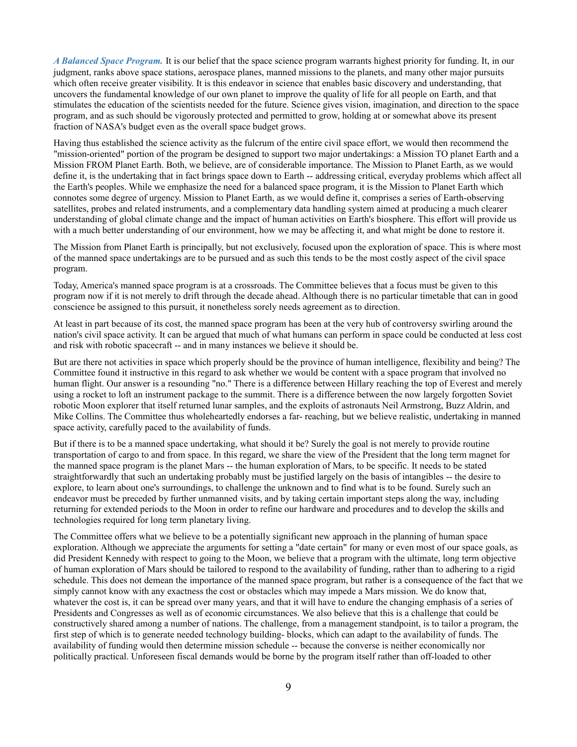*A Balanced Space Program.* It is our belief that the space science program warrants highest priority for funding. It, in our judgment, ranks above space stations, aerospace planes, manned missions to the planets, and many other major pursuits which often receive greater visibility. It is this endeavor in science that enables basic discovery and understanding, that uncovers the fundamental knowledge of our own planet to improve the quality of life for all people on Earth, and that stimulates the education of the scientists needed for the future. Science gives vision, imagination, and direction to the space program, and as such should be vigorously protected and permitted to grow, holding at or somewhat above its present fraction of NASA's budget even as the overall space budget grows.

Having thus established the science activity as the fulcrum of the entire civil space effort, we would then recommend the "mission-oriented" portion of the program be designed to support two major undertakings: a Mission TO planet Earth and a Mission FROM Planet Earth. Both, we believe, are of considerable importance. The Mission to Planet Earth, as we would define it, is the undertaking that in fact brings space down to Earth -- addressing critical, everyday problems which affect all the Earth's peoples. While we emphasize the need for a balanced space program, it is the Mission to Planet Earth which connotes some degree of urgency. Mission to Planet Earth, as we would define it, comprises a series of Earth-observing satellites, probes and related instruments, and a complementary data handling system aimed at producing a much clearer understanding of global climate change and the impact of human activities on Earth's biosphere. This effort will provide us with a much better understanding of our environment, how we may be affecting it, and what might be done to restore it.

The Mission from Planet Earth is principally, but not exclusively, focused upon the exploration of space. This is where most of the manned space undertakings are to be pursued and as such this tends to be the most costly aspect of the civil space program.

Today, America's manned space program is at a crossroads. The Committee believes that a focus must be given to this program now if it is not merely to drift through the decade ahead. Although there is no particular timetable that can in good conscience be assigned to this pursuit, it nonetheless sorely needs agreement as to direction.

At least in part because of its cost, the manned space program has been at the very hub of controversy swirling around the nation's civil space activity. It can be argued that much of what humans can perform in space could be conducted at less cost and risk with robotic spacecraft -- and in many instances we believe it should be.

But are there not activities in space which properly should be the province of human intelligence, flexibility and being? The Committee found it instructive in this regard to ask whether we would be content with a space program that involved no human flight. Our answer is a resounding "no." There is a difference between Hillary reaching the top of Everest and merely using a rocket to loft an instrument package to the summit. There is a difference between the now largely forgotten Soviet robotic Moon explorer that itself returned lunar samples, and the exploits of astronauts Neil Armstrong, Buzz Aldrin, and Mike Collins. The Committee thus wholeheartedly endorses a far- reaching, but we believe realistic, undertaking in manned space activity, carefully paced to the availability of funds.

But if there is to be a manned space undertaking, what should it be? Surely the goal is not merely to provide routine transportation of cargo to and from space. In this regard, we share the view of the President that the long term magnet for the manned space program is the planet Mars -- the human exploration of Mars, to be specific. It needs to be stated straightforwardly that such an undertaking probably must be justified largely on the basis of intangibles -- the desire to explore, to learn about one's surroundings, to challenge the unknown and to find what is to be found. Surely such an endeavor must be preceded by further unmanned visits, and by taking certain important steps along the way, including returning for extended periods to the Moon in order to refine our hardware and procedures and to develop the skills and technologies required for long term planetary living.

The Committee offers what we believe to be a potentially significant new approach in the planning of human space exploration. Although we appreciate the arguments for setting a "date certain" for many or even most of our space goals, as did President Kennedy with respect to going to the Moon, we believe that a program with the ultimate, long term objective of human exploration of Mars should be tailored to respond to the availability of funding, rather than to adhering to a rigid schedule. This does not demean the importance of the manned space program, but rather is a consequence of the fact that we simply cannot know with any exactness the cost or obstacles which may impede a Mars mission. We do know that, whatever the cost is, it can be spread over many years, and that it will have to endure the changing emphasis of a series of Presidents and Congresses as well as of economic circumstances. We also believe that this is a challenge that could be constructively shared among a number of nations. The challenge, from a management standpoint, is to tailor a program, the first step of which is to generate needed technology building- blocks, which can adapt to the availability of funds. The availability of funding would then determine mission schedule -- because the converse is neither economically nor politically practical. Unforeseen fiscal demands would be borne by the program itself rather than off-loaded to other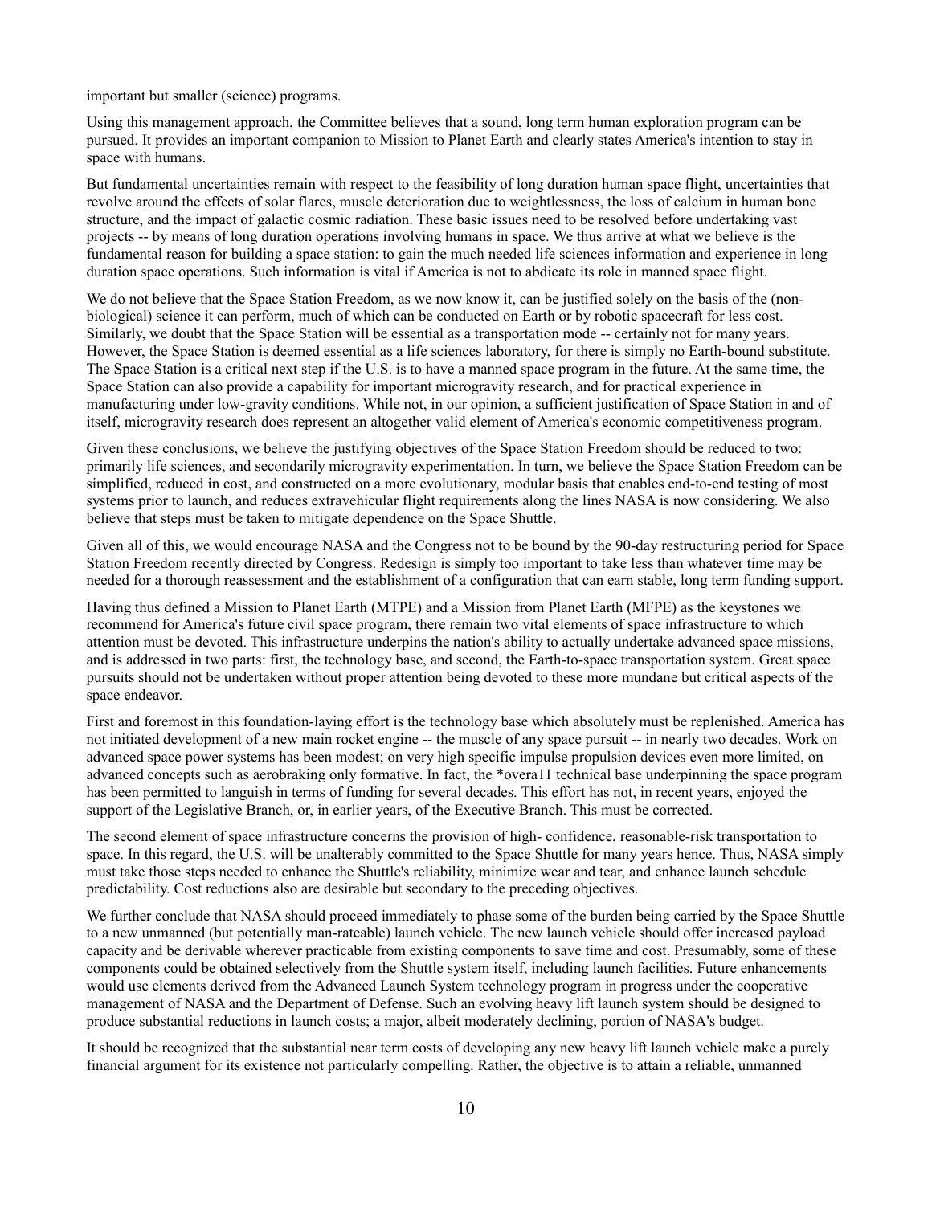important but smaller (science) programs.

Using this management approach, the Committee believes that a sound, long term human exploration program can be pursued. It provides an important companion to Mission to Planet Earth and clearly states America's intention to stay in space with humans.

But fundamental uncertainties remain with respect to the feasibility of long duration human space flight, uncertainties that revolve around the effects of solar flares, muscle deterioration due to weightlessness, the loss of calcium in human bone structure, and the impact of galactic cosmic radiation. These basic issues need to be resolved before undertaking vast projects -- by means of long duration operations involving humans in space. We thus arrive at what we believe is the fundamental reason for building a space station: to gain the much needed life sciences information and experience in long duration space operations. Such information is vital if America is not to abdicate its role in manned space flight.

We do not believe that the Space Station Freedom, as we now know it, can be justified solely on the basis of the (non-biological) science it can perform, much of which can be conducted on Earth or by robotic spacecraft for less cost. Similarly, we doubt that the Space Station will be essential as a transportation mode -- certainly not for many years. However, the Space Station is deemed essential as a life sciences laboratory, for there is simply no Earth-bound substitute. The Space Station is a critical next step if the U.S. is to have a manned space program in the future. At the same time, the Space Station can also provide a capability for important microgravity research, and for practical experience in manufacturing under low-gravity conditions. While not, in our opinion, a sufficient justification of Space Station in and of itself, microgravity research does represent an altogether valid element of America's economic competitiveness program.

Given these conclusions, we believe the justifying objectives of the Space Station Freedom should be reduced to two: primarily life sciences, and secondarily microgravity experimentation. In turn, we believe the Space Station Freedom can be simplified, reduced in cost, and constructed on a more evolutionary, modular basis that enables end-to-end testing of most systems prior to launch, and reduces extravehicular flight requirements along the lines NASA is now considering. We also believe that steps must be taken to mitigate dependence on the Space Shuttle.

Given all of this, we would encourage NASA and the Congress not to be bound by the 90-day restructuring period for Space Station Freedom recently directed by Congress. Redesign is simply too important to take less than whatever time may be needed for a thorough reassessment and the establishment of a configuration that can earn stable, long term funding support.

Having thus defined a Mission to Planet Earth (MTPE) and a Mission from Planet Earth (MFPE) as the keystones we recommend for America's future civil space program, there remain two vital elements of space infrastructure to which attention must be devoted. This infrastructure underpins the nation's ability to actually undertake advanced space missions, and is addressed in two parts: first, the technology base, and second, the Earth-to-space transportation system. Great space pursuits should not be undertaken without proper attention being devoted to these more mundane but critical aspects of the space endeavor.

First and foremost in this foundation-laying effort is the technology base which absolutely must be replenished. America has not initiated development of a new main rocket engine -- the muscle of any space pursuit -- in nearly two decades. Work on advanced space power systems has been modest; on very high specific impulse propulsion devices even more limited, on advanced concepts such as aerobraking only formative. In fact, the *overa11 technical base underpinning the space program has been permitted to languish in terms of funding for several decades. This effort has not, in recent years, enjoyed the support of the Legislative Branch, or, in earlier years, of the Executive Branch. This must be corrected.

The second element of space infrastructure concerns the provision of high- confidence, reasonable-risk transportation to space. In this regard, the U.S. will be unalterably committed to the Space Shuttle for many years hence. Thus, NASA simply must take those steps needed to enhance the Shuttle's reliability, minimize wear and tear, and enhance launch schedule predictability. Cost reductions also are desirable but secondary to the preceding objectives.

We further conclude that NASA should proceed immediately to phase some of the burden being carried by the Space Shuttle to a new unmanned (but potentially man-rateable) launch vehicle. The new launch vehicle should offer increased payload capacity and be derivable wherever practicable from existing components to save time and cost. Presumably, some of these components could be obtained selectively from the Shuttle system itself, including launch facilities. Future enhancements would use elements derived from the Advanced Launch System technology program in progress under the cooperative management of NASA and the Department of Defense. Such an evolving heavy lift launch system should be designed to produce substantial reductions in launch costs; a major, albeit moderately declining, portion of NASA's budget.

It should be recognized that the substantial near term costs of developing any new heavy lift launch vehicle make a purely financial argument for its existence not particularly compelling. Rather, the objective is to attain a reliable, unmanned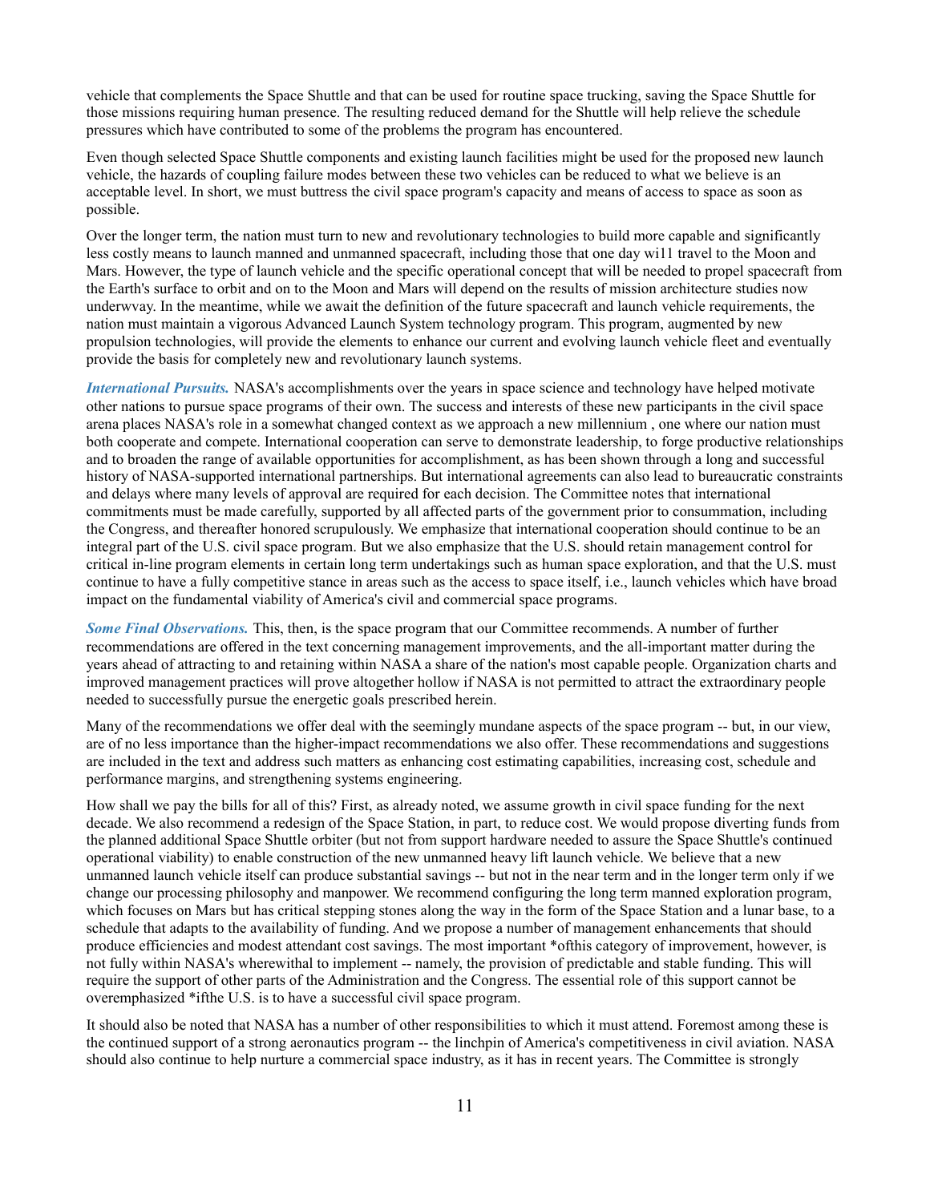vehicle that complements the Space Shuttle and that can be used for routine space trucking, saving the Space Shuttle for those missions requiring human presence. The resulting reduced demand for the Shuttle will help relieve the schedule pressures which have contributed to some of the problems the program has encountered.

Even though selected Space Shuttle components and existing launch facilities might be used for the proposed new launch vehicle, the hazards of coupling failure modes between these two vehicles can be reduced to what we believe is an acceptable level. In short, we must buttress the civil space program's capacity and means of access to space as soon as possible.

Over the longer term, the nation must turn to new and revolutionary technologies to build more capable and significantly less costly means to launch manned and unmanned spacecraft, including those that one day wi11 travel to the Moon and Mars. However, the type of launch vehicle and the specific operational concept that will be needed to propel spacecraft from the Earth's surface to orbit and on to the Moon and Mars will depend on the results of mission architecture studies now underwvay. In the meantime, while we await the definition of the future spacecraft and launch vehicle requirements, the nation must maintain a vigorous Advanced Launch System technology program. This program, augmented by new propulsion technologies, will provide the elements to enhance our current and evolving launch vehicle fleet and eventually provide the basis for completely new and revolutionary launch systems.

***International Pursuits.*** NASA's accomplishments over the years in space science and technology have helped motivate other nations to pursue space programs of their own. The success and interests of these new participants in the civil space arena places NASA's role in a somewhat changed context as we approach a new millennium , one where our nation must both cooperate and compete. International cooperation can serve to demonstrate leadership, to forge productive relationships and to broaden the range of available opportunities for accomplishment, as has been shown through a long and successful history of NASA-supported international partnerships. But international agreements can also lead to bureaucratic constraints and delays where many levels of approval are required for each decision. The Committee notes that international commitments must be made carefully, supported by all affected parts of the government prior to consummation, including the Congress, and thereafter honored scrupulously. We emphasize that international cooperation should continue to be an integral part of the U.S. civil space program. But we also emphasize that the U.S. should retain management control for critical in-line program elements in certain long term undertakings such as human space exploration, and that the U.S. must continue to have a fully competitive stance in areas such as the access to space itself, i.e., launch vehicles which have broad impact on the fundamental viability of America's civil and commercial space programs.

***Some Final Observations.*** This, then, is the space program that our Committee recommends. A number of further recommendations are offered in the text concerning management improvements, and the all-important matter during the years ahead of attracting to and retaining within NASA a share of the nation's most capable people. Organization charts and improved management practices will prove altogether hollow if NASA is not permitted to attract the extraordinary people needed to successfully pursue the energetic goals prescribed herein.

Many of the recommendations we offer deal with the seemingly mundane aspects of the space program -- but, in our view, are of no less importance than the higher-impact recommendations we also offer. These recommendations and suggestions are included in the text and address such matters as enhancing cost estimating capabilities, increasing cost, schedule and performance margins, and strengthening systems engineering.

How shall we pay the bills for all of this? First, as already noted, we assume growth in civil space funding for the next decade. We also recommend a redesign of the Space Station, in part, to reduce cost. We would propose diverting funds from the planned additional Space Shuttle orbiter (but not from support hardware needed to assure the Space Shuttle's continued operational viability) to enable construction of the new unmanned heavy lift launch vehicle. We believe that a new unmanned launch vehicle itself can produce substantial savings -- but not in the near term and in the longer term only if we change our processing philosophy and manpower. We recommend configuring the long term manned exploration program, which focuses on Mars but has critical stepping stones along the way in the form of the Space Station and a lunar base, to a schedule that adapts to the availability of funding. And we propose a number of management enhancements that should produce efficiencies and modest attendant cost savings. The most important *ofthis category of improvement, however, is not fully within NASA's wherewithal to implement -- namely, the provision of predictable and stable funding. This will require the support of other parts of the Administration and the Congress. The essential role of this support cannot be overemphasized *ifthe U.S. is to have a successful civil space program.

It should also be noted that NASA has a number of other responsibilities to which it must attend. Foremost among these is the continued support of a strong aeronautics program -- the linchpin of America's competitiveness in civil aviation. NASA should also continue to help nurture a commercial space industry, as it has in recent years. The Committee is strongly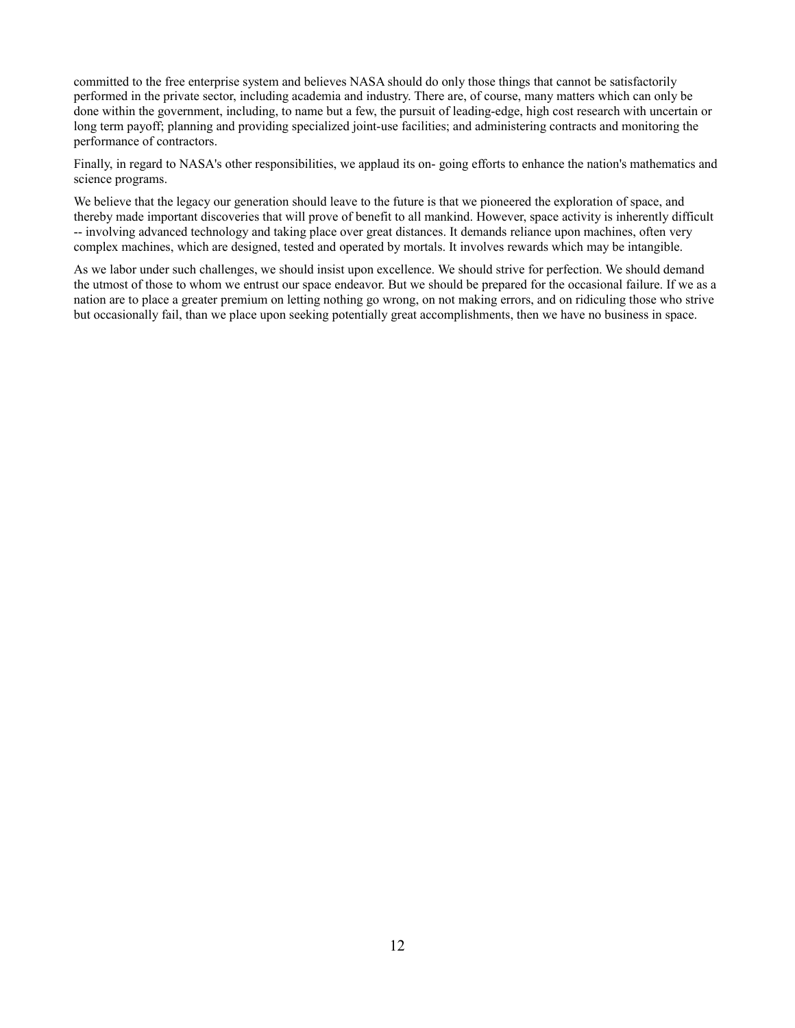committed to the free enterprise system and believes NASA should do only those things that cannot be satisfactorily performed in the private sector, including academia and industry. There are, of course, many matters which can only be done within the government, including, to name but a few, the pursuit of leading-edge, high cost research with uncertain or long term payoff; planning and providing specialized joint-use facilities; and administering contracts and monitoring the performance of contractors.

Finally, in regard to NASA's other responsibilities, we applaud its on- going efforts to enhance the nation's mathematics and science programs.

We believe that the legacy our generation should leave to the future is that we pioneered the exploration of space, and thereby made important discoveries that will prove of benefit to all mankind. However, space activity is inherently difficult -- involving advanced technology and taking place over great distances. It demands reliance upon machines, often very complex machines, which are designed, tested and operated by mortals. It involves rewards which may be intangible.

As we labor under such challenges, we should insist upon excellence. We should strive for perfection. We should demand the utmost of those to whom we entrust our space endeavor. But we should be prepared for the occasional failure. If we as a nation are to place a greater premium on letting nothing go wrong, on not making errors, and on ridiculing those who strive but occasionally fail, than we place upon seeking potentially great accomplishments, then we have no business in space.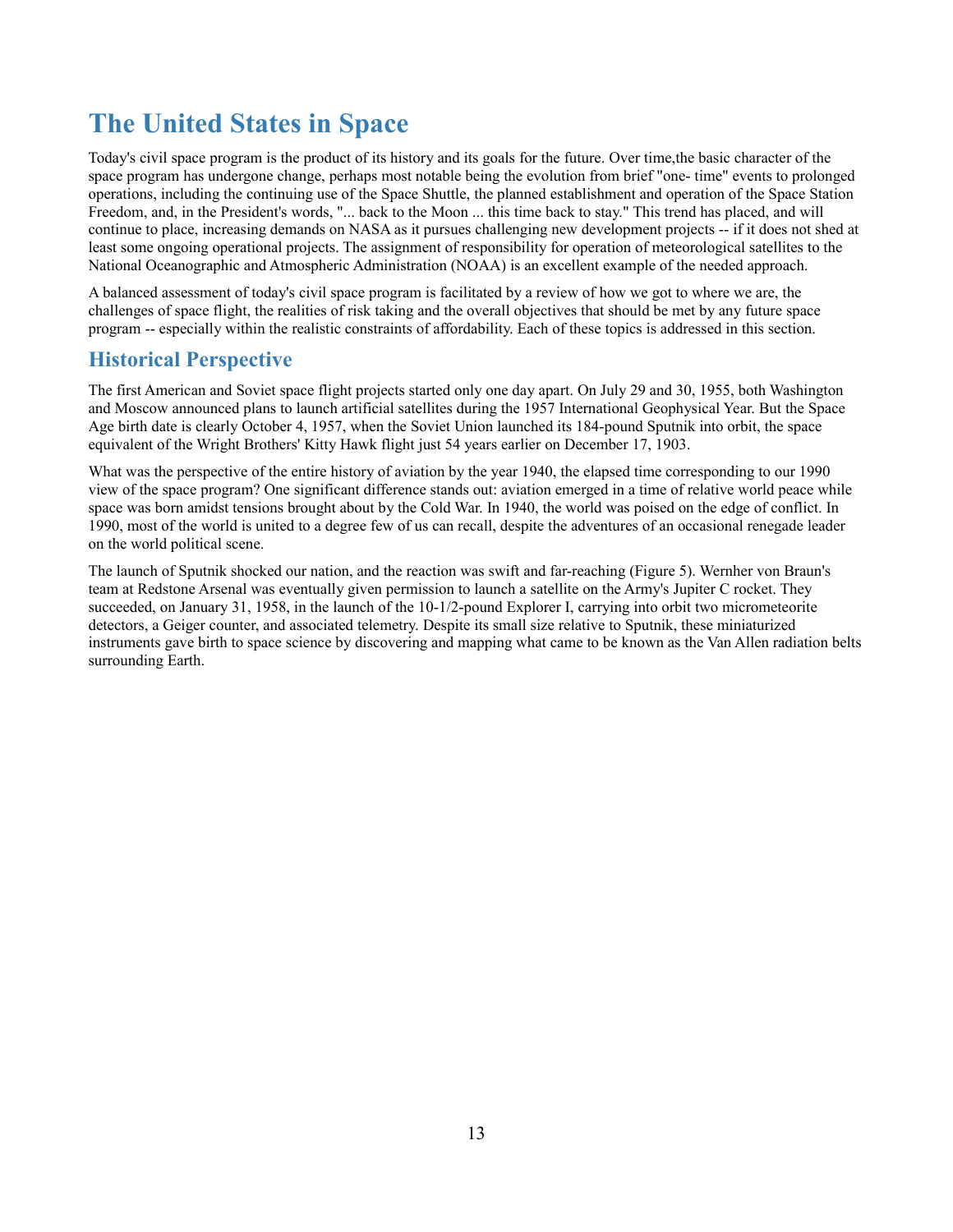# The United States in Space

Today's civil space program is the product of its history and its goals for the future. Over time,the basic character of the space program has undergone change, perhaps most notable being the evolution from brief "one- time" events to prolonged operations, including the continuing use of the Space Shuttle, the planned establishment and operation of the Space Station Freedom, and, in the President's words, "... back to the Moon ... this time back to stay." This trend has placed, and will continue to place, increasing demands on NASA as it pursues challenging new development projects -- if it does not shed at least some ongoing operational projects. The assignment of responsibility for operation of meteorological satellites to the National Oceanographic and Atmospheric Administration (NOAA) is an excellent example of the needed approach.

A balanced assessment of today's civil space program is facilitated by a review of how we got to where we are, the challenges of space flight, the realities of risk taking and the overall objectives that should be met by any future space program -- especially within the realistic constraints of affordability. Each of these topics is addressed in this section.

## Historical Perspective

The first American and Soviet space flight projects started only one day apart. On July 29 and 30, 1955, both Washington and Moscow announced plans to launch artificial satellites during the 1957 International Geophysical Year. But the Space Age birth date is clearly October 4, 1957, when the Soviet Union launched its 184-pound Sputnik into orbit, the space equivalent of the Wright Brothers' Kitty Hawk flight just 54 years earlier on December 17, 1903.

What was the perspective of the entire history of aviation by the year 1940, the elapsed time corresponding to our 1990 view of the space program? One significant difference stands out: aviation emerged in a time of relative world peace while space was born amidst tensions brought about by the Cold War. In 1940, the world was poised on the edge of conflict. In 1990, most of the world is united to a degree few of us can recall, despite the adventures of an occasional renegade leader on the world political scene.

The launch of Sputnik shocked our nation, and the reaction was swift and far-reaching (Figure 5). Wernher von Braun's team at Redstone Arsenal was eventually given permission to launch a satellite on the Army's Jupiter C rocket. They succeeded, on January 31, 1958, in the launch of the 10-1/2-pound Explorer I, carrying into orbit two micrometeorite detectors, a Geiger counter, and associated telemetry. Despite its small size relative to Sputnik, these miniaturized instruments gave birth to space science by discovering and mapping what came to be known as the Van Allen radiation belts surrounding Earth.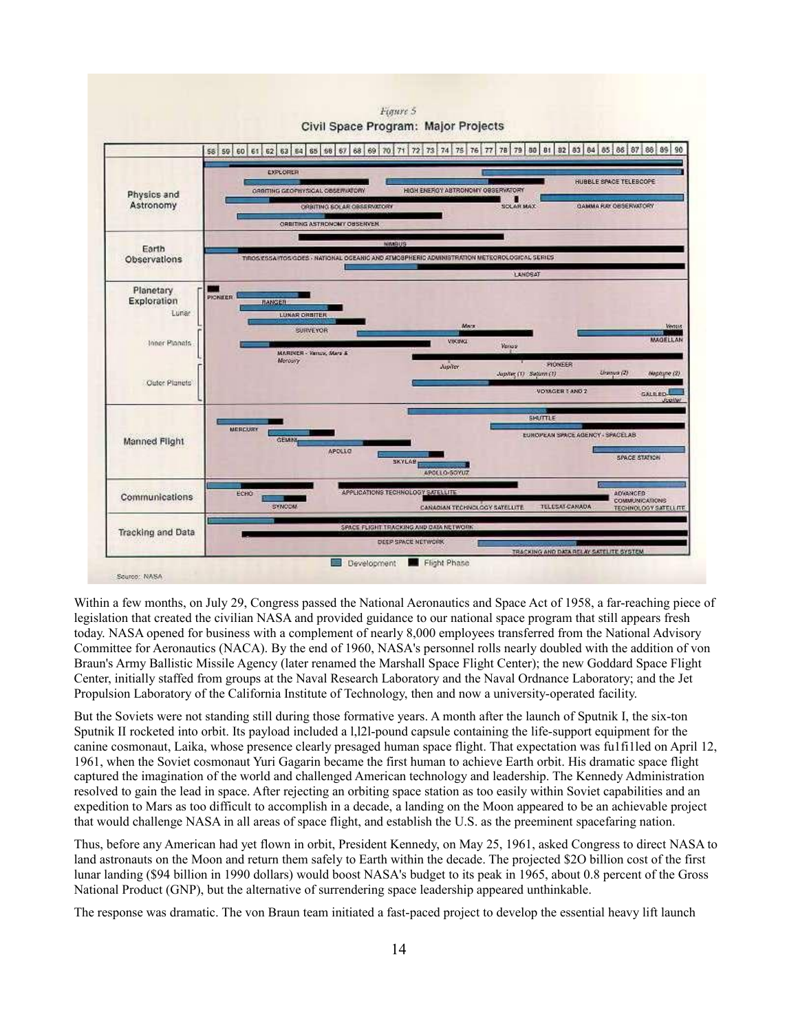Figure 5

Civil Space Program: Major Projects

Source: NASA

Within a few months, on July 29, Congress passed the National Aeronautics and Space Act of 1958, a far-reaching piece of legislation that created the civilian NASA and provided guidance to our national space program that still appears fresh today. NASA opened for business with a complement of nearly 8,000 employees transferred from the National Advisory Committee for Aeronautics (NACA). By the end of 1960, NASA's personnel rolls nearly doubled with the addition of von Braun's Army Ballistic Missile Agency (later renamed the Marshall Space Flight Center); the new Goddard Space Flight Center, initially staffed from groups at the Naval Research Laboratory and the Naval Ordnance Laboratory; and the Jet Propulsion Laboratory of the California Institute of Technology, then and now a university-operated facility.

But the Soviets were not standing still during those formative years. A month after the launch of Sputnik I, the six-ton Sputnik II rocketed into orbit. Its payload included a l,l2l-pound capsule containing the life-support equipment for the canine cosmonaut, Laika, whose presence clearly presaged human space flight. That expectation was fu1fi1led on April 12, 1961, when the Soviet cosmonaut Yuri Gagarin became the first human to achieve Earth orbit. His dramatic space flight captured the imagination of the world and challenged American technology and leadership. The Kennedy Administration resolved to gain the lead in space. After rejecting an orbiting space station as too easily within Soviet capabilities and an expedition to Mars as too difficult to accomplish in a decade, a landing on the Moon appeared to be an achievable project that would challenge NASA in all areas of space flight, and establish the U.S. as the preeminent spacefaring nation.

Thus, before any American had yet flown in orbit, President Kennedy, on May 25, 1961, asked Congress to direct NASA to land astronauts on the Moon and return them safely to Earth within the decade. The projected $2O billion cost of the first lunar landing ($94 billion in 1990 dollars) would boost NASA's budget to its peak in 1965, about 0.8 percent of the Gross National Product (GNP), but the alternative of surrendering space leadership appeared unthinkable.

The response was dramatic. The von Braun team initiated a fast-paced project to develop the essential heavy lift launch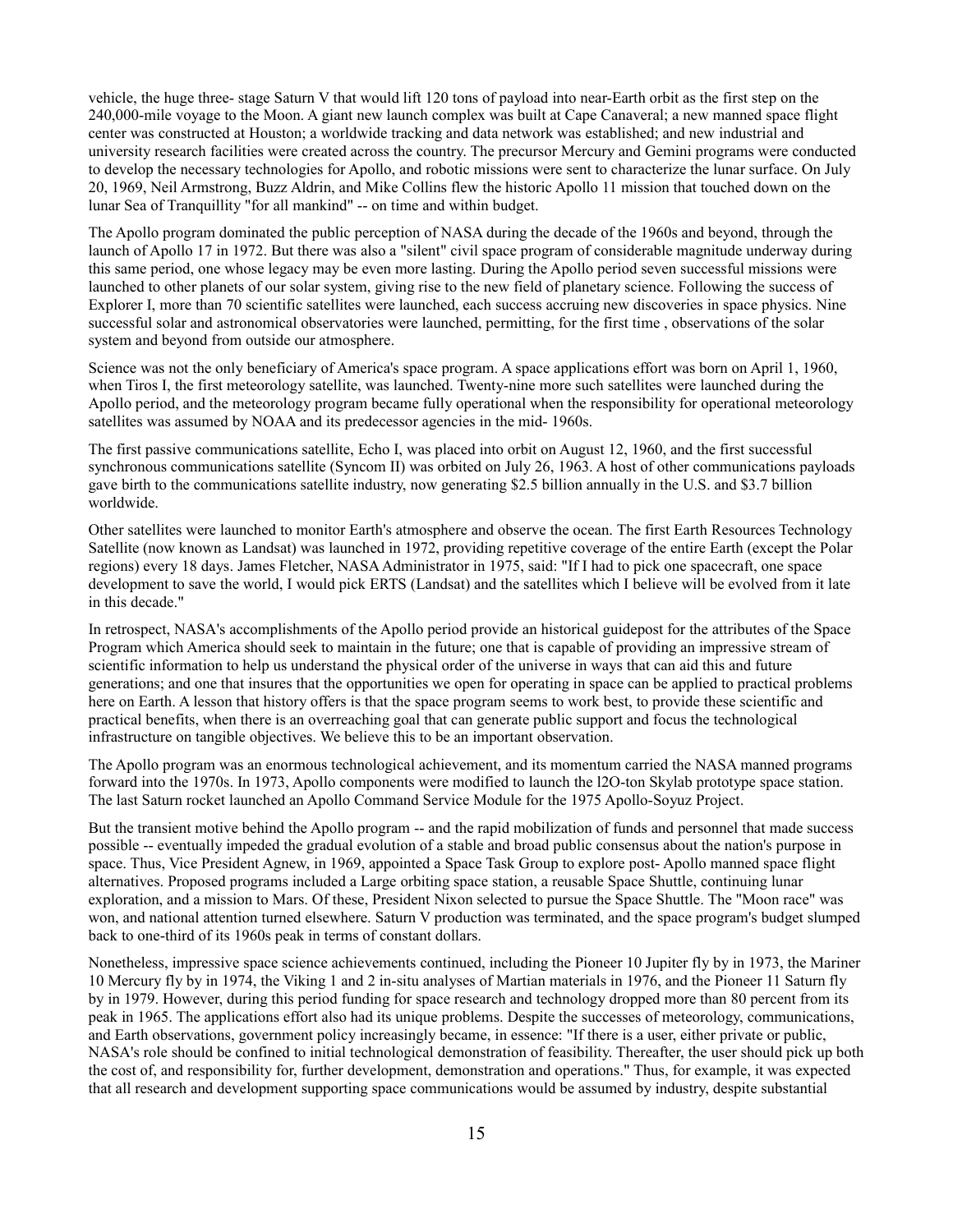vehicle, the huge three- stage Saturn V that would lift 120 tons of payload into near-Earth orbit as the first step on the 240,000-mile voyage to the Moon. A giant new launch complex was built at Cape Canaveral; a new manned space flight center was constructed at Houston; a worldwide tracking and data network was established; and new industrial and university research facilities were created across the country. The precursor Mercury and Gemini programs were conducted to develop the necessary technologies for Apollo, and robotic missions were sent to characterize the lunar surface. On July 20, 1969, Neil Armstrong, Buzz Aldrin, and Mike Collins flew the historic Apollo 11 mission that touched down on the lunar Sea of Tranquillity "for all mankind" -- on time and within budget.

The Apollo program dominated the public perception of NASA during the decade of the 1960s and beyond, through the launch of Apollo 17 in 1972. But there was also a "silent" civil space program of considerable magnitude underway during this same period, one whose legacy may be even more lasting. During the Apollo period seven successful missions were launched to other planets of our solar system, giving rise to the new field of planetary science. Following the success of Explorer I, more than 70 scientific satellites were launched, each success accruing new discoveries in space physics. Nine successful solar and astronomical observatories were launched, permitting, for the first time , observations of the solar system and beyond from outside our atmosphere.

Science was not the only beneficiary of America's space program. A space applications effort was born on April 1, 1960, when Tiros I, the first meteorology satellite, was launched. Twenty-nine more such satellites were launched during the Apollo period, and the meteorology program became fully operational when the responsibility for operational meteorology satellites was assumed by NOAA and its predecessor agencies in the mid- 1960s.

The first passive communications satellite, Echo I, was placed into orbit on August 12, 1960, and the first successful synchronous communications satellite (Syncom II) was orbited on July 26, 1963. A host of other communications payloads gave birth to the communications satellite industry, now generating $2.5 billion annually in the U.S. and $3.7 billion worldwide.

Other satellites were launched to monitor Earth's atmosphere and observe the ocean. The first Earth Resources Technology Satellite (now known as Landsat) was launched in 1972, providing repetitive coverage of the entire Earth (except the Polar regions) every 18 days. James Fletcher, NASA Administrator in 1975, said: "If I had to pick one spacecraft, one space development to save the world, I would pick ERTS (Landsat) and the satellites which I believe will be evolved from it late in this decade."

In retrospect, NASA's accomplishments of the Apollo period provide an historical guidepost for the attributes of the Space Program which America should seek to maintain in the future; one that is capable of providing an impressive stream of scientific information to help us understand the physical order of the universe in ways that can aid this and future generations; and one that insures that the opportunities we open for operating in space can be applied to practical problems here on Earth. A lesson that history offers is that the space program seems to work best, to provide these scientific and practical benefits, when there is an overreaching goal that can generate public support and focus the technological infrastructure on tangible objectives. We believe this to be an important observation.

The Apollo program was an enormous technological achievement, and its momentum carried the NASA manned programs forward into the 1970s. In 1973, Apollo components were modified to launch the l2O-ton Skylab prototype space station. The last Saturn rocket launched an Apollo Command Service Module for the 1975 Apollo-Soyuz Project.

But the transient motive behind the Apollo program -- and the rapid mobilization of funds and personnel that made success possible -- eventually impeded the gradual evolution of a stable and broad public consensus about the nation's purpose in space. Thus, Vice President Agnew, in 1969, appointed a Space Task Group to explore post- Apollo manned space flight alternatives. Proposed programs included a Large orbiting space station, a reusable Space Shuttle, continuing lunar exploration, and a mission to Mars. Of these, President Nixon selected to pursue the Space Shuttle. The "Moon race" was won, and national attention turned elsewhere. Saturn V production was terminated, and the space program's budget slumped back to one-third of its 1960s peak in terms of constant dollars.

Nonetheless, impressive space science achievements continued, including the Pioneer 10 Jupiter fly by in 1973, the Mariner 10 Mercury fly by in 1974, the Viking 1 and 2 in-situ analyses of Martian materials in 1976, and the Pioneer 11 Saturn fly by in 1979. However, during this period funding for space research and technology dropped more than 80 percent from its peak in 1965. The applications effort also had its unique problems. Despite the successes of meteorology, communications, and Earth observations, government policy increasingly became, in essence: "If there is a user, either private or public, NASA's role should be confined to initial technological demonstration of feasibility. Thereafter, the user should pick up both the cost of, and responsibility for, further development, demonstration and operations." Thus, for example, it was expected that all research and development supporting space communications would be assumed by industry, despite substantial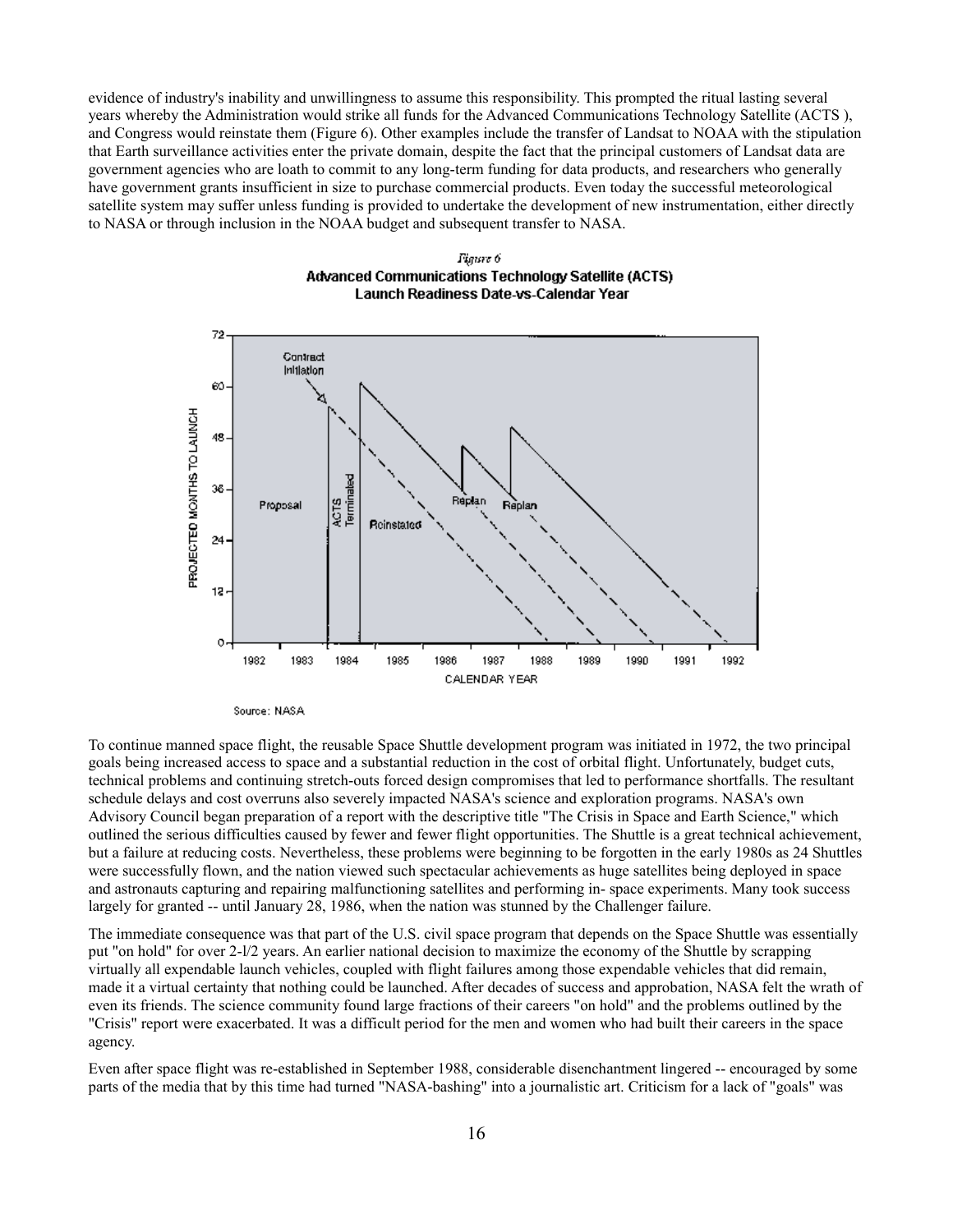evidence of industry's inability and unwillingness to assume this responsibility. This prompted the ritual lasting several years whereby the Administration would strike all funds for the Advanced Communications Technology Satellite (ACTS ), and Congress would reinstate them (Figure 6). Other examples include the transfer of Landsat to NOAA with the stipulation that Earth surveillance activities enter the private domain, despite the fact that the principal customers of Landsat data are government agencies who are loath to commit to any long-term funding for data products, and researchers who generally have government grants insufficient in size to purchase commercial products. Even today the successful meteorological satellite system may suffer unless funding is provided to undertake the development of new instrumentation, either directly to NASA or through inclusion in the NOAA budget and subsequent transfer to NASA.

*Figure 6*
**Advanced Communications Technology Satellite (ACTS) Launch Readiness Date-vs-Calendar Year**

Source: NASA

To continue manned space flight, the reusable Space Shuttle development program was initiated in 1972, the two principal goals being increased access to space and a substantial reduction in the cost of orbital flight. Unfortunately, budget cuts, technical problems and continuing stretch-outs forced design compromises that led to performance shortfalls. The resultant schedule delays and cost overruns also severely impacted NASA's science and exploration programs. NASA's own Advisory Council began preparation of a report with the descriptive title "The Crisis in Space and Earth Science," which outlined the serious difficulties caused by fewer and fewer flight opportunities. The Shuttle is a great technical achievement, but a failure at reducing costs. Nevertheless, these problems were beginning to be forgotten in the early 1980s as 24 Shuttles were successfully flown, and the nation viewed such spectacular achievements as huge satellites being deployed in space and astronauts capturing and repairing malfunctioning satellites and performing in- space experiments. Many took success largely for granted -- until January 28, 1986, when the nation was stunned by the Challenger failure.

The immediate consequence was that part of the U.S. civil space program that depends on the Space Shuttle was essentially put "on hold" for over 2-l/2 years. An earlier national decision to maximize the economy of the Shuttle by scrapping virtually all expendable launch vehicles, coupled with flight failures among those expendable vehicles that did remain, made it a virtual certainty that nothing could be launched. After decades of success and approbation, NASA felt the wrath of even its friends. The science community found large fractions of their careers "on hold" and the problems outlined by the "Crisis" report were exacerbated. It was a difficult period for the men and women who had built their careers in the space agency.

Even after space flight was re-established in September 1988, considerable disenchantment lingered -- encouraged by some parts of the media that by this time had turned "NASA-bashing" into a journalistic art. Criticism for a lack of "goals" was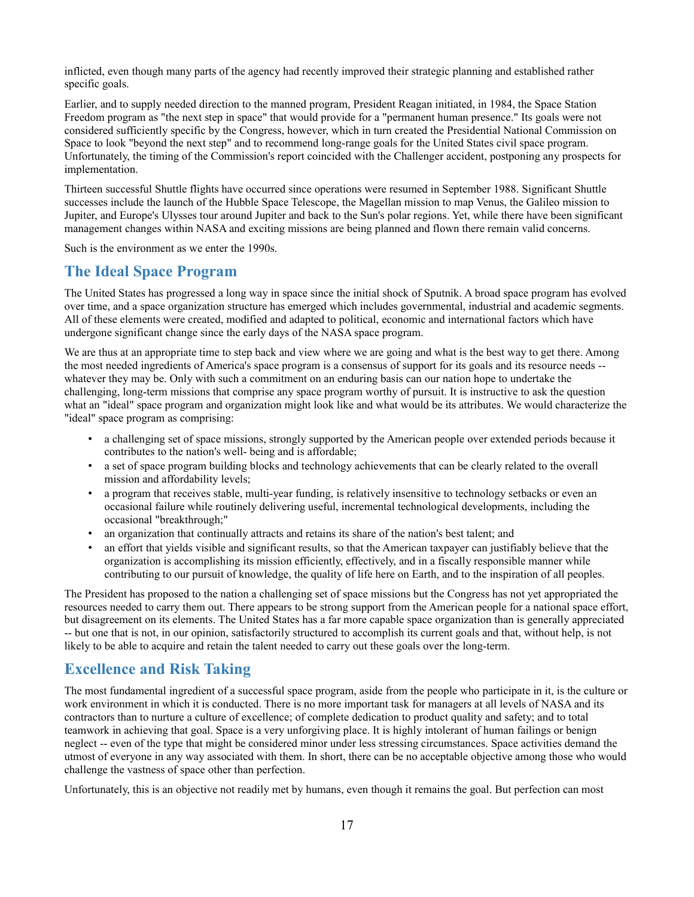inflicted, even though many parts of the agency had recently improved their strategic planning and established rather specific goals.

Earlier, and to supply needed direction to the manned program, President Reagan initiated, in 1984, the Space Station Freedom program as "the next step in space" that would provide for a "permanent human presence." Its goals were not considered sufficiently specific by the Congress, however, which in turn created the Presidential National Commission on Space to look "beyond the next step" and to recommend long-range goals for the United States civil space program. Unfortunately, the timing of the Commission's report coincided with the Challenger accident, postponing any prospects for implementation.

Thirteen successful Shuttle flights have occurred since operations were resumed in September 1988. Significant Shuttle successes include the launch of the Hubble Space Telescope, the Magellan mission to map Venus, the Galileo mission to Jupiter, and Europe's Ulysses tour around Jupiter and back to the Sun's polar regions. Yet, while there have been significant management changes within NASA and exciting missions are being planned and flown there remain valid concerns.

Such is the environment as we enter the 1990s.

## The Ideal Space Program

The United States has progressed a long way in space since the initial shock of Sputnik. A broad space program has evolved over time, and a space organization structure has emerged which includes governmental, industrial and academic segments. All of these elements were created, modified and adapted to political, economic and international factors which have undergone significant change since the early days of the NASA space program.

We are thus at an appropriate time to step back and view where we are going and what is the best way to get there. Among the most needed ingredients of America's space program is a consensus of support for its goals and its resource needs -- whatever they may be. Only with such a commitment on an enduring basis can our nation hope to undertake the challenging, long-term missions that comprise any space program worthy of pursuit. It is instructive to ask the question what an "ideal" space program and organization might look like and what would be its attributes. We would characterize the "ideal" space program as comprising:

- a challenging set of space missions, strongly supported by the American people over extended periods because it contributes to the nation's well- being and is affordable;
- a set of space program building blocks and technology achievements that can be clearly related to the overall mission and affordability levels;
- a program that receives stable, multi-year funding, is relatively insensitive to technology setbacks or even an occasional failure while routinely delivering useful, incremental technological developments, including the occasional "breakthrough;"
- an organization that continually attracts and retains its share of the nation's best talent; and
- an effort that yields visible and significant results, so that the American taxpayer can justifiably believe that the organization is accomplishing its mission efficiently, effectively, and in a fiscally responsible manner while contributing to our pursuit of knowledge, the quality of life here on Earth, and to the inspiration of all peoples.

The President has proposed to the nation a challenging set of space missions but the Congress has not yet appropriated the resources needed to carry them out. There appears to be strong support from the American people for a national space effort, but disagreement on its elements. The United States has a far more capable space organization than is generally appreciated -- but one that is not, in our opinion, satisfactorily structured to accomplish its current goals and that, without help, is not likely to be able to acquire and retain the talent needed to carry out these goals over the long-term.

## Excellence and Risk Taking

The most fundamental ingredient of a successful space program, aside from the people who participate in it, is the culture or work environment in which it is conducted. There is no more important task for managers at all levels of NASA and its contractors than to nurture a culture of excellence; of complete dedication to product quality and safety; and to total teamwork in achieving that goal. Space is a very unforgiving place. It is highly intolerant of human failings or benign neglect -- even of the type that might be considered minor under less stressing circumstances. Space activities demand the utmost of everyone in any way associated with them. In short, there can be no acceptable objective among those who would challenge the vastness of space other than perfection.

Unfortunately, this is an objective not readily met by humans, even though it remains the goal. But perfection can most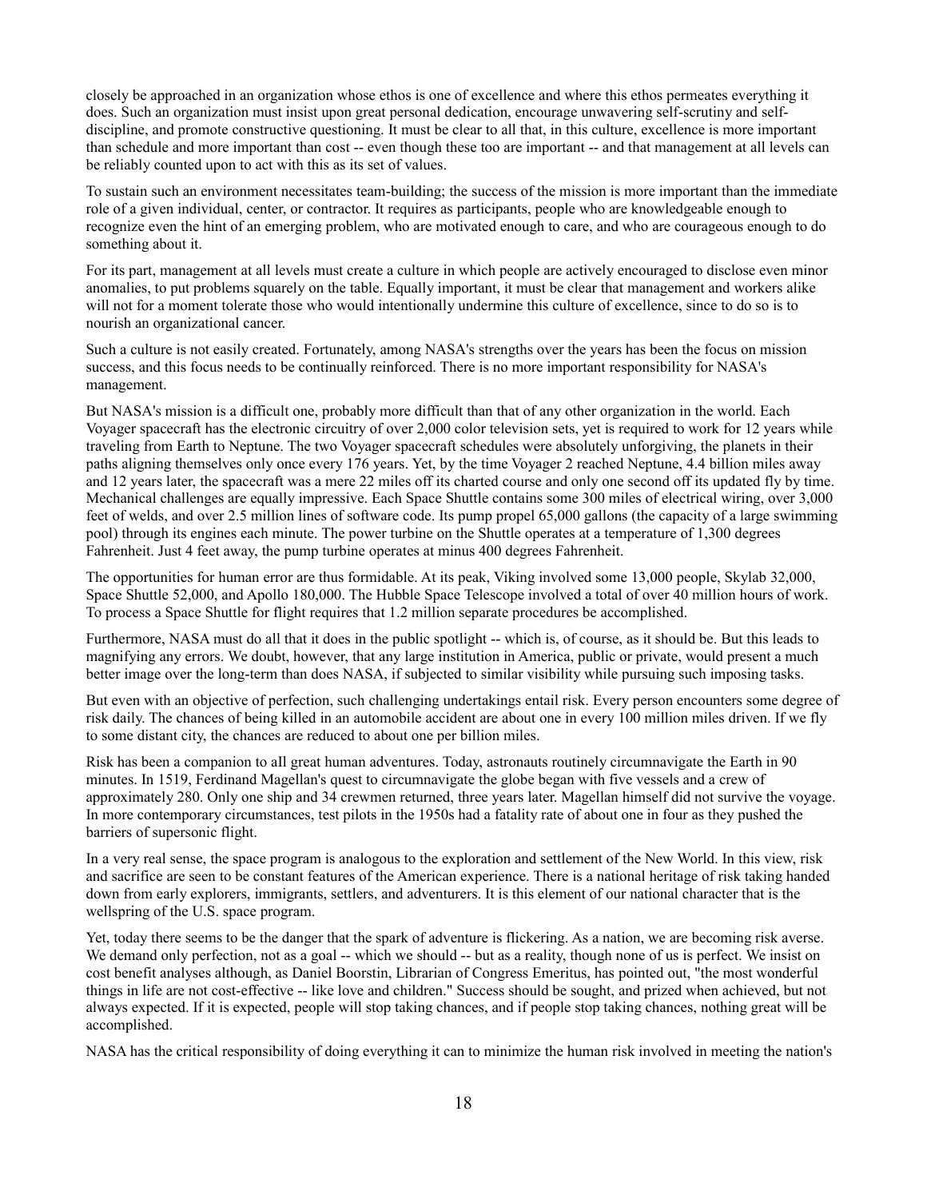closely be approached in an organization whose ethos is one of excellence and where this ethos permeates everything it does. Such an organization must insist upon great personal dedication, encourage unwavering self-scrutiny and self-discipline, and promote constructive questioning. It must be clear to all that, in this culture, excellence is more important than schedule and more important than cost -- even though these too are important -- and that management at all levels can be reliably counted upon to act with this as its set of values.

To sustain such an environment necessitates team-building; the success of the mission is more important than the immediate role of a given individual, center, or contractor. It requires as participants, people who are knowledgeable enough to recognize even the hint of an emerging problem, who are motivated enough to care, and who are courageous enough to do something about it.

For its part, management at all levels must create a culture in which people are actively encouraged to disclose even minor anomalies, to put problems squarely on the table. Equally important, it must be clear that management and workers alike will not for a moment tolerate those who would intentionally undermine this culture of excellence, since to do so is to nourish an organizational cancer.

Such a culture is not easily created. Fortunately, among NASA's strengths over the years has been the focus on mission success, and this focus needs to be continually reinforced. There is no more important responsibility for NASA's management.

But NASA's mission is a difficult one, probably more difficult than that of any other organization in the world. Each Voyager spacecraft has the electronic circuitry of over 2,000 color television sets, yet is required to work for 12 years while traveling from Earth to Neptune. The two Voyager spacecraft schedules were absolutely unforgiving, the planets in their paths aligning themselves only once every 176 years. Yet, by the time Voyager 2 reached Neptune, 4.4 billion miles away and 12 years later, the spacecraft was a mere 22 miles off its charted course and only one second off its updated fly by time. Mechanical challenges are equally impressive. Each Space Shuttle contains some 300 miles of electrical wiring, over 3,000 feet of welds, and over 2.5 million lines of software code. Its pump propel 65,000 gallons (the capacity of a large swimming pool) through its engines each minute. The power turbine on the Shuttle operates at a temperature of 1,300 degrees Fahrenheit. Just 4 feet away, the pump turbine operates at minus 400 degrees Fahrenheit.

The opportunities for human error are thus formidable. At its peak, Viking involved some 13,000 people, Skylab 32,000, Space Shuttle 52,000, and Apollo 180,000. The Hubble Space Telescope involved a total of over 40 million hours of work. To process a Space Shuttle for flight requires that 1.2 million separate procedures be accomplished.

Furthermore, NASA must do all that it does in the public spotlight -- which is, of course, as it should be. But this leads to magnifying any errors. We doubt, however, that any large institution in America, public or private, would present a much better image over the long-term than does NASA, if subjected to similar visibility while pursuing such imposing tasks.

But even with an objective of perfection, such challenging undertakings entail risk. Every person encounters some degree of risk daily. The chances of being killed in an automobile accident are about one in every 100 million miles driven. If we fly to some distant city, the chances are reduced to about one per billion miles.

Risk has been a companion to all great human adventures. Today, astronauts routinely circumnavigate the Earth in 90 minutes. In 1519, Ferdinand Magellan's quest to circumnavigate the globe began with five vessels and a crew of approximately 280. Only one ship and 34 crewmen returned, three years later. Magellan himself did not survive the voyage. In more contemporary circumstances, test pilots in the 1950s had a fatality rate of about one in four as they pushed the barriers of supersonic flight.

In a very real sense, the space program is analogous to the exploration and settlement of the New World. In this view, risk and sacrifice are seen to be constant features of the American experience. There is a national heritage of risk taking handed down from early explorers, immigrants, settlers, and adventurers. It is this element of our national character that is the wellspring of the U.S. space program.

Yet, today there seems to be the danger that the spark of adventure is flickering. As a nation, we are becoming risk averse. We demand only perfection, not as a goal -- which we should -- but as a reality, though none of us is perfect. We insist on cost benefit analyses although, as Daniel Boorstin, Librarian of Congress Emeritus, has pointed out, "the most wonderful things in life are not cost-effective -- like love and children." Success should be sought, and prized when achieved, but not always expected. If it is expected, people will stop taking chances, and if people stop taking chances, nothing great will be accomplished.

NASA has the critical responsibility of doing everything it can to minimize the human risk involved in meeting the nation's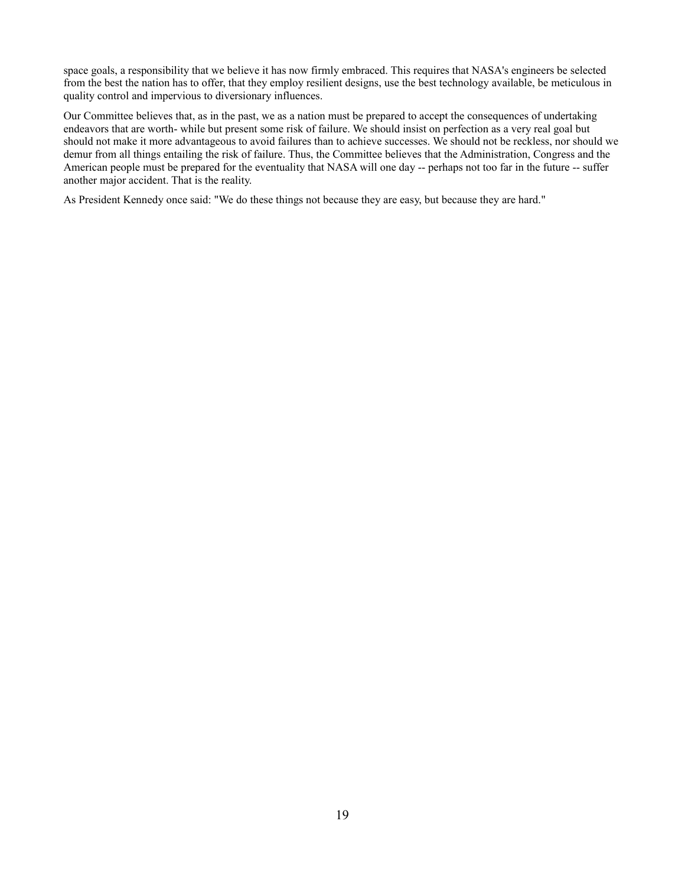space goals, a responsibility that we believe it has now firmly embraced. This requires that NASA's engineers be selected from the best the nation has to offer, that they employ resilient designs, use the best technology available, be meticulous in quality control and impervious to diversionary influences.

Our Committee believes that, as in the past, we as a nation must be prepared to accept the consequences of undertaking endeavors that are worth- while but present some risk of failure. We should insist on perfection as a very real goal but should not make it more advantageous to avoid failures than to achieve successes. We should not be reckless, nor should we demur from all things entailing the risk of failure. Thus, the Committee believes that the Administration, Congress and the American people must be prepared for the eventuality that NASA will one day -- perhaps not too far in the future -- suffer another major accident. That is the reality.

As President Kennedy once said: "We do these things not because they are easy, but because they are hard."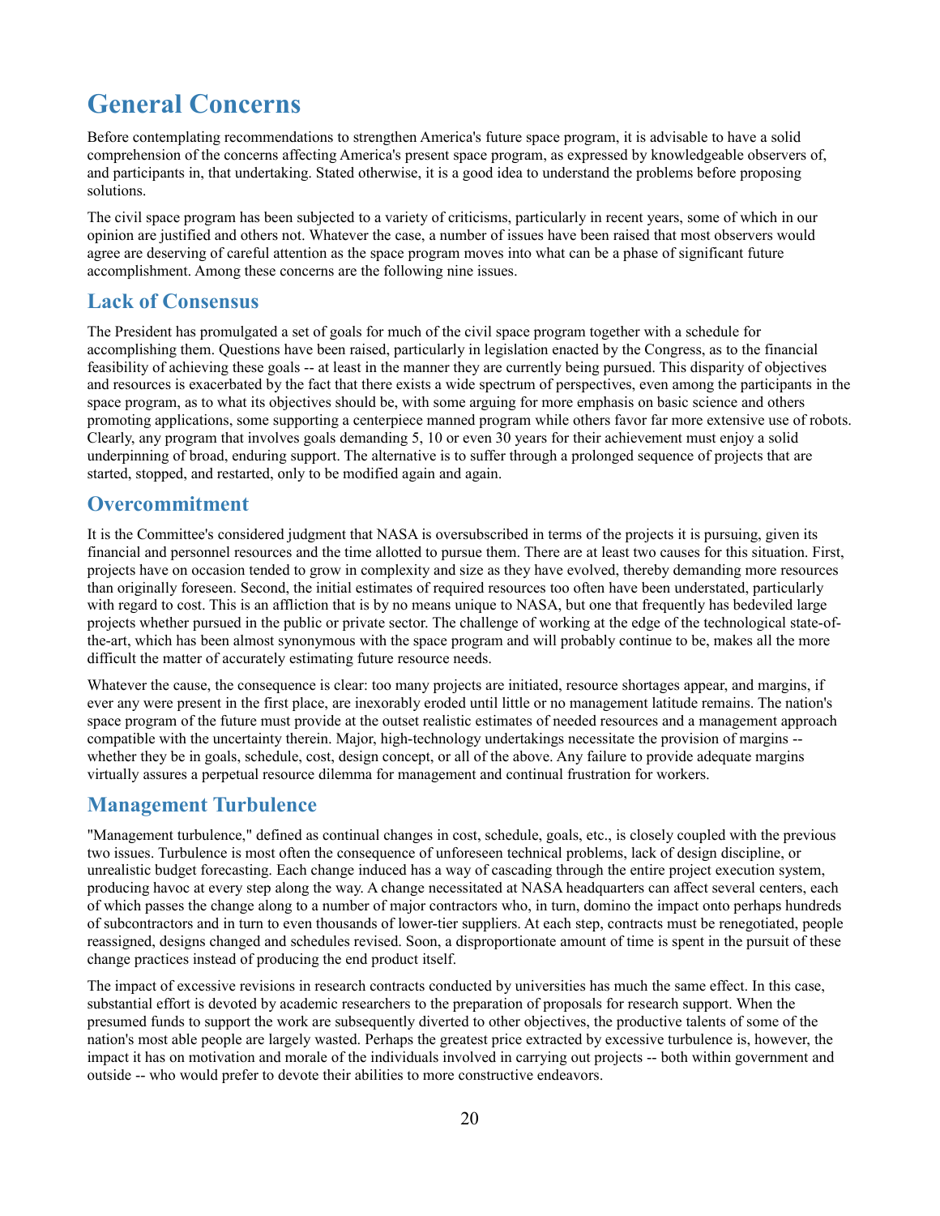# General Concerns

Before contemplating recommendations to strengthen America's future space program, it is advisable to have a solid comprehension of the concerns affecting America's present space program, as expressed by knowledgeable observers of, and participants in, that undertaking. Stated otherwise, it is a good idea to understand the problems before proposing solutions.

The civil space program has been subjected to a variety of criticisms, particularly in recent years, some of which in our opinion are justified and others not. Whatever the case, a number of issues have been raised that most observers would agree are deserving of careful attention as the space program moves into what can be a phase of significant future accomplishment. Among these concerns are the following nine issues.

## Lack of Consensus

The President has promulgated a set of goals for much of the civil space program together with a schedule for accomplishing them. Questions have been raised, particularly in legislation enacted by the Congress, as to the financial feasibility of achieving these goals -- at least in the manner they are currently being pursued. This disparity of objectives and resources is exacerbated by the fact that there exists a wide spectrum of perspectives, even among the participants in the space program, as to what its objectives should be, with some arguing for more emphasis on basic science and others promoting applications, some supporting a centerpiece manned program while others favor far more extensive use of robots. Clearly, any program that involves goals demanding 5, 10 or even 30 years for their achievement must enjoy a solid underpinning of broad, enduring support. The alternative is to suffer through a prolonged sequence of projects that are started, stopped, and restarted, only to be modified again and again.

## Overcommitment

It is the Committee's considered judgment that NASA is oversubscribed in terms of the projects it is pursuing, given its financial and personnel resources and the time allotted to pursue them. There are at least two causes for this situation. First, projects have on occasion tended to grow in complexity and size as they have evolved, thereby demanding more resources than originally foreseen. Second, the initial estimates of required resources too often have been understated, particularly with regard to cost. This is an affliction that is by no means unique to NASA, but one that frequently has bedeviled large projects whether pursued in the public or private sector. The challenge of working at the edge of the technological state-of-the-art, which has been almost synonymous with the space program and will probably continue to be, makes all the more difficult the matter of accurately estimating future resource needs.

Whatever the cause, the consequence is clear: too many projects are initiated, resource shortages appear, and margins, if ever any were present in the first place, are inexorably eroded until little or no management latitude remains. The nation's space program of the future must provide at the outset realistic estimates of needed resources and a management approach compatible with the uncertainty therein. Major, high-technology undertakings necessitate the provision of margins -- whether they be in goals, schedule, cost, design concept, or all of the above. Any failure to provide adequate margins virtually assures a perpetual resource dilemma for management and continual frustration for workers.

## Management Turbulence

"Management turbulence," defined as continual changes in cost, schedule, goals, etc., is closely coupled with the previous two issues. Turbulence is most often the consequence of unforeseen technical problems, lack of design discipline, or unrealistic budget forecasting. Each change induced has a way of cascading through the entire project execution system, producing havoc at every step along the way. A change necessitated at NASA headquarters can affect several centers, each of which passes the change along to a number of major contractors who, in turn, domino the impact onto perhaps hundreds of subcontractors and in turn to even thousands of lower-tier suppliers. At each step, contracts must be renegotiated, people reassigned, designs changed and schedules revised. Soon, a disproportionate amount of time is spent in the pursuit of these change practices instead of producing the end product itself.

The impact of excessive revisions in research contracts conducted by universities has much the same effect. In this case, substantial effort is devoted by academic researchers to the preparation of proposals for research support. When the presumed funds to support the work are subsequently diverted to other objectives, the productive talents of some of the nation's most able people are largely wasted. Perhaps the greatest price extracted by excessive turbulence is, however, the impact it has on motivation and morale of the individuals involved in carrying out projects -- both within government and outside -- who would prefer to devote their abilities to more constructive endeavors.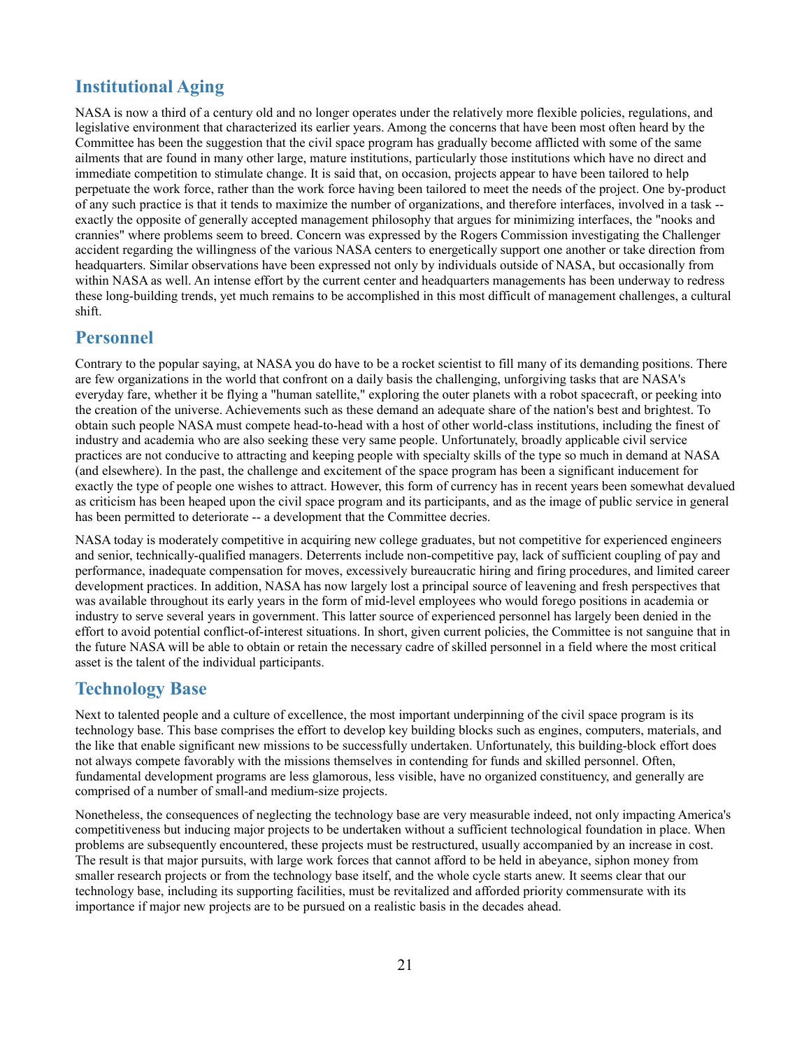## Institutional Aging

NASA is now a third of a century old and no longer operates under the relatively more flexible policies, regulations, and legislative environment that characterized its earlier years. Among the concerns that have been most often heard by the Committee has been the suggestion that the civil space program has gradually become afflicted with some of the same ailments that are found in many other large, mature institutions, particularly those institutions which have no direct and immediate competition to stimulate change. It is said that, on occasion, projects appear to have been tailored to help perpetuate the work force, rather than the work force having been tailored to meet the needs of the project. One by-product of any such practice is that it tends to maximize the number of organizations, and therefore interfaces, involved in a task -- exactly the opposite of generally accepted management philosophy that argues for minimizing interfaces, the "nooks and crannies" where problems seem to breed. Concern was expressed by the Rogers Commission investigating the Challenger accident regarding the willingness of the various NASA centers to energetically support one another or take direction from headquarters. Similar observations have been expressed not only by individuals outside of NASA, but occasionally from within NASA as well. An intense effort by the current center and headquarters managements has been underway to redress these long-building trends, yet much remains to be accomplished in this most difficult of management challenges, a cultural shift.

## Personnel

Contrary to the popular saying, at NASA you do have to be a rocket scientist to fill many of its demanding positions. There are few organizations in the world that confront on a daily basis the challenging, unforgiving tasks that are NASA's everyday fare, whether it be flying a "human satellite," exploring the outer planets with a robot spacecraft, or peeking into the creation of the universe. Achievements such as these demand an adequate share of the nation's best and brightest. To obtain such people NASA must compete head-to-head with a host of other world-class institutions, including the finest of industry and academia who are also seeking these very same people. Unfortunately, broadly applicable civil service practices are not conducive to attracting and keeping people with specialty skills of the type so much in demand at NASA (and elsewhere). In the past, the challenge and excitement of the space program has been a significant inducement for exactly the type of people one wishes to attract. However, this form of currency has in recent years been somewhat devalued as criticism has been heaped upon the civil space program and its participants, and as the image of public service in general has been permitted to deteriorate -- a development that the Committee decries.

NASA today is moderately competitive in acquiring new college graduates, but not competitive for experienced engineers and senior, technically-qualified managers. Deterrents include non-competitive pay, lack of sufficient coupling of pay and performance, inadequate compensation for moves, excessively bureaucratic hiring and firing procedures, and limited career development practices. In addition, NASA has now largely lost a principal source of leavening and fresh perspectives that was available throughout its early years in the form of mid-level employees who would forego positions in academia or industry to serve several years in government. This latter source of experienced personnel has largely been denied in the effort to avoid potential conflict-of-interest situations. In short, given current policies, the Committee is not sanguine that in the future NASA will be able to obtain or retain the necessary cadre of skilled personnel in a field where the most critical asset is the talent of the individual participants.

## Technology Base

Next to talented people and a culture of excellence, the most important underpinning of the civil space program is its technology base. This base comprises the effort to develop key building blocks such as engines, computers, materials, and the like that enable significant new missions to be successfully undertaken. Unfortunately, this building-block effort does not always compete favorably with the missions themselves in contending for funds and skilled personnel. Often, fundamental development programs are less glamorous, less visible, have no organized constituency, and generally are comprised of a number of small-and medium-size projects.

Nonetheless, the consequences of neglecting the technology base are very measurable indeed, not only impacting America's competitiveness but inducing major projects to be undertaken without a sufficient technological foundation in place. When problems are subsequently encountered, these projects must be restructured, usually accompanied by an increase in cost. The result is that major pursuits, with large work forces that cannot afford to be held in abeyance, siphon money from smaller research projects or from the technology base itself, and the whole cycle starts anew. It seems clear that our technology base, including its supporting facilities, must be revitalized and afforded priority commensurate with its importance if major new projects are to be pursued on a realistic basis in the decades ahead.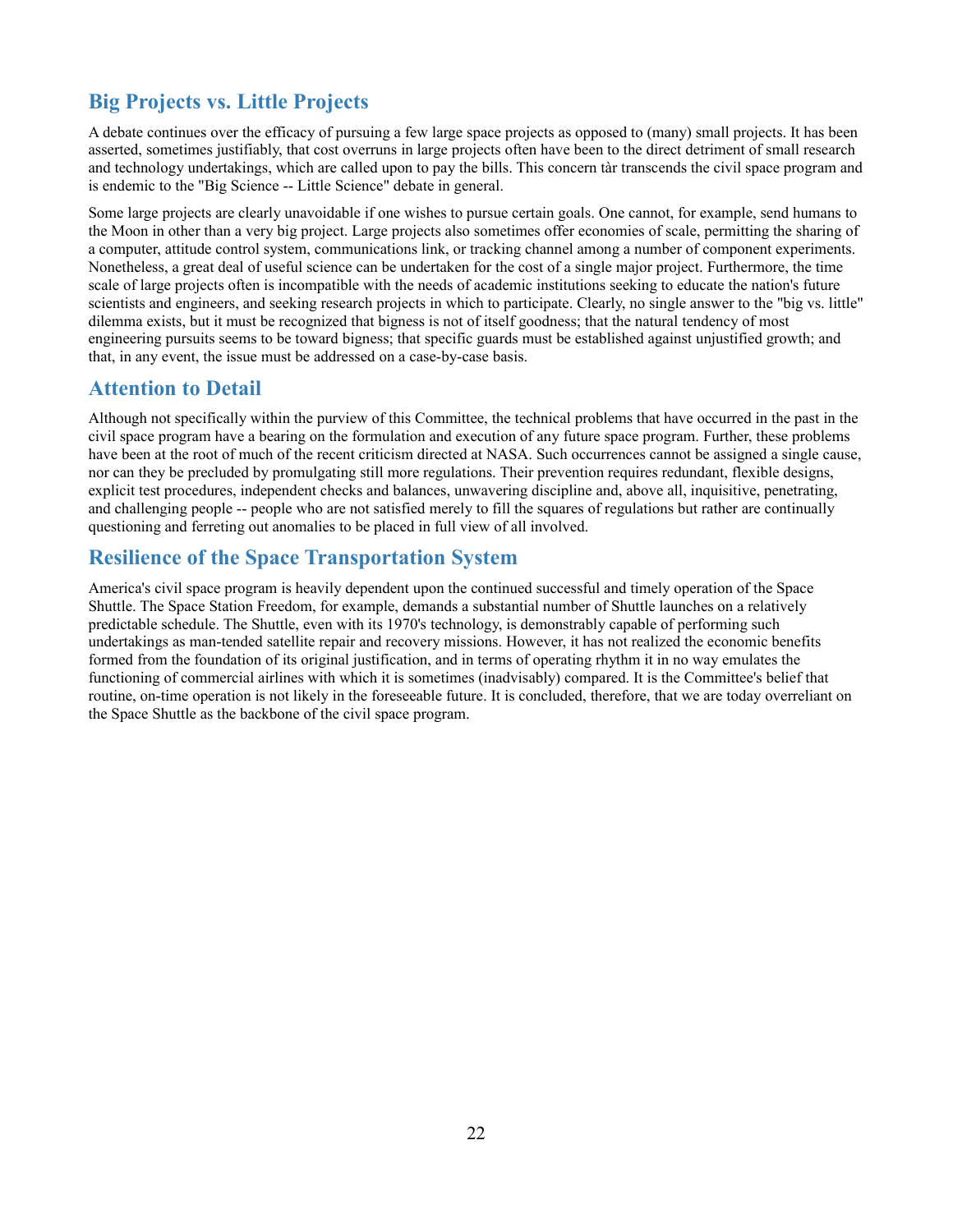## Big Projects vs. Little Projects

A debate continues over the efficacy of pursuing a few large space projects as opposed to (many) small projects. It has been asserted, sometimes justifiably, that cost overruns in large projects often have been to the direct detriment of small research and technology undertakings, which are called upon to pay the bills. This concern tàr transcends the civil space program and is endemic to the "Big Science -- Little Science" debate in general.

Some large projects are clearly unavoidable if one wishes to pursue certain goals. One cannot, for example, send humans to the Moon in other than a very big project. Large projects also sometimes offer economies of scale, permitting the sharing of a computer, attitude control system, communications link, or tracking channel among a number of component experiments. Nonetheless, a great deal of useful science can be undertaken for the cost of a single major project. Furthermore, the time scale of large projects often is incompatible with the needs of academic institutions seeking to educate the nation's future scientists and engineers, and seeking research projects in which to participate. Clearly, no single answer to the "big vs. little" dilemma exists, but it must be recognized that bigness is not of itself goodness; that the natural tendency of most engineering pursuits seems to be toward bigness; that specific guards must be established against unjustified growth; and that, in any event, the issue must be addressed on a case-by-case basis.

## Attention to Detail

Although not specifically within the purview of this Committee, the technical problems that have occurred in the past in the civil space program have a bearing on the formulation and execution of any future space program. Further, these problems have been at the root of much of the recent criticism directed at NASA. Such occurrences cannot be assigned a single cause, nor can they be precluded by promulgating still more regulations. Their prevention requires redundant, flexible designs, explicit test procedures, independent checks and balances, unwavering discipline and, above all, inquisitive, penetrating, and challenging people -- people who are not satisfied merely to fill the squares of regulations but rather are continually questioning and ferreting out anomalies to be placed in full view of all involved.

## Resilience of the Space Transportation System

America's civil space program is heavily dependent upon the continued successful and timely operation of the Space Shuttle. The Space Station Freedom, for example, demands a substantial number of Shuttle launches on a relatively predictable schedule. The Shuttle, even with its 1970's technology, is demonstrably capable of performing such undertakings as man-tended satellite repair and recovery missions. However, it has not realized the economic benefits formed from the foundation of its original justification, and in terms of operating rhythm it in no way emulates the functioning of commercial airlines with which it is sometimes (inadvisably) compared. It is the Committee's belief that routine, on-time operation is not likely in the foreseeable future. It is concluded, therefore, that we are today overreliant on the Space Shuttle as the backbone of the civil space program.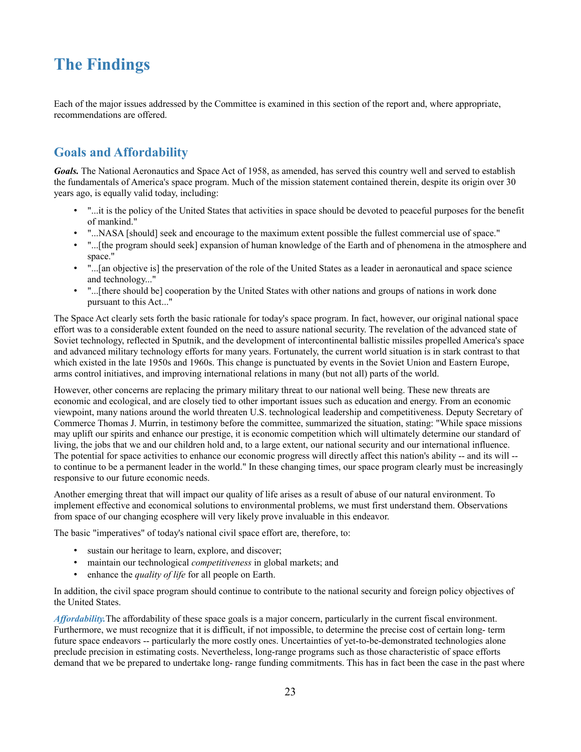# The Findings

Each of the major issues addressed by the Committee is examined in this section of the report and, where appropriate, recommendations are offered.

## Goals and Affordability

***Goals.*** The National Aeronautics and Space Act of 1958, as amended, has served this country well and served to establish the fundamentals of America's space program. Much of the mission statement contained therein, despite its origin over 30 years ago, is equally valid today, including:

- "...it is the policy of the United States that activities in space should be devoted to peaceful purposes for the benefit of mankind."
- "...NASA [should] seek and encourage to the maximum extent possible the fullest commercial use of space."
- "...[the program should seek] expansion of human knowledge of the Earth and of phenomena in the atmosphere and space."
- "...[an objective is] the preservation of the role of the United States as a leader in aeronautical and space science and technology..."
- "...[there should be] cooperation by the United States with other nations and groups of nations in work done pursuant to this Act..."

The Space Act clearly sets forth the basic rationale for today's space program. In fact, however, our original national space effort was to a considerable extent founded on the need to assure national security. The revelation of the advanced state of Soviet technology, reflected in Sputnik, and the development of intercontinental ballistic missiles propelled America's space and advanced military technology efforts for many years. Fortunately, the current world situation is in stark contrast to that which existed in the late 1950s and 1960s. This change is punctuated by events in the Soviet Union and Eastern Europe, arms control initiatives, and improving international relations in many (but not all) parts of the world.

However, other concerns are replacing the primary military threat to our national well being. These new threats are economic and ecological, and are closely tied to other important issues such as education and energy. From an economic viewpoint, many nations around the world threaten U.S. technological leadership and competitiveness. Deputy Secretary of Commerce Thomas J. Murrin, in testimony before the committee, summarized the situation, stating: "While space missions may uplift our spirits and enhance our prestige, it is economic competition which will ultimately determine our standard of living, the jobs that we and our children hold and, to a large extent, our national security and our international influence. The potential for space activities to enhance our economic progress will directly affect this nation's ability -- and its will -- to continue to be a permanent leader in the world." In these changing times, our space program clearly must be increasingly responsive to our future economic needs.

Another emerging threat that will impact our quality of life arises as a result of abuse of our natural environment. To implement effective and economical solutions to environmental problems, we must first understand them. Observations from space of our changing ecosphere will very likely prove invaluable in this endeavor.

The basic "imperatives" of today's national civil space effort are, therefore, to:

- sustain our heritage to learn, explore, and discover;
- maintain our technological *competitiveness* in global markets; and
- enhance the *quality of life* for all people on Earth.

In addition, the civil space program should continue to contribute to the national security and foreign policy objectives of the United States.

***Affordability.*** The affordability of these space goals is a major concern, particularly in the current fiscal environment. Furthermore, we must recognize that it is difficult, if not impossible, to determine the precise cost of certain long- term future space endeavors -- particularly the more costly ones. Uncertainties of yet-to-be-demonstrated technologies alone preclude precision in estimating costs. Nevertheless, long-range programs such as those characteristic of space efforts demand that we be prepared to undertake long- range funding commitments. This has in fact been the case in the past where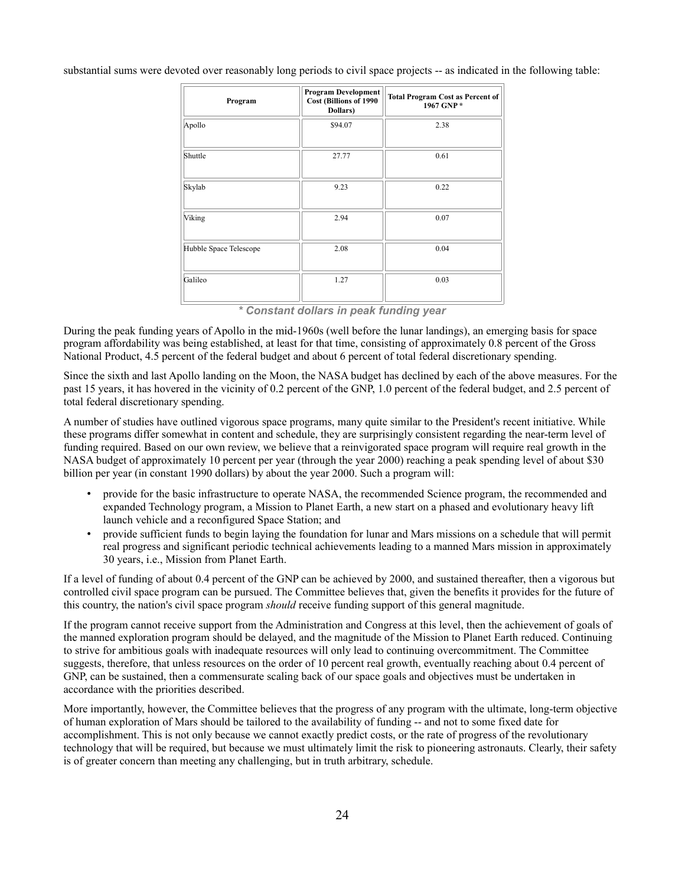substantial sums were devoted over reasonably long periods to civil space projects -- as indicated in the following table:

| Program | Program Development Cost (Billions of 1990 Dollars) | Total Program Cost as Percent of 1967 GNP * |
|---|---|---|
| Apollo | $94.07 | 2.38 |
| Shuttle | 27.77 | 0.61 |
| Skylab | 9.23 | 0.22 |
| Viking | 2.94 | 0.07 |
| Hubble Space Telescope | 2.08 | 0.04 |
| Galileo | 1.27 | 0.03 |

***\* Constant dollars in peak funding year***

During the peak funding years of Apollo in the mid-1960s (well before the lunar landings), an emerging basis for space program affordability was being established, at least for that time, consisting of approximately 0.8 percent of the Gross National Product, 4.5 percent of the federal budget and about 6 percent of total federal discretionary spending.

Since the sixth and last Apollo landing on the Moon, the NASA budget has declined by each of the above measures. For the past 15 years, it has hovered in the vicinity of 0.2 percent of the GNP, 1.0 percent of the federal budget, and 2.5 percent of total federal discretionary spending.

A number of studies have outlined vigorous space programs, many quite similar to the President's recent initiative. While these programs differ somewhat in content and schedule, they are surprisingly consistent regarding the near-term level of funding required. Based on our own review, we believe that a reinvigorated space program will require real growth in the NASA budget of approximately 10 percent per year (through the year 2000) reaching a peak spending level of about $30 billion per year (in constant 1990 dollars) by about the year 2000. Such a program will:

- provide for the basic infrastructure to operate NASA, the recommended Science program, the recommended and expanded Technology program, a Mission to Planet Earth, a new start on a phased and evolutionary heavy lift launch vehicle and a reconfigured Space Station; and
- provide sufficient funds to begin laying the foundation for lunar and Mars missions on a schedule that will permit real progress and significant periodic technical achievements leading to a manned Mars mission in approximately 30 years, i.e., Mission from Planet Earth.

If a level of funding of about 0.4 percent of the GNP can be achieved by 2000, and sustained thereafter, then a vigorous but controlled civil space program can be pursued. The Committee believes that, given the benefits it provides for the future of this country, the nation's civil space program *should* receive funding support of this general magnitude.

If the program cannot receive support from the Administration and Congress at this level, then the achievement of goals of the manned exploration program should be delayed, and the magnitude of the Mission to Planet Earth reduced. Continuing to strive for ambitious goals with inadequate resources will only lead to continuing overcommitment. The Committee suggests, therefore, that unless resources on the order of 10 percent real growth, eventually reaching about 0.4 percent of GNP, can be sustained, then a commensurate scaling back of our space goals and objectives must be undertaken in accordance with the priorities described.

More importantly, however, the Committee believes that the progress of any program with the ultimate, long-term objective of human exploration of Mars should be tailored to the availability of funding -- and not to some fixed date for accomplishment. This is not only because we cannot exactly predict costs, or the rate of progress of the revolutionary technology that will be required, but because we must ultimately limit the risk to pioneering astronauts. Clearly, their safety is of greater concern than meeting any challenging, but in truth arbitrary, schedule.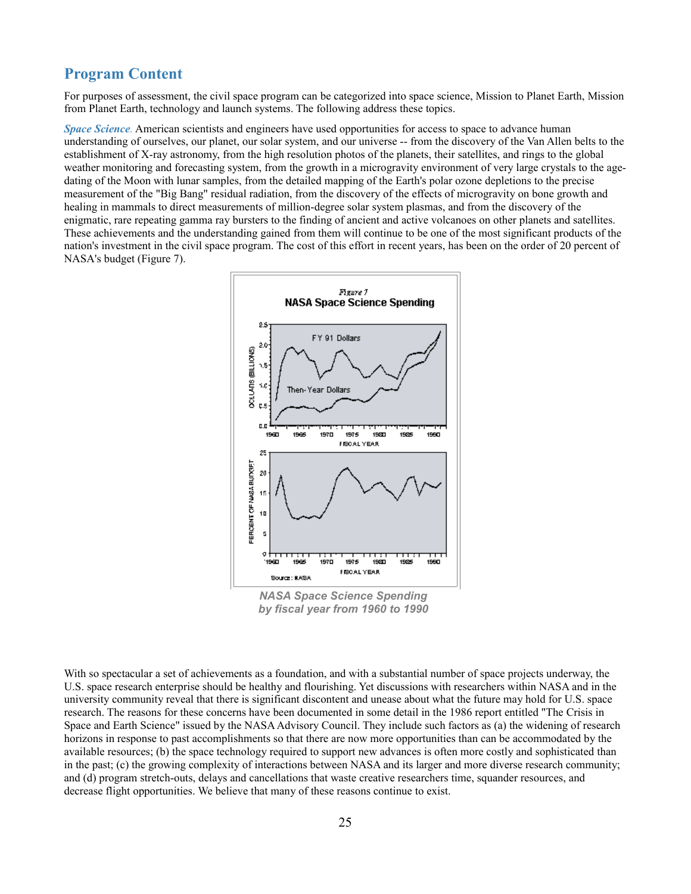## Program Content

For purposes of assessment, the civil space program can be categorized into space science, Mission to Planet Earth, Mission from Planet Earth, technology and launch systems. The following address these topics.

***Space Science.*** American scientists and engineers have used opportunities for access to space to advance human understanding of ourselves, our planet, our solar system, and our universe -- from the discovery of the Van Allen belts to the establishment of X-ray astronomy, from the high resolution photos of the planets, their satellites, and rings to the global weather monitoring and forecasting system, from the growth in a microgravity environment of very large crystals to the age-dating of the Moon with lunar samples, from the detailed mapping of the Earth's polar ozone depletions to the precise measurement of the "Big Bang" residual radiation, from the discovery of the effects of microgravity on bone growth and healing in mammals to direct measurements of million-degree solar system plasmas, and from the discovery of the enigmatic, rare repeating gamma ray bursters to the finding of ancient and active volcanoes on other planets and satellites. These achievements and the understanding gained from them will continue to be one of the most significant products of the nation's investment in the civil space program. The cost of this effort in recent years, has been on the order of 20 percent of NASA's budget (Figure 7).

Figure 7
NASA Space Science Spending

DOLLARS (BILLIONS)
2.5
2.0
1.5
1.0
0.5
0.0
FY 91 Dollars
Then-Year Dollars
1960 1965 1970 1975 1980 1985 1990
FISCAL YEAR

PERCENT OF NASA BUDGET
25
20
15
10
5
0
1960 1965 1970 1975 1980 1985 1990
FISCAL YEAR
Source: NASA

*NASA Space Science Spending by fiscal year from 1960 to 1990*

With so spectacular a set of achievements as a foundation, and with a substantial number of space projects underway, the U.S. space research enterprise should be healthy and flourishing. Yet discussions with researchers within NASA and in the university community reveal that there is significant discontent and unease about what the future may hold for U.S. space research. The reasons for these concerns have been documented in some detail in the 1986 report entitled "The Crisis in Space and Earth Science" issued by the NASA Advisory Council. They include such factors as (a) the widening of research horizons in response to past accomplishments so that there are now more opportunities than can be accommodated by the available resources; (b) the space technology required to support new advances is often more costly and sophisticated than in the past; (c) the growing complexity of interactions between NASA and its larger and more diverse research community; and (d) program stretch-outs, delays and cancellations that waste creative researchers time, squander resources, and decrease flight opportunities. We believe that many of these reasons continue to exist.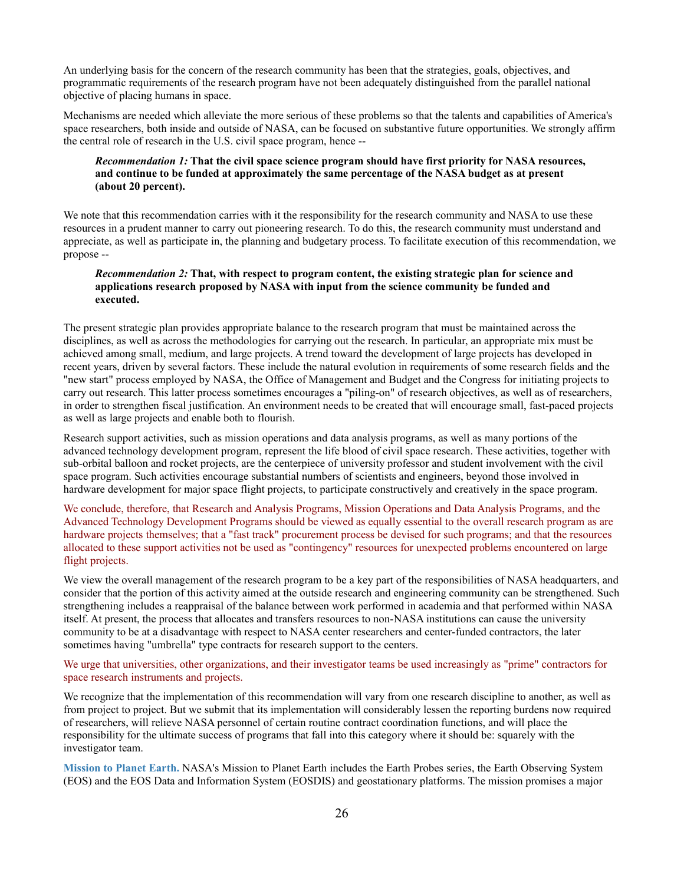An underlying basis for the concern of the research community has been that the strategies, goals, objectives, and programmatic requirements of the research program have not been adequately distinguished from the parallel national objective of placing humans in space.

Mechanisms are needed which alleviate the more serious of these problems so that the talents and capabilities of America's space researchers, both inside and outside of NASA, can be focused on substantive future opportunities. We strongly affirm the central role of research in the U.S. civil space program, hence --

> ***Recommendation 1:*** **That the civil space science program should have first priority for NASA resources, and continue to be funded at approximately the same percentage of the NASA budget as at present (about 20 percent).**

We note that this recommendation carries with it the responsibility for the research community and NASA to use these resources in a prudent manner to carry out pioneering research. To do this, the research community must understand and appreciate, as well as participate in, the planning and budgetary process. To facilitate execution of this recommendation, we propose --

> ***Recommendation 2:*** **That, with respect to program content, the existing strategic plan for science and applications research proposed by NASA with input from the science community be funded and executed.**

The present strategic plan provides appropriate balance to the research program that must be maintained across the disciplines, as well as across the methodologies for carrying out the research. In particular, an appropriate mix must be achieved among small, medium, and large projects. A trend toward the development of large projects has developed in recent years, driven by several factors. These include the natural evolution in requirements of some research fields and the "new start" process employed by NASA, the Office of Management and Budget and the Congress for initiating projects to carry out research. This latter process sometimes encourages a "piling-on" of research objectives, as well as of researchers, in order to strengthen fiscal justification. An environment needs to be created that will encourage small, fast-paced projects as well as large projects and enable both to flourish.

Research support activities, such as mission operations and data analysis programs, as well as many portions of the advanced technology development program, represent the life blood of civil space research. These activities, together with sub-orbital balloon and rocket projects, are the centerpiece of university professor and student involvement with the civil space program. Such activities encourage substantial numbers of scientists and engineers, beyond those involved in hardware development for major space flight projects, to participate constructively and creatively in the space program.

We conclude, therefore, that Research and Analysis Programs, Mission Operations and Data Analysis Programs, and the Advanced Technology Development Programs should be viewed as equally essential to the overall research program as are hardware projects themselves; that a "fast track" procurement process be devised for such programs; and that the resources allocated to these support activities not be used as "contingency" resources for unexpected problems encountered on large flight projects.

We view the overall management of the research program to be a key part of the responsibilities of NASA headquarters, and consider that the portion of this activity aimed at the outside research and engineering community can be strengthened. Such strengthening includes a reappraisal of the balance between work performed in academia and that performed within NASA itself. At present, the process that allocates and transfers resources to non-NASA institutions can cause the university community to be at a disadvantage with respect to NASA center researchers and center-funded contractors, the later sometimes having "umbrella" type contracts for research support to the centers.

We urge that universities, other organizations, and their investigator teams be used increasingly as "prime" contractors for space research instruments and projects.

We recognize that the implementation of this recommendation will vary from one research discipline to another, as well as from project to project. But we submit that its implementation will considerably lessen the reporting burdens now required of researchers, will relieve NASA personnel of certain routine contract coordination functions, and will place the responsibility for the ultimate success of programs that fall into this category where it should be: squarely with the investigator team.

**Mission to Planet Earth.** NASA's Mission to Planet Earth includes the Earth Probes series, the Earth Observing System (EOS) and the EOS Data and Information System (EOSDIS) and geostationary platforms. The mission promises a major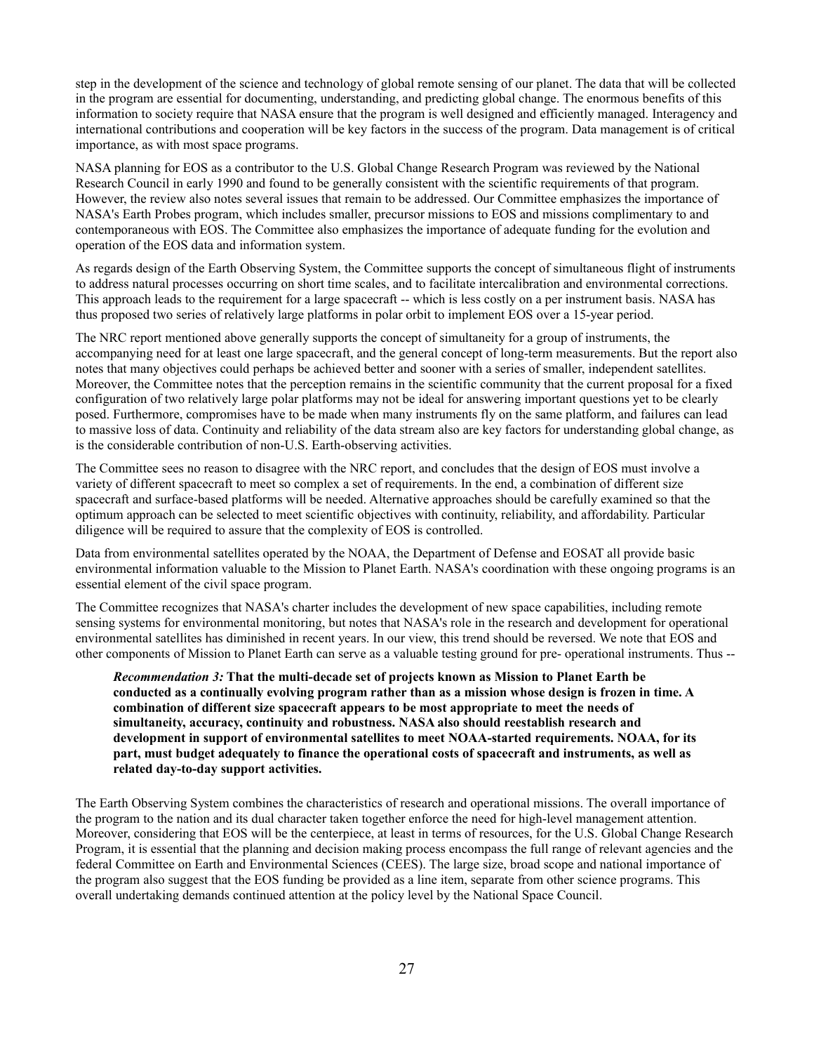step in the development of the science and technology of global remote sensing of our planet. The data that will be collected in the program are essential for documenting, understanding, and predicting global change. The enormous benefits of this information to society require that NASA ensure that the program is well designed and efficiently managed. Interagency and international contributions and cooperation will be key factors in the success of the program. Data management is of critical importance, as with most space programs.

NASA planning for EOS as a contributor to the U.S. Global Change Research Program was reviewed by the National Research Council in early 1990 and found to be generally consistent with the scientific requirements of that program. However, the review also notes several issues that remain to be addressed. Our Committee emphasizes the importance of NASA's Earth Probes program, which includes smaller, precursor missions to EOS and missions complimentary to and contemporaneous with EOS. The Committee also emphasizes the importance of adequate funding for the evolution and operation of the EOS data and information system.

As regards design of the Earth Observing System, the Committee supports the concept of simultaneous flight of instruments to address natural processes occurring on short time scales, and to facilitate intercalibration and environmental corrections. This approach leads to the requirement for a large spacecraft -- which is less costly on a per instrument basis. NASA has thus proposed two series of relatively large platforms in polar orbit to implement EOS over a 15-year period.

The NRC report mentioned above generally supports the concept of simultaneity for a group of instruments, the accompanying need for at least one large spacecraft, and the general concept of long-term measurements. But the report also notes that many objectives could perhaps be achieved better and sooner with a series of smaller, independent satellites. Moreover, the Committee notes that the perception remains in the scientific community that the current proposal for a fixed configuration of two relatively large polar platforms may not be ideal for answering important questions yet to be clearly posed. Furthermore, compromises have to be made when many instruments fly on the same platform, and failures can lead to massive loss of data. Continuity and reliability of the data stream also are key factors for understanding global change, as is the considerable contribution of non-U.S. Earth-observing activities.

The Committee sees no reason to disagree with the NRC report, and concludes that the design of EOS must involve a variety of different spacecraft to meet so complex a set of requirements. In the end, a combination of different size spacecraft and surface-based platforms will be needed. Alternative approaches should be carefully examined so that the optimum approach can be selected to meet scientific objectives with continuity, reliability, and affordability. Particular diligence will be required to assure that the complexity of EOS is controlled.

Data from environmental satellites operated by the NOAA, the Department of Defense and EOSAT all provide basic environmental information valuable to the Mission to Planet Earth. NASA's coordination with these ongoing programs is an essential element of the civil space program.

The Committee recognizes that NASA's charter includes the development of new space capabilities, including remote sensing systems for environmental monitoring, but notes that NASA's role in the research and development for operational environmental satellites has diminished in recent years. In our view, this trend should be reversed. We note that EOS and other components of Mission to Planet Earth can serve as a valuable testing ground for pre- operational instruments. Thus --

> ***Recommendation 3:*** **That the multi-decade set of projects known as Mission to Planet Earth be conducted as a continually evolving program rather than as a mission whose design is frozen in time. A combination of different size spacecraft appears to be most appropriate to meet the needs of simultaneity, accuracy, continuity and robustness. NASA also should reestablish research and development in support of environmental satellites to meet NOAA-started requirements. NOAA, for its part, must budget adequately to finance the operational costs of spacecraft and instruments, as well as related day-to-day support activities.**

The Earth Observing System combines the characteristics of research and operational missions. The overall importance of the program to the nation and its dual character taken together enforce the need for high-level management attention. Moreover, considering that EOS will be the centerpiece, at least in terms of resources, for the U.S. Global Change Research Program, it is essential that the planning and decision making process encompass the full range of relevant agencies and the federal Committee on Earth and Environmental Sciences (CEES). The large size, broad scope and national importance of the program also suggest that the EOS funding be provided as a line item, separate from other science programs. This overall undertaking demands continued attention at the policy level by the National Space Council.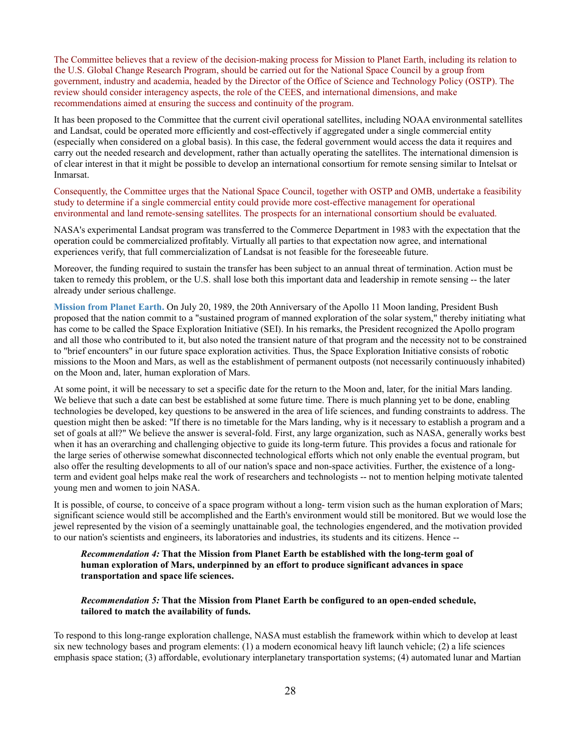The Committee believes that a review of the decision-making process for Mission to Planet Earth, including its relation to the U.S. Global Change Research Program, should be carried out for the National Space Council by a group from government, industry and academia, headed by the Director of the Office of Science and Technology Policy (OSTP). The review should consider interagency aspects, the role of the CEES, and international dimensions, and make recommendations aimed at ensuring the success and continuity of the program.

It has been proposed to the Committee that the current civil operational satellites, including NOAA environmental satellites and Landsat, could be operated more efficiently and cost-effectively if aggregated under a single commercial entity (especially when considered on a global basis). In this case, the federal government would access the data it requires and carry out the needed research and development, rather than actually operating the satellites. The international dimension is of clear interest in that it might be possible to develop an international consortium for remote sensing similar to Intelsat or Inmarsat.

Consequently, the Committee urges that the National Space Council, together with OSTP and OMB, undertake a feasibility study to determine if a single commercial entity could provide more cost-effective management for operational environmental and land remote-sensing satellites. The prospects for an international consortium should be evaluated.

NASA's experimental Landsat program was transferred to the Commerce Department in 1983 with the expectation that the operation could be commercialized profitably. Virtually all parties to that expectation now agree, and international experiences verify, that full commercialization of Landsat is not feasible for the foreseeable future.

Moreover, the funding required to sustain the transfer has been subject to an annual threat of termination. Action must be taken to remedy this problem, or the U.S. shall lose both this important data and leadership in remote sensing -- the later already under serious challenge.

**Mission from Planet Earth.** On July 20, 1989, the 20th Anniversary of the Apollo 11 Moon landing, President Bush proposed that the nation commit to a "sustained program of manned exploration of the solar system," thereby initiating what has come to be called the Space Exploration Initiative (SEI). In his remarks, the President recognized the Apollo program and all those who contributed to it, but also noted the transient nature of that program and the necessity not to be constrained to "brief encounters" in our future space exploration activities. Thus, the Space Exploration Initiative consists of robotic missions to the Moon and Mars, as well as the establishment of permanent outposts (not necessarily continuously inhabited) on the Moon and, later, human exploration of Mars.

At some point, it will be necessary to set a specific date for the return to the Moon and, later, for the initial Mars landing. We believe that such a date can best be established at some future time. There is much planning yet to be done, enabling technologies be developed, key questions to be answered in the area of life sciences, and funding constraints to address. The question might then be asked: "If there is no timetable for the Mars landing, why is it necessary to establish a program and a set of goals at all?" We believe the answer is several-fold. First, any large organization, such as NASA, generally works best when it has an overarching and challenging objective to guide its long-term future. This provides a focus and rationale for the large series of otherwise somewhat disconnected technological efforts which not only enable the eventual program, but also offer the resulting developments to all of our nation's space and non-space activities. Further, the existence of a long-term and evident goal helps make real the work of researchers and technologists -- not to mention helping motivate talented young men and women to join NASA.

It is possible, of course, to conceive of a space program without a long- term vision such as the human exploration of Mars; significant science would still be accomplished and the Earth's environment would still be monitored. But we would lose the jewel represented by the vision of a seemingly unattainable goal, the technologies engendered, and the motivation provided to our nation's scientists and engineers, its laboratories and industries, its students and its citizens. Hence --

> ***Recommendation 4:*** **That the Mission from Planet Earth be established with the long-term goal of human exploration of Mars, underpinned by an effort to produce significant advances in space transportation and space life sciences.**
>
> ***Recommendation 5:*** **That the Mission from Planet Earth be configured to an open-ended schedule, tailored to match the availability of funds.**

To respond to this long-range exploration challenge, NASA must establish the framework within which to develop at least six new technology bases and program elements: (1) a modern economical heavy lift launch vehicle; (2) a life sciences emphasis space station; (3) affordable, evolutionary interplanetary transportation systems; (4) automated lunar and Martian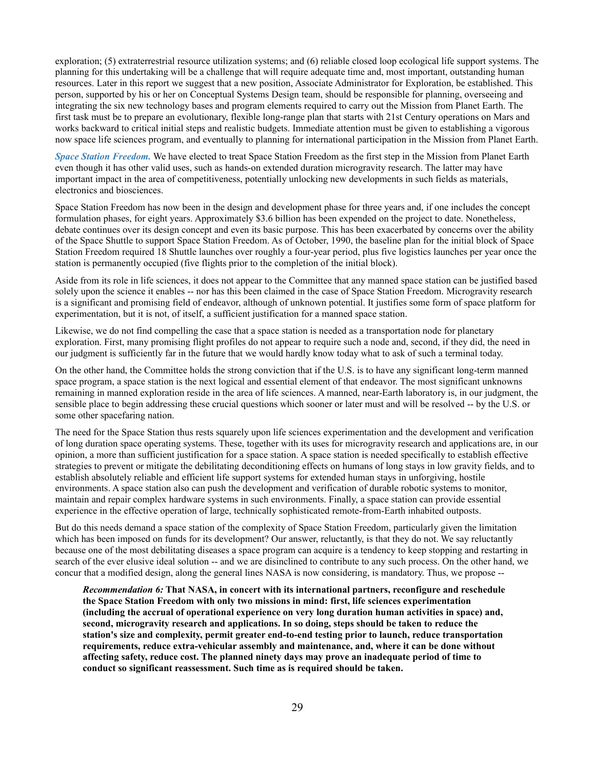exploration; (5) extraterrestrial resource utilization systems; and (6) reliable closed loop ecological life support systems. The planning for this undertaking will be a challenge that will require adequate time and, most important, outstanding human resources. Later in this report we suggest that a new position, Associate Administrator for Exploration, be established. This person, supported by his or her on Conceptual Systems Design team, should be responsible for planning, overseeing and integrating the six new technology bases and program elements required to carry out the Mission from Planet Earth. The first task must be to prepare an evolutionary, flexible long-range plan that starts with 21st Century operations on Mars and works backward to critical initial steps and realistic budgets. Immediate attention must be given to establishing a vigorous now space life sciences program, and eventually to planning for international participation in the Mission from Planet Earth.

***Space Station Freedom.*** We have elected to treat Space Station Freedom as the first step in the Mission from Planet Earth even though it has other valid uses, such as hands-on extended duration microgravity research. The latter may have important impact in the area of competitiveness, potentially unlocking new developments in such fields as materials, electronics and biosciences.

Space Station Freedom has now been in the design and development phase for three years and, if one includes the concept formulation phases, for eight years. Approximately $3.6 billion has been expended on the project to date. Nonetheless, debate continues over its design concept and even its basic purpose. This has been exacerbated by concerns over the ability of the Space Shuttle to support Space Station Freedom. As of October, 1990, the baseline plan for the initial block of Space Station Freedom required 18 Shuttle launches over roughly a four-year period, plus five logistics launches per year once the station is permanently occupied (five flights prior to the completion of the initial block).

Aside from its role in life sciences, it does not appear to the Committee that any manned space station can be justified based solely upon the science it enables -- nor has this been claimed in the case of Space Station Freedom. Microgravity research is a significant and promising field of endeavor, although of unknown potential. It justifies some form of space platform for experimentation, but it is not, of itself, a sufficient justification for a manned space station.

Likewise, we do not find compelling the case that a space station is needed as a transportation node for planetary exploration. First, many promising flight profiles do not appear to require such a node and, second, if they did, the need in our judgment is sufficiently far in the future that we would hardly know today what to ask of such a terminal today.

On the other hand, the Committee holds the strong conviction that if the U.S. is to have any significant long-term manned space program, a space station is the next logical and essential element of that endeavor. The most significant unknowns remaining in manned exploration reside in the area of life sciences. A manned, near-Earth laboratory is, in our judgment, the sensible place to begin addressing these crucial questions which sooner or later must and will be resolved -- by the U.S. or some other spacefaring nation.

The need for the Space Station thus rests squarely upon life sciences experimentation and the development and verification of long duration space operating systems. These, together with its uses for microgravity research and applications are, in our opinion, a more than sufficient justification for a space station. A space station is needed specifically to establish effective strategies to prevent or mitigate the debilitating deconditioning effects on humans of long stays in low gravity fields, and to establish absolutely reliable and efficient life support systems for extended human stays in unforgiving, hostile environments. A space station also can push the development and verification of durable robotic systems to monitor, maintain and repair complex hardware systems in such environments. Finally, a space station can provide essential experience in the effective operation of large, technically sophisticated remote-from-Earth inhabited outposts.

But do this needs demand a space station of the complexity of Space Station Freedom, particularly given the limitation which has been imposed on funds for its development? Our answer, reluctantly, is that they do not. We say reluctantly because one of the most debilitating diseases a space program can acquire is a tendency to keep stopping and restarting in search of the ever elusive ideal solution -- and we are disinclined to contribute to any such process. On the other hand, we concur that a modified design, along the general lines NASA is now considering, is mandatory. Thus, we propose --

> ***Recommendation 6:*** **That NASA, in concert with its international partners, reconfigure and reschedule the Space Station Freedom with only two missions in mind: first, life sciences experimentation (including the accrual of operational experience on very long duration human activities in space) and, second, microgravity research and applications. In so doing, steps should be taken to reduce the station's size and complexity, permit greater end-to-end testing prior to launch, reduce transportation requirements, reduce extra-vehicular assembly and maintenance, and, where it can be done without affecting safety, reduce cost. The planned ninety days may prove an inadequate period of time to conduct so significant reassessment. Such time as is required should be taken.**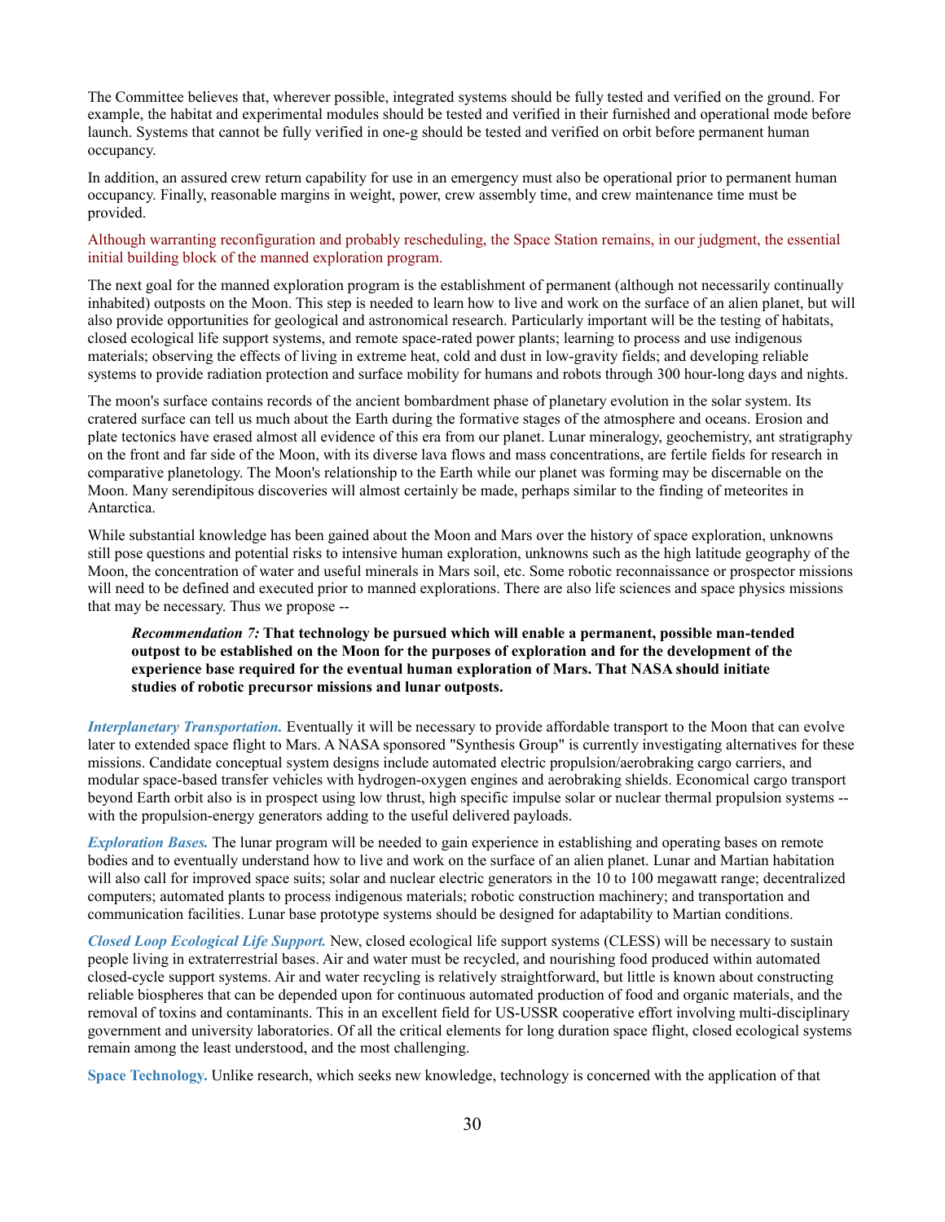The Committee believes that, wherever possible, integrated systems should be fully tested and verified on the ground. For example, the habitat and experimental modules should be tested and verified in their furnished and operational mode before launch. Systems that cannot be fully verified in one-g should be tested and verified on orbit before permanent human occupancy.

In addition, an assured crew return capability for use in an emergency must also be operational prior to permanent human occupancy. Finally, reasonable margins in weight, power, crew assembly time, and crew maintenance time must be provided.

Although warranting reconfiguration and probably rescheduling, the Space Station remains, in our judgment, the essential initial building block of the manned exploration program.

The next goal for the manned exploration program is the establishment of permanent (although not necessarily continually inhabited) outposts on the Moon. This step is needed to learn how to live and work on the surface of an alien planet, but will also provide opportunities for geological and astronomical research. Particularly important will be the testing of habitats, closed ecological life support systems, and remote space-rated power plants; learning to process and use indigenous materials; observing the effects of living in extreme heat, cold and dust in low-gravity fields; and developing reliable systems to provide radiation protection and surface mobility for humans and robots through 300 hour-long days and nights.

The moon's surface contains records of the ancient bombardment phase of planetary evolution in the solar system. Its cratered surface can tell us much about the Earth during the formative stages of the atmosphere and oceans. Erosion and plate tectonics have erased almost all evidence of this era from our planet. Lunar mineralogy, geochemistry, ant stratigraphy on the front and far side of the Moon, with its diverse lava flows and mass concentrations, are fertile fields for research in comparative planetology. The Moon's relationship to the Earth while our planet was forming may be discernable on the Moon. Many serendipitous discoveries will almost certainly be made, perhaps similar to the finding of meteorites in Antarctica.

While substantial knowledge has been gained about the Moon and Mars over the history of space exploration, unknowns still pose questions and potential risks to intensive human exploration, unknowns such as the high latitude geography of the Moon, the concentration of water and useful minerals in Mars soil, etc. Some robotic reconnaissance or prospector missions will need to be defined and executed prior to manned explorations. There are also life sciences and space physics missions that may be necessary. Thus we propose --

> ***Recommendation 7:*** **That technology be pursued which will enable a permanent, possible man-tended outpost to be established on the Moon for the purposes of exploration and for the development of the experience base required for the eventual human exploration of Mars. That NASA should initiate studies of robotic precursor missions and lunar outposts.**

***Interplanetary Transportation.*** Eventually it will be necessary to provide affordable transport to the Moon that can evolve later to extended space flight to Mars. A NASA sponsored "Synthesis Group" is currently investigating alternatives for these missions. Candidate conceptual system designs include automated electric propulsion/aerobraking cargo carriers, and modular space-based transfer vehicles with hydrogen-oxygen engines and aerobraking shields. Economical cargo transport beyond Earth orbit also is in prospect using low thrust, high specific impulse solar or nuclear thermal propulsion systems -- with the propulsion-energy generators adding to the useful delivered payloads.

***Exploration Bases.*** The lunar program will be needed to gain experience in establishing and operating bases on remote bodies and to eventually understand how to live and work on the surface of an alien planet. Lunar and Martian habitation will also call for improved space suits; solar and nuclear electric generators in the 10 to 100 megawatt range; decentralized computers; automated plants to process indigenous materials; robotic construction machinery; and transportation and communication facilities. Lunar base prototype systems should be designed for adaptability to Martian conditions.

***Closed Loop Ecological Life Support.*** New, closed ecological life support systems (CLESS) will be necessary to sustain people living in extraterrestrial bases. Air and water must be recycled, and nourishing food produced within automated closed-cycle support systems. Air and water recycling is relatively straightforward, but little is known about constructing reliable biospheres that can be depended upon for continuous automated production of food and organic materials, and the removal of toxins and contaminants. This in an excellent field for US-USSR cooperative effort involving multi-disciplinary government and university laboratories. Of all the critical elements for long duration space flight, closed ecological systems remain among the least understood, and the most challenging.

**Space Technology.** Unlike research, which seeks new knowledge, technology is concerned with the application of that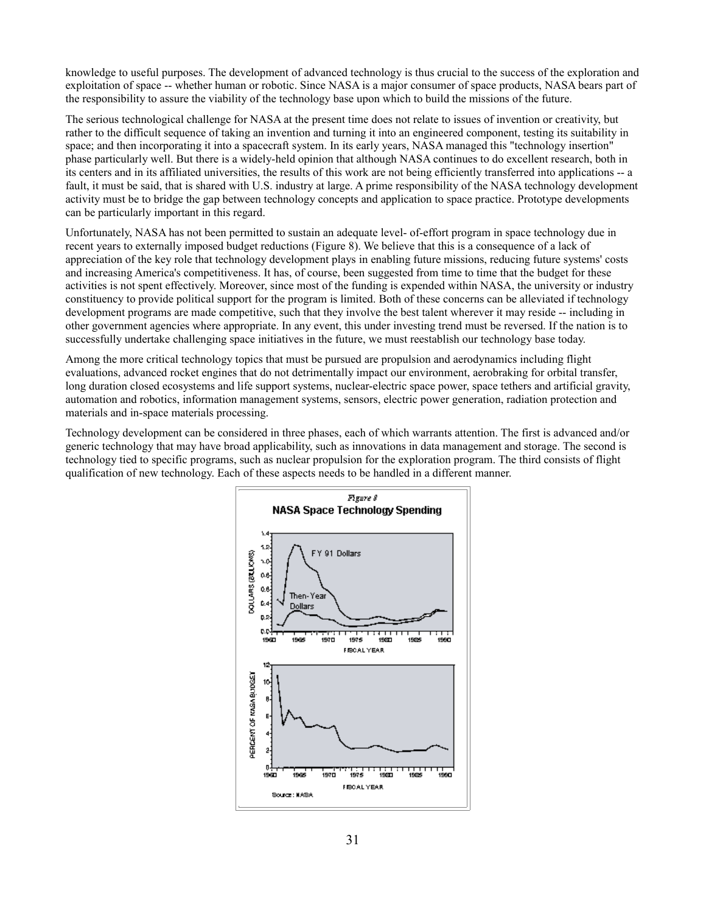knowledge to useful purposes. The development of advanced technology is thus crucial to the success of the exploration and exploitation of space -- whether human or robotic. Since NASA is a major consumer of space products, NASA bears part of the responsibility to assure the viability of the technology base upon which to build the missions of the future.

The serious technological challenge for NASA at the present time does not relate to issues of invention or creativity, but rather to the difficult sequence of taking an invention and turning it into an engineered component, testing its suitability in space; and then incorporating it into a spacecraft system. In its early years, NASA managed this "technology insertion" phase particularly well. But there is a widely-held opinion that although NASA continues to do excellent research, both in its centers and in its affiliated universities, the results of this work are not being efficiently transferred into applications -- a fault, it must be said, that is shared with U.S. industry at large. A prime responsibility of the NASA technology development activity must be to bridge the gap between technology concepts and application to space practice. Prototype developments can be particularly important in this regard.

Unfortunately, NASA has not been permitted to sustain an adequate level- of-effort program in space technology due in recent years to externally imposed budget reductions (Figure 8). We believe that this is a consequence of a lack of appreciation of the key role that technology development plays in enabling future missions, reducing future systems' costs and increasing America's competitiveness. It has, of course, been suggested from time to time that the budget for these activities is not spent effectively. Moreover, since most of the funding is expended within NASA, the university or industry constituency to provide political support for the program is limited. Both of these concerns can be alleviated if technology development programs are made competitive, such that they involve the best talent wherever it may reside -- including in other government agencies where appropriate. In any event, this under investing trend must be reversed. If the nation is to successfully undertake challenging space initiatives in the future, we must reestablish our technology base today.

Among the more critical technology topics that must be pursued are propulsion and aerodynamics including flight evaluations, advanced rocket engines that do not detrimentally impact our environment, aerobraking for orbital transfer, long duration closed ecosystems and life support systems, nuclear-electric space power, space tethers and artificial gravity, automation and robotics, information management systems, sensors, electric power generation, radiation protection and materials and in-space materials processing.

Technology development can be considered in three phases, each of which warrants attention. The first is advanced and/or generic technology that may have broad applicability, such as innovations in data management and storage. The second is technology tied to specific programs, such as nuclear propulsion for the exploration program. The third consists of flight qualification of new technology. Each of these aspects needs to be handled in a different manner.

*Figure 8*

**NASA Space Technology Spending**

Source: NASA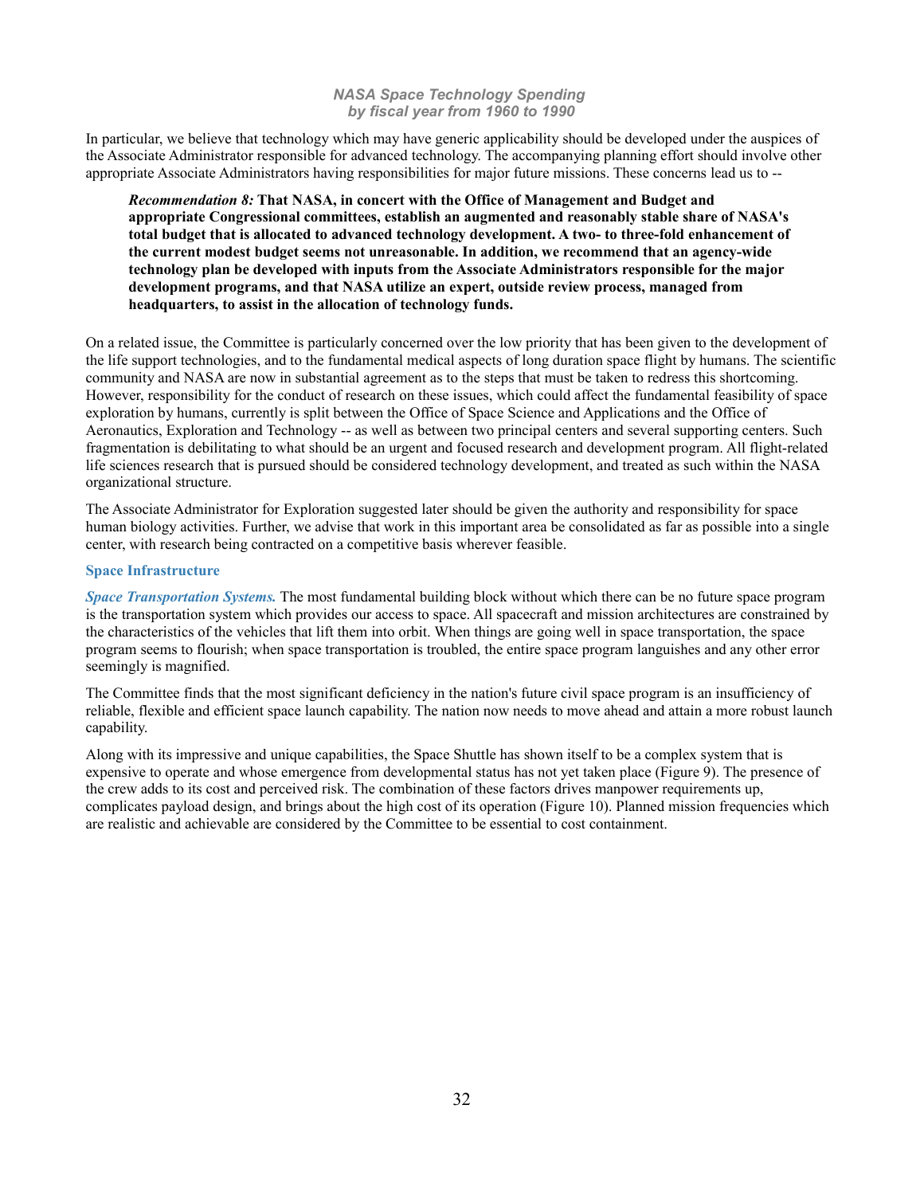*NASA Space Technology Spending by fiscal year from 1960 to 1990*

In particular, we believe that technology which may have generic applicability should be developed under the auspices of the Associate Administrator responsible for advanced technology. The accompanying planning effort should involve other appropriate Associate Administrators having responsibilities for major future missions. These concerns lead us to --

> ***Recommendation 8:*** **That NASA, in concert with the Office of Management and Budget and appropriate Congressional committees, establish an augmented and reasonably stable share of NASA's total budget that is allocated to advanced technology development. A two- to three-fold enhancement of the current modest budget seems not unreasonable. In addition, we recommend that an agency-wide technology plan be developed with inputs from the Associate Administrators responsible for the major development programs, and that NASA utilize an expert, outside review process, managed from headquarters, to assist in the allocation of technology funds.**

On a related issue, the Committee is particularly concerned over the low priority that has been given to the development of the life support technologies, and to the fundamental medical aspects of long duration space flight by humans. The scientific community and NASA are now in substantial agreement as to the steps that must be taken to redress this shortcoming. However, responsibility for the conduct of research on these issues, which could affect the fundamental feasibility of space exploration by humans, currently is split between the Office of Space Science and Applications and the Office of Aeronautics, Exploration and Technology -- as well as between two principal centers and several supporting centers. Such fragmentation is debilitating to what should be an urgent and focused research and development program. All flight-related life sciences research that is pursued should be considered technology development, and treated as such within the NASA organizational structure.

The Associate Administrator for Exploration suggested later should be given the authority and responsibility for space human biology activities. Further, we advise that work in this important area be consolidated as far as possible into a single center, with research being contracted on a competitive basis wherever feasible.

### Space Infrastructure

***Space Transportation Systems.*** The most fundamental building block without which there can be no future space program is the transportation system which provides our access to space. All spacecraft and mission architectures are constrained by the characteristics of the vehicles that lift them into orbit. When things are going well in space transportation, the space program seems to flourish; when space transportation is troubled, the entire space program languishes and any other error seemingly is magnified.

The Committee finds that the most significant deficiency in the nation's future civil space program is an insufficiency of reliable, flexible and efficient space launch capability. The nation now needs to move ahead and attain a more robust launch capability.

Along with its impressive and unique capabilities, the Space Shuttle has shown itself to be a complex system that is expensive to operate and whose emergence from developmental status has not yet taken place (Figure 9). The presence of the crew adds to its cost and perceived risk. The combination of these factors drives manpower requirements up, complicates payload design, and brings about the high cost of its operation (Figure 10). Planned mission frequencies which are realistic and achievable are considered by the Committee to be essential to cost containment.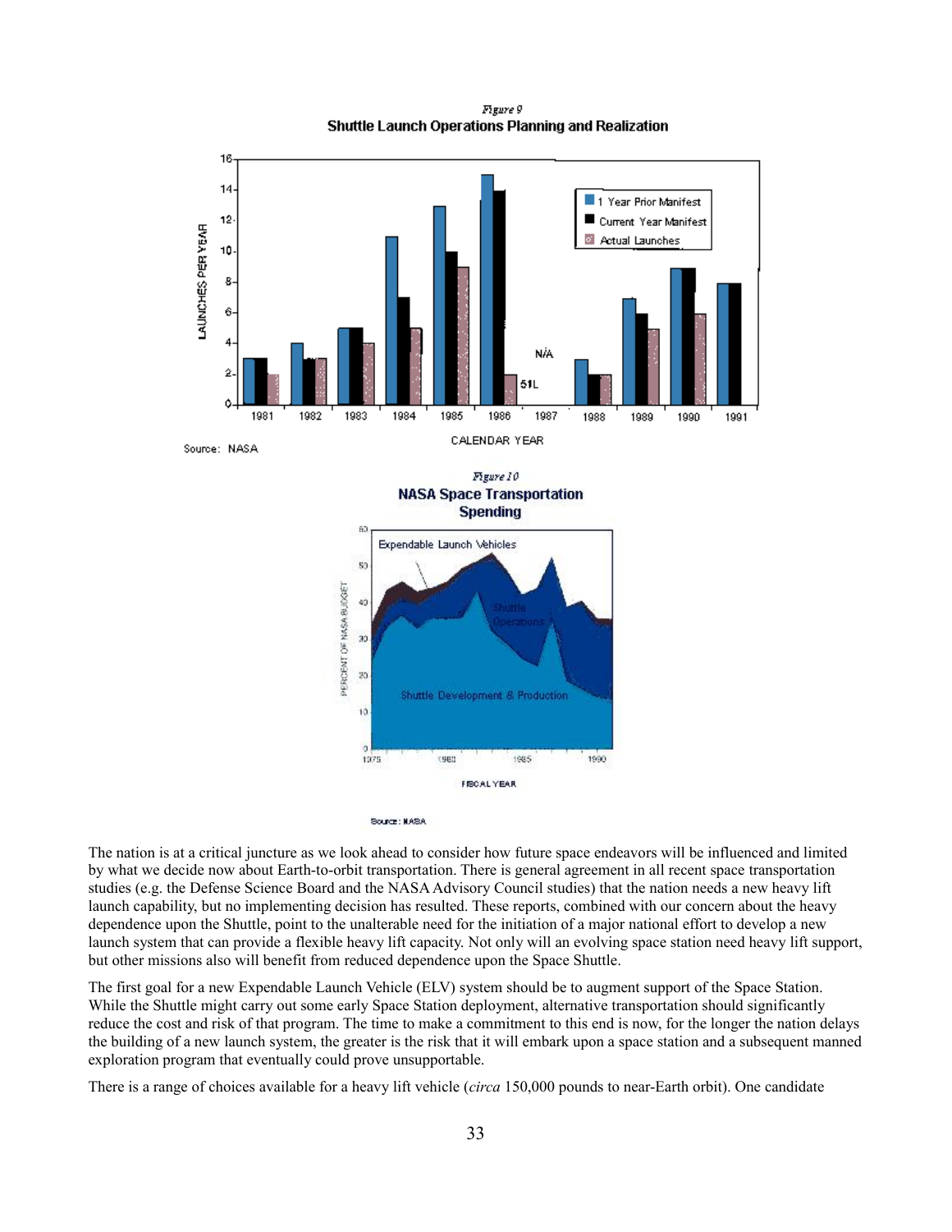*Figure 9*

**Shuttle Launch Operations Planning and Realization**

Source: NASA

*Figure 10*

**NASA Space Transportation Spending**

Source: NASA

The nation is at a critical juncture as we look ahead to consider how future space endeavors will be influenced and limited by what we decide now about Earth-to-orbit transportation. There is general agreement in all recent space transportation studies (e.g. the Defense Science Board and the NASA Advisory Council studies) that the nation needs a new heavy lift launch capability, but no implementing decision has resulted. These reports, combined with our concern about the heavy dependence upon the Shuttle, point to the unalterable need for the initiation of a major national effort to develop a new launch system that can provide a flexible heavy lift capacity. Not only will an evolving space station need heavy lift support, but other missions also will benefit from reduced dependence upon the Space Shuttle.

The first goal for a new Expendable Launch Vehicle (ELV) system should be to augment support of the Space Station. While the Shuttle might carry out some early Space Station deployment, alternative transportation should significantly reduce the cost and risk of that program. The time to make a commitment to this end is now, for the longer the nation delays the building of a new launch system, the greater is the risk that it will embark upon a space station and a subsequent manned exploration program that eventually could prove unsupportable.

There is a range of choices available for a heavy lift vehicle (*circa* 150,000 pounds to near-Earth orbit). One candidate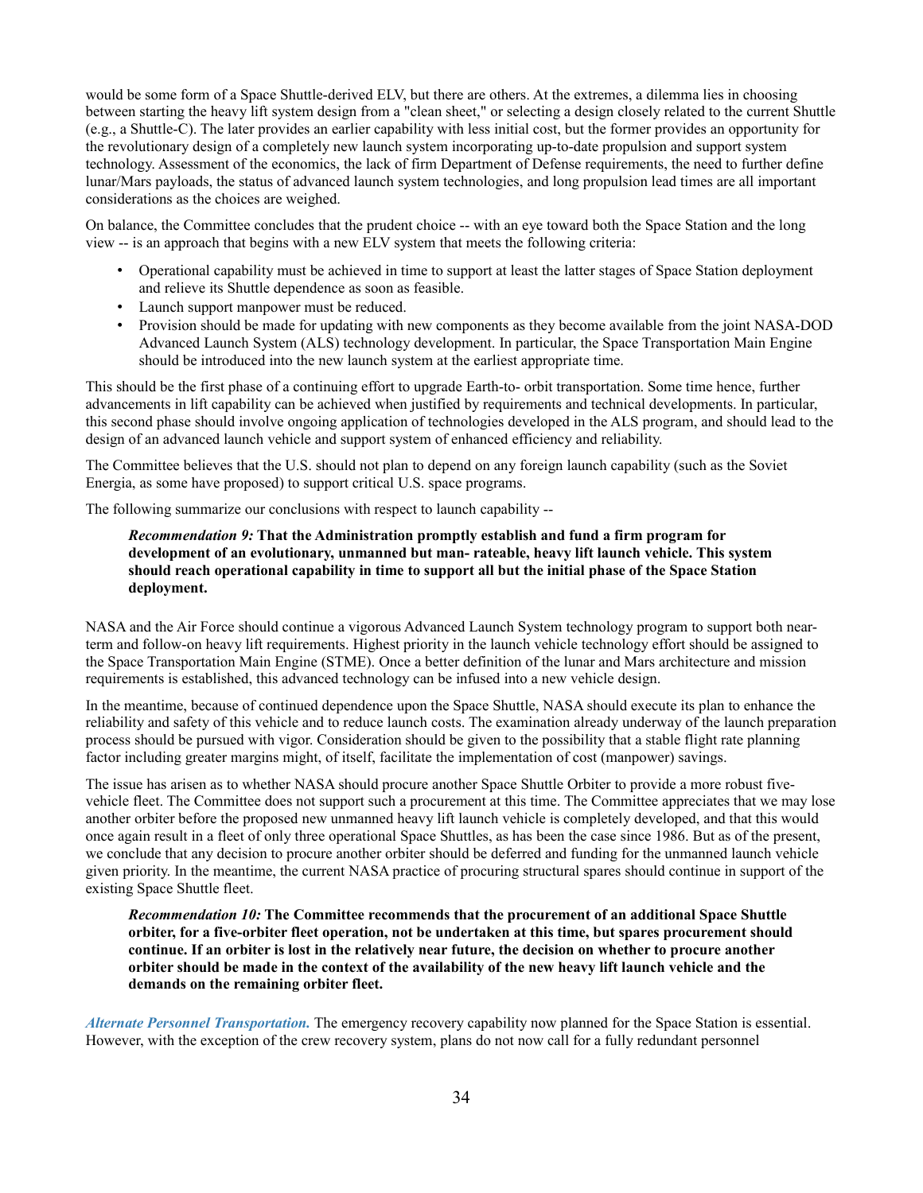would be some form of a Space Shuttle-derived ELV, but there are others. At the extremes, a dilemma lies in choosing between starting the heavy lift system design from a "clean sheet," or selecting a design closely related to the current Shuttle (e.g., a Shuttle-C). The later provides an earlier capability with less initial cost, but the former provides an opportunity for the revolutionary design of a completely new launch system incorporating up-to-date propulsion and support system technology. Assessment of the economics, the lack of firm Department of Defense requirements, the need to further define lunar/Mars payloads, the status of advanced launch system technologies, and long propulsion lead times are all important considerations as the choices are weighed.

On balance, the Committee concludes that the prudent choice -- with an eye toward both the Space Station and the long view -- is an approach that begins with a new ELV system that meets the following criteria:

- Operational capability must be achieved in time to support at least the latter stages of Space Station deployment and relieve its Shuttle dependence as soon as feasible.
- Launch support manpower must be reduced.
- Provision should be made for updating with new components as they become available from the joint NASA-DOD Advanced Launch System (ALS) technology development. In particular, the Space Transportation Main Engine should be introduced into the new launch system at the earliest appropriate time.

This should be the first phase of a continuing effort to upgrade Earth-to- orbit transportation. Some time hence, further advancements in lift capability can be achieved when justified by requirements and technical developments. In particular, this second phase should involve ongoing application of technologies developed in the ALS program, and should lead to the design of an advanced launch vehicle and support system of enhanced efficiency and reliability.

The Committee believes that the U.S. should not plan to depend on any foreign launch capability (such as the Soviet Energia, as some have proposed) to support critical U.S. space programs.

The following summarize our conclusions with respect to launch capability --

> ***Recommendation 9:*** **That the Administration promptly establish and fund a firm program for development of an evolutionary, unmanned but man- rateable, heavy lift launch vehicle. This system should reach operational capability in time to support all but the initial phase of the Space Station deployment.**

NASA and the Air Force should continue a vigorous Advanced Launch System technology program to support both near-term and follow-on heavy lift requirements. Highest priority in the launch vehicle technology effort should be assigned to the Space Transportation Main Engine (STME). Once a better definition of the lunar and Mars architecture and mission requirements is established, this advanced technology can be infused into a new vehicle design.

In the meantime, because of continued dependence upon the Space Shuttle, NASA should execute its plan to enhance the reliability and safety of this vehicle and to reduce launch costs. The examination already underway of the launch preparation process should be pursued with vigor. Consideration should be given to the possibility that a stable flight rate planning factor including greater margins might, of itself, facilitate the implementation of cost (manpower) savings.

The issue has arisen as to whether NASA should procure another Space Shuttle Orbiter to provide a more robust five-vehicle fleet. The Committee does not support such a procurement at this time. The Committee appreciates that we may lose another orbiter before the proposed new unmanned heavy lift launch vehicle is completely developed, and that this would once again result in a fleet of only three operational Space Shuttles, as has been the case since 1986. But as of the present, we conclude that any decision to procure another orbiter should be deferred and funding for the unmanned launch vehicle given priority. In the meantime, the current NASA practice of procuring structural spares should continue in support of the existing Space Shuttle fleet.

> ***Recommendation 10:*** **The Committee recommends that the procurement of an additional Space Shuttle orbiter, for a five-orbiter fleet operation, not be undertaken at this time, but spares procurement should continue. If an orbiter is lost in the relatively near future, the decision on whether to procure another orbiter should be made in the context of the availability of the new heavy lift launch vehicle and the demands on the remaining orbiter fleet.**

***Alternate Personnel Transportation.*** The emergency recovery capability now planned for the Space Station is essential. However, with the exception of the crew recovery system, plans do not now call for a fully redundant personnel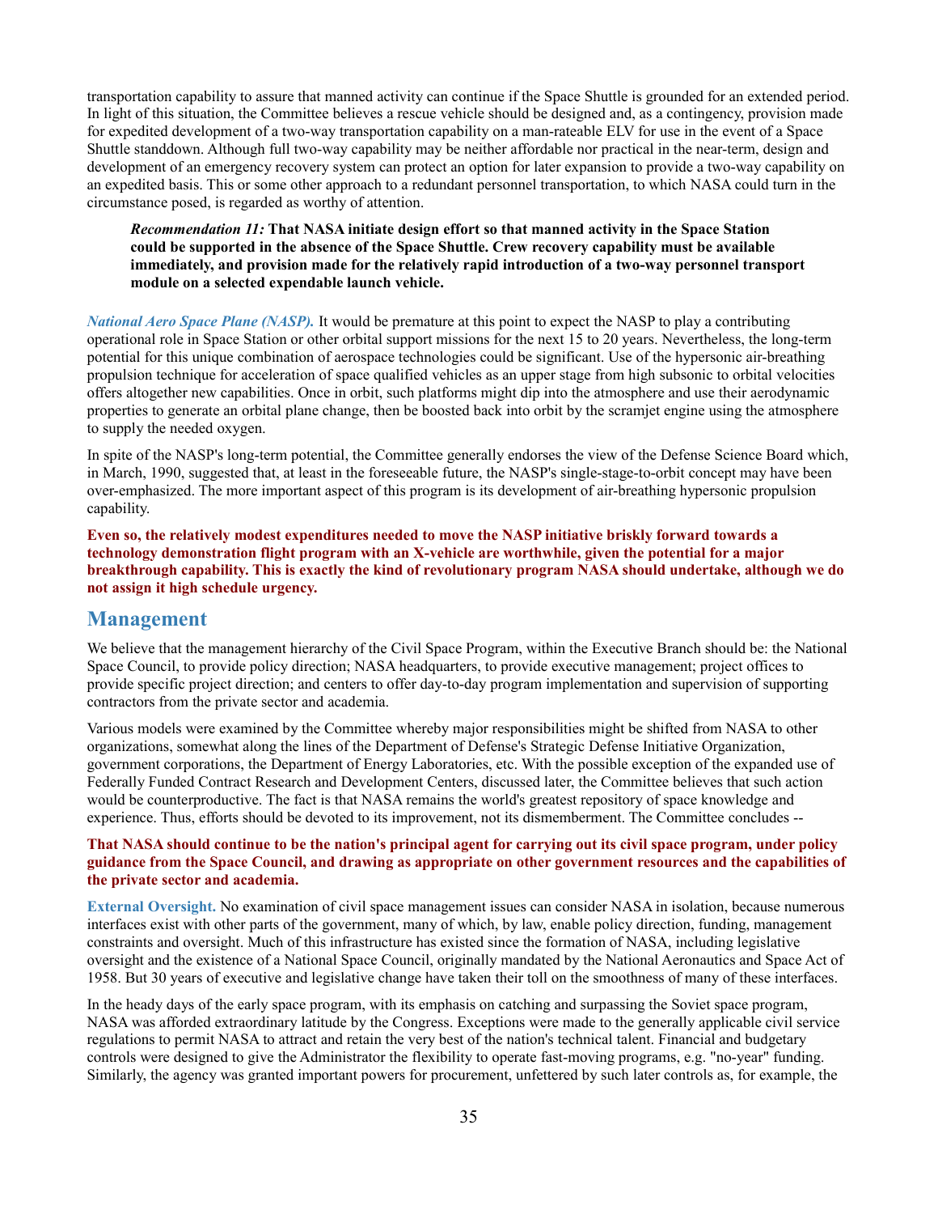transportation capability to assure that manned activity can continue if the Space Shuttle is grounded for an extended period. In light of this situation, the Committee believes a rescue vehicle should be designed and, as a contingency, provision made for expedited development of a two-way transportation capability on a man-rateable ELV for use in the event of a Space Shuttle standdown. Although full two-way capability may be neither affordable nor practical in the near-term, design and development of an emergency recovery system can protect an option for later expansion to provide a two-way capability on an expedited basis. This or some other approach to a redundant personnel transportation, to which NASA could turn in the circumstance posed, is regarded as worthy of attention.

> ***Recommendation 11:*** **That NASA initiate design effort so that manned activity in the Space Station could be supported in the absence of the Space Shuttle. Crew recovery capability must be available immediately, and provision made for the relatively rapid introduction of a two-way personnel transport module on a selected expendable launch vehicle.**

***National Aero Space Plane (NASP).*** It would be premature at this point to expect the NASP to play a contributing operational role in Space Station or other orbital support missions for the next 15 to 20 years. Nevertheless, the long-term potential for this unique combination of aerospace technologies could be significant. Use of the hypersonic air-breathing propulsion technique for acceleration of space qualified vehicles as an upper stage from high subsonic to orbital velocities offers altogether new capabilities. Once in orbit, such platforms might dip into the atmosphere and use their aerodynamic properties to generate an orbital plane change, then be boosted back into orbit by the scramjet engine using the atmosphere to supply the needed oxygen.

In spite of the NASP's long-term potential, the Committee generally endorses the view of the Defense Science Board which, in March, 1990, suggested that, at least in the foreseeable future, the NASP's single-stage-to-orbit concept may have been over-emphasized. The more important aspect of this program is its development of air-breathing hypersonic propulsion capability.

**Even so, the relatively modest expenditures needed to move the NASP initiative briskly forward towards a technology demonstration flight program with an X-vehicle are worthwhile, given the potential for a major breakthrough capability. This is exactly the kind of revolutionary program NASA should undertake, although we do not assign it high schedule urgency.**

## Management

We believe that the management hierarchy of the Civil Space Program, within the Executive Branch should be: the National Space Council, to provide policy direction; NASA headquarters, to provide executive management; project offices to provide specific project direction; and centers to offer day-to-day program implementation and supervision of supporting contractors from the private sector and academia.

Various models were examined by the Committee whereby major responsibilities might be shifted from NASA to other organizations, somewhat along the lines of the Department of Defense's Strategic Defense Initiative Organization, government corporations, the Department of Energy Laboratories, etc. With the possible exception of the expanded use of Federally Funded Contract Research and Development Centers, discussed later, the Committee believes that such action would be counterproductive. The fact is that NASA remains the world's greatest repository of space knowledge and experience. Thus, efforts should be devoted to its improvement, not its dismemberment. The Committee concludes --

**That NASA should continue to be the nation's principal agent for carrying out its civil space program, under policy guidance from the Space Council, and drawing as appropriate on other government resources and the capabilities of the private sector and academia.**

**External Oversight.** No examination of civil space management issues can consider NASA in isolation, because numerous interfaces exist with other parts of the government, many of which, by law, enable policy direction, funding, management constraints and oversight. Much of this infrastructure has existed since the formation of NASA, including legislative oversight and the existence of a National Space Council, originally mandated by the National Aeronautics and Space Act of 1958. But 30 years of executive and legislative change have taken their toll on the smoothness of many of these interfaces.

In the heady days of the early space program, with its emphasis on catching and surpassing the Soviet space program, NASA was afforded extraordinary latitude by the Congress. Exceptions were made to the generally applicable civil service regulations to permit NASA to attract and retain the very best of the nation's technical talent. Financial and budgetary controls were designed to give the Administrator the flexibility to operate fast-moving programs, e.g. "no-year" funding. Similarly, the agency was granted important powers for procurement, unfettered by such later controls as, for example, the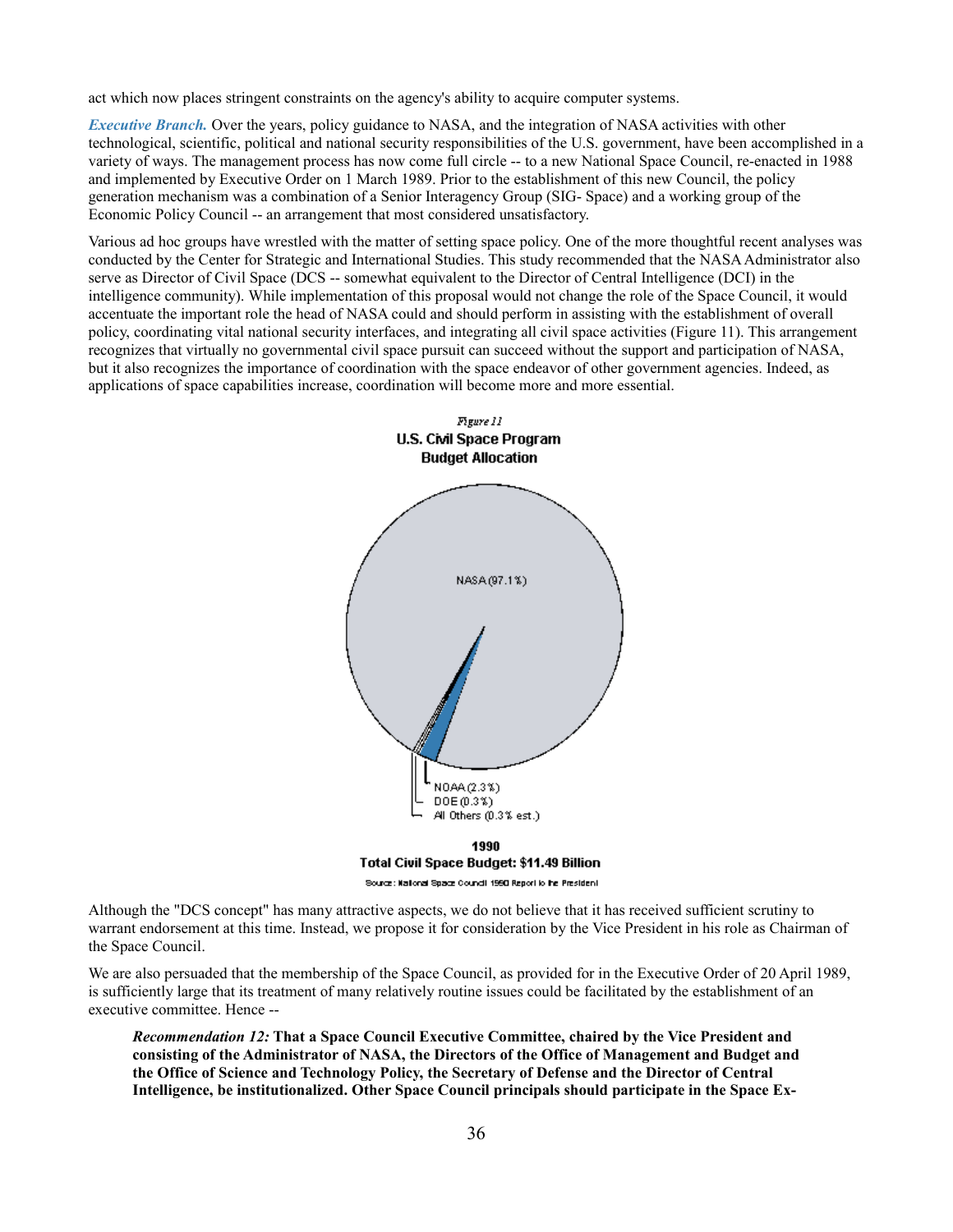act which now places stringent constraints on the agency's ability to acquire computer systems.

***Executive Branch.*** Over the years, policy guidance to NASA, and the integration of NASA activities with other technological, scientific, political and national security responsibilities of the U.S. government, have been accomplished in a variety of ways. The management process has now come full circle -- to a new National Space Council, re-enacted in 1988 and implemented by Executive Order on 1 March 1989. Prior to the establishment of this new Council, the policy generation mechanism was a combination of a Senior Interagency Group (SIG- Space) and a working group of the Economic Policy Council -- an arrangement that most considered unsatisfactory.

Various ad hoc groups have wrestled with the matter of setting space policy. One of the more thoughtful recent analyses was conducted by the Center for Strategic and International Studies. This study recommended that the NASA Administrator also serve as Director of Civil Space (DCS -- somewhat equivalent to the Director of Central Intelligence (DCI) in the intelligence community). While implementation of this proposal would not change the role of the Space Council, it would accentuate the important role the head of NASA could and should perform in assisting with the establishment of overall policy, coordinating vital national security interfaces, and integrating all civil space activities (Figure 11). This arrangement recognizes that virtually no governmental civil space pursuit can succeed without the support and participation of NASA, but it also recognizes the importance of coordination with the space endeavor of other government agencies. Indeed, as applications of space capabilities increase, coordination will become more and more essential.

*Figure 11*

**U.S. Civil Space Program Budget Allocation**

NASA (97.1%)

NOAA (2.3%)

DOE (0.3%)

All Others (0.3% est.)

**1990**

**Total Civil Space Budget: $11.49 Billion**

Source: National Space Council 1990 Report to the President

Although the "DCS concept" has many attractive aspects, we do not believe that it has received sufficient scrutiny to warrant endorsement at this time. Instead, we propose it for consideration by the Vice President in his role as Chairman of the Space Council.

We are also persuaded that the membership of the Space Council, as provided for in the Executive Order of 20 April 1989, is sufficiently large that its treatment of many relatively routine issues could be facilitated by the establishment of an executive committee. Hence --

> ***Recommendation 12:*** **That a Space Council Executive Committee, chaired by the Vice President and consisting of the Administrator of NASA, the Directors of the Office of Management and Budget and the Office of Science and Technology Policy, the Secretary of Defense and the Director of Central Intelligence, be institutionalized. Other Space Council principals should participate in the Space Ex-**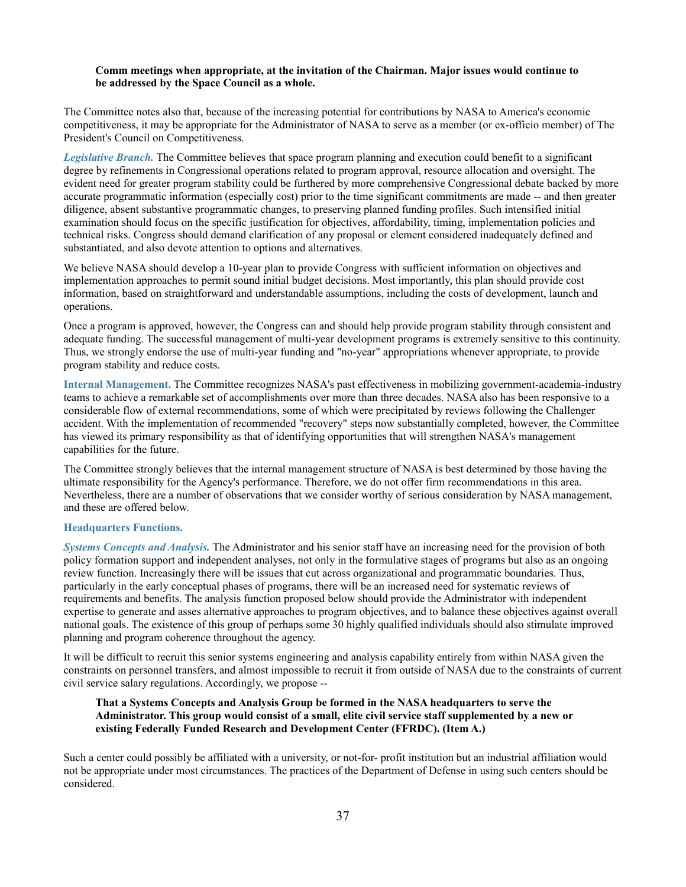**Comm meetings when appropriate, at the invitation of the Chairman. Major issues would continue to be addressed by the Space Council as a whole.**

The Committee notes also that, because of the increasing potential for contributions by NASA to America's economic competitiveness, it may be appropriate for the Administrator of NASA to serve as a member (or ex-officio member) of The President's Council on Competitiveness.

***Legislative Branch.*** The Committee believes that space program planning and execution could benefit to a significant degree by refinements in Congressional operations related to program approval, resource allocation and oversight. The evident need for greater program stability could be furthered by more comprehensive Congressional debate backed by more accurate programmatic information (especially cost) prior to the time significant commitments are made -- and then greater diligence, absent substantive programmatic changes, to preserving planned funding profiles. Such intensified initial examination should focus on the specific justification for objectives, affordability, timing, implementation policies and technical risks. Congress should demand clarification of any proposal or element considered inadequately defined and substantiated, and also devote attention to options and alternatives.

We believe NASA should develop a 10-year plan to provide Congress with sufficient information on objectives and implementation approaches to permit sound initial budget decisions. Most importantly, this plan should provide cost information, based on straightforward and understandable assumptions, including the costs of development, launch and operations.

Once a program is approved, however, the Congress can and should help provide program stability through consistent and adequate funding. The successful management of multi-year development programs is extremely sensitive to this continuity. Thus, we strongly endorse the use of multi-year funding and "no-year" appropriations whenever appropriate, to provide program stability and reduce costs.

**Internal Management.** The Committee recognizes NASA's past effectiveness in mobilizing government-academia-industry teams to achieve a remarkable set of accomplishments over more than three decades. NASA also has been responsive to a considerable flow of external recommendations, some of which were precipitated by reviews following the Challenger accident. With the implementation of recommended "recovery" steps now substantially completed, however, the Committee has viewed its primary responsibility as that of identifying opportunities that will strengthen NASA's management capabilities for the future.

The Committee strongly believes that the internal management structure of NASA is best determined by those having the ultimate responsibility for the Agency's performance. Therefore, we do not offer firm recommendations in this area. Nevertheless, there are a number of observations that we consider worthy of serious consideration by NASA management, and these are offered below.

**Headquarters Functions.**

***Systems Concepts and Analysis.*** The Administrator and his senior staff have an increasing need for the provision of both policy formation support and independent analyses, not only in the formulative stages of programs but also as an ongoing review function. Increasingly there will be issues that cut across organizational and programmatic boundaries. Thus, particularly in the early conceptual phases of programs, there will be an increased need for systematic reviews of requirements and benefits. The analysis function proposed below should provide the Administrator with independent expertise to generate and asses alternative approaches to program objectives, and to balance these objectives against overall national goals. The existence of this group of perhaps some 30 highly qualified individuals should also stimulate improved planning and program coherence throughout the agency.

It will be difficult to recruit this senior systems engineering and analysis capability entirely from within NASA given the constraints on personnel transfers, and almost impossible to recruit it from outside of NASA due to the constraints of current civil service salary regulations. Accordingly, we propose --

**That a Systems Concepts and Analysis Group be formed in the NASA headquarters to serve the Administrator. This group would consist of a small, elite civil service staff supplemented by a new or existing Federally Funded Research and Development Center (FFRDC). (Item A.)**

Such a center could possibly be affiliated with a university, or not-for- profit institution but an industrial affiliation would not be appropriate under most circumstances. The practices of the Department of Defense in using such centers should be considered.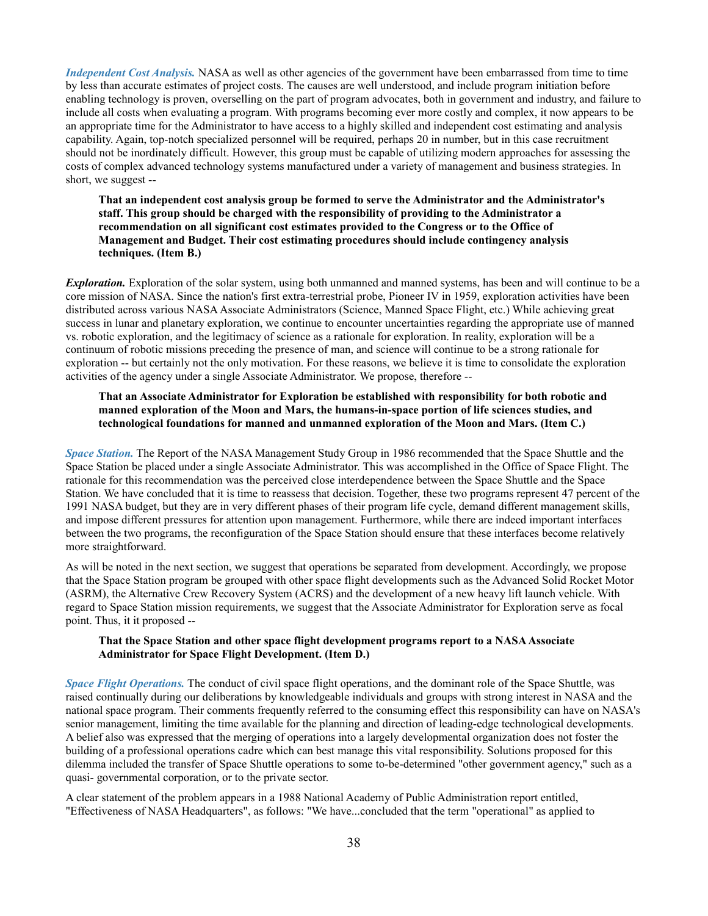***Independent Cost Analysis.*** NASA as well as other agencies of the government have been embarrassed from time to time by less than accurate estimates of project costs. The causes are well understood, and include program initiation before enabling technology is proven, overselling on the part of program advocates, both in government and industry, and failure to include all costs when evaluating a program. With programs becoming ever more costly and complex, it now appears to be an appropriate time for the Administrator to have access to a highly skilled and independent cost estimating and analysis capability. Again, top-notch specialized personnel will be required, perhaps 20 in number, but in this case recruitment should not be inordinately difficult. However, this group must be capable of utilizing modern approaches for assessing the costs of complex advanced technology systems manufactured under a variety of management and business strategies. In short, we suggest --

> **That an independent cost analysis group be formed to serve the Administrator and the Administrator's staff. This group should be charged with the responsibility of providing to the Administrator a recommendation on all significant cost estimates provided to the Congress or to the Office of Management and Budget. Their cost estimating procedures should include contingency analysis techniques. (Item B.)**

***Exploration.*** Exploration of the solar system, using both unmanned and manned systems, has been and will continue to be a core mission of NASA. Since the nation's first extra-terrestrial probe, Pioneer IV in 1959, exploration activities have been distributed across various NASA Associate Administrators (Science, Manned Space Flight, etc.) While achieving great success in lunar and planetary exploration, we continue to encounter uncertainties regarding the appropriate use of manned vs. robotic exploration, and the legitimacy of science as a rationale for exploration. In reality, exploration will be a continuum of robotic missions preceding the presence of man, and science will continue to be a strong rationale for exploration -- but certainly not the only motivation. For these reasons, we believe it is time to consolidate the exploration activities of the agency under a single Associate Administrator. We propose, therefore --

> **That an Associate Administrator for Exploration be established with responsibility for both robotic and manned exploration of the Moon and Mars, the humans-in-space portion of life sciences studies, and technological foundations for manned and unmanned exploration of the Moon and Mars. (Item C.)**

***Space Station.*** The Report of the NASA Management Study Group in 1986 recommended that the Space Shuttle and the Space Station be placed under a single Associate Administrator. This was accomplished in the Office of Space Flight. The rationale for this recommendation was the perceived close interdependence between the Space Shuttle and the Space Station. We have concluded that it is time to reassess that decision. Together, these two programs represent 47 percent of the 1991 NASA budget, but they are in very different phases of their program life cycle, demand different management skills, and impose different pressures for attention upon management. Furthermore, while there are indeed important interfaces between the two programs, the reconfiguration of the Space Station should ensure that these interfaces become relatively more straightforward.

As will be noted in the next section, we suggest that operations be separated from development. Accordingly, we propose that the Space Station program be grouped with other space flight developments such as the Advanced Solid Rocket Motor (ASRM), the Alternative Crew Recovery System (ACRS) and the development of a new heavy lift launch vehicle. With regard to Space Station mission requirements, we suggest that the Associate Administrator for Exploration serve as focal point. Thus, it proposed --

> **That the Space Station and other space flight development programs report to a NASA Associate Administrator for Space Flight Development. (Item D.)**

***Space Flight Operations.*** The conduct of civil space flight operations, and the dominant role of the Space Shuttle, was raised continually during our deliberations by knowledgeable individuals and groups with strong interest in NASA and the national space program. Their comments frequently referred to the consuming effect this responsibility can have on NASA's senior management, limiting the time available for the planning and direction of leading-edge technological developments. A belief also was expressed that the merging of operations into a largely developmental organization does not foster the building of a professional operations cadre which can best manage this vital responsibility. Solutions proposed for this dilemma included the transfer of Space Shuttle operations to some to-be-determined "other government agency," such as a quasi- governmental corporation, or to the private sector.

A clear statement of the problem appears in a 1988 National Academy of Public Administration report entitled, "Effectiveness of NASA Headquarters", as follows: "We have...concluded that the term "operational" as applied to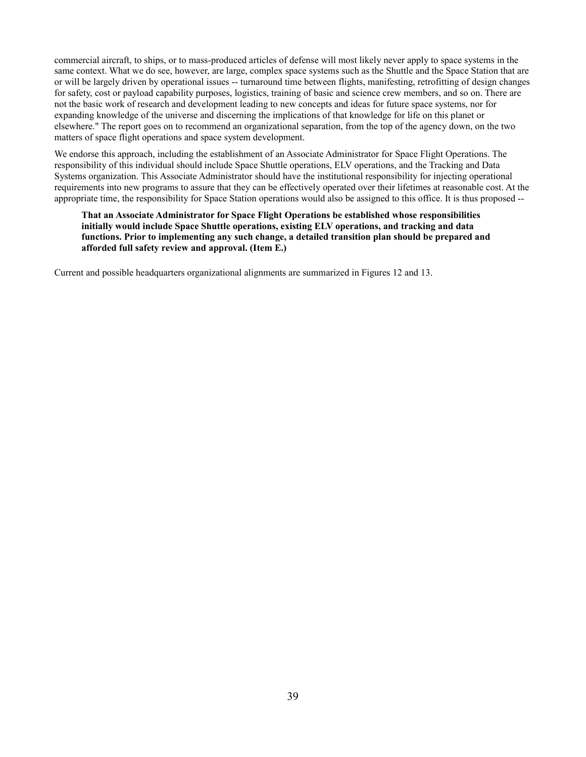commercial aircraft, to ships, or to mass-produced articles of defense will most likely never apply to space systems in the same context. What we do see, however, are large, complex space systems such as the Shuttle and the Space Station that are or will be largely driven by operational issues -- turnaround time between flights, manifesting, retrofitting of design changes for safety, cost or payload capability purposes, logistics, training of basic and science crew members, and so on. There are not the basic work of research and development leading to new concepts and ideas for future space systems, nor for expanding knowledge of the universe and discerning the implications of that knowledge for life on this planet or elsewhere." The report goes on to recommend an organizational separation, from the top of the agency down, on the two matters of space flight operations and space system development.

We endorse this approach, including the establishment of an Associate Administrator for Space Flight Operations. The responsibility of this individual should include Space Shuttle operations, ELV operations, and the Tracking and Data Systems organization. This Associate Administrator should have the institutional responsibility for injecting operational requirements into new programs to assure that they can be effectively operated over their lifetimes at reasonable cost. At the appropriate time, the responsibility for Space Station operations would also be assigned to this office. It is thus proposed --

> **That an Associate Administrator for Space Flight Operations be established whose responsibilities initially would include Space Shuttle operations, existing ELV operations, and tracking and data functions. Prior to implementing any such change, a detailed transition plan should be prepared and afforded full safety review and approval. (Item E.)**

Current and possible headquarters organizational alignments are summarized in Figures 12 and 13.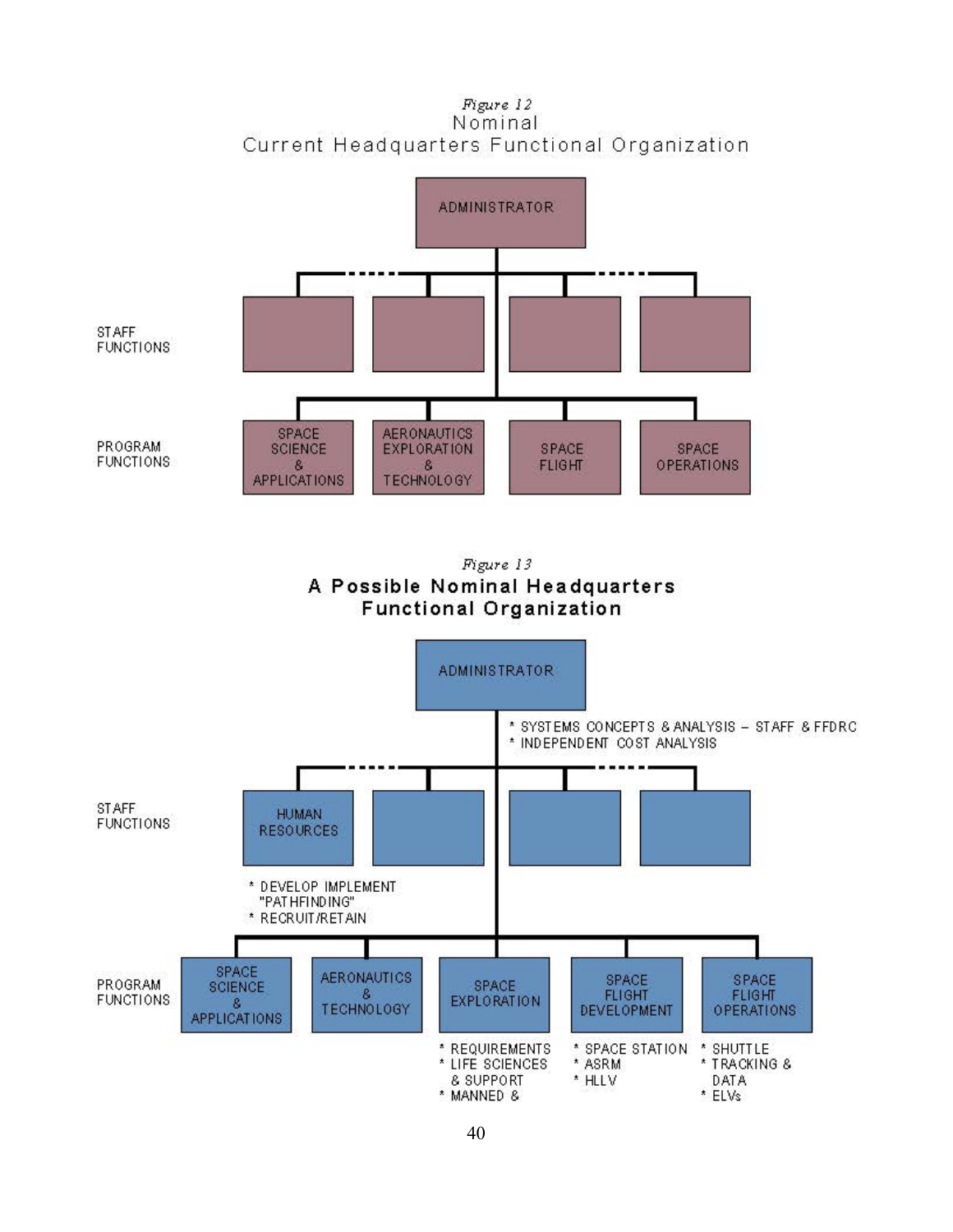*Figure 12*

## Nominal Current Headquarters Functional Organization

ADMINISTRATOR

STAFF FUNCTIONS

PROGRAM FUNCTIONS

- SPACE SCIENCE & APPLICATIONS
- AERONAUTICS EXPLORATION & TECHNOLOGY
- SPACE FLIGHT
- SPACE OPERATIONS

*Figure 13*

## A Possible Nominal Headquarters Functional Organization

ADMINISTRATOR

* SYSTEMS CONCEPTS & ANALYSIS – STAFF & FFDRC
* INDEPENDENT COST ANALYSIS

STAFF FUNCTIONS

- HUMAN RESOURCES
  * DEVELOP IMPLEMENT "PATHFINDING"
  * RECRUIT/RETAIN

PROGRAM FUNCTIONS

- SPACE SCIENCE & APPLICATIONS
- AERONAUTICS & TECHNOLOGY
- SPACE EXPLORATION
  * REQUIREMENTS
  * LIFE SCIENCES & SUPPORT
  * MANNED &
- SPACE FLIGHT DEVELOPMENT
  * SPACE STATION
  * ASRM
  * HLLV
- SPACE FLIGHT OPERATIONS
  * SHUTTLE
  * TRACKING & DATA
  * ELVs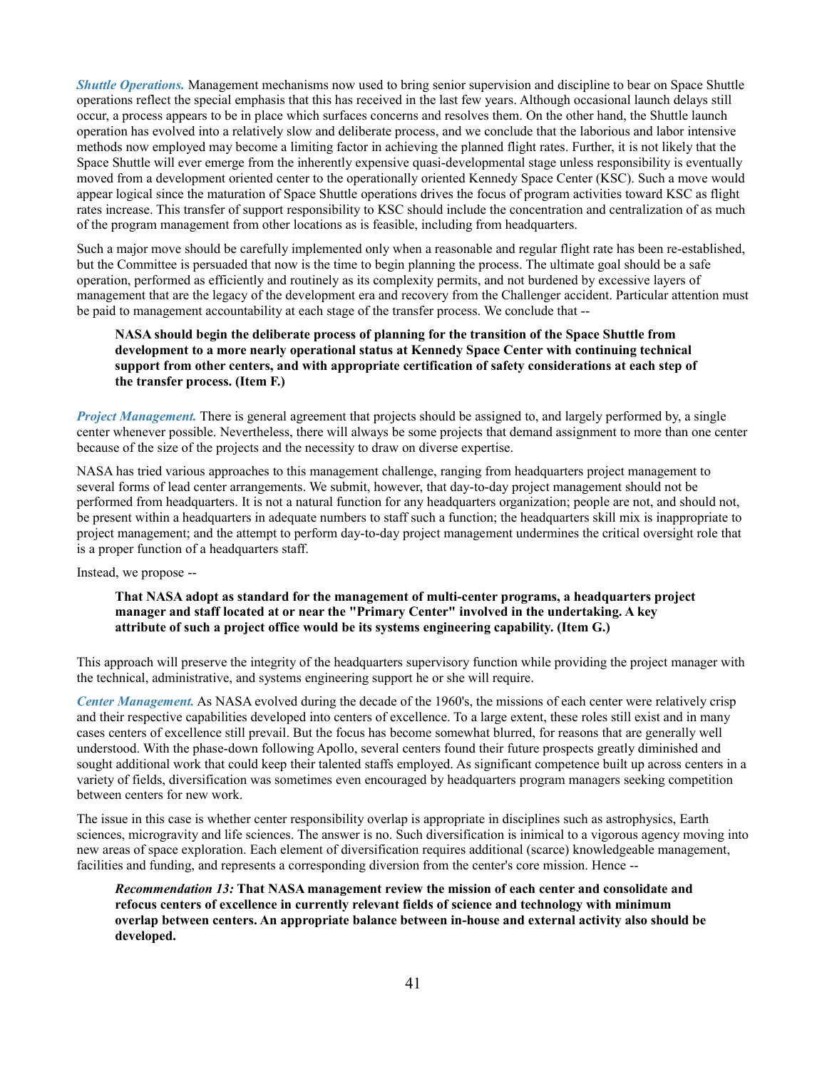***Shuttle Operations.*** Management mechanisms now used to bring senior supervision and discipline to bear on Space Shuttle operations reflect the special emphasis that this has received in the last few years. Although occasional launch delays still occur, a process appears to be in place which surfaces concerns and resolves them. On the other hand, the Shuttle launch operation has evolved into a relatively slow and deliberate process, and we conclude that the laborious and labor intensive methods now employed may become a limiting factor in achieving the planned flight rates. Further, it is not likely that the Space Shuttle will ever emerge from the inherently expensive quasi-developmental stage unless responsibility is eventually moved from a development oriented center to the operationally oriented Kennedy Space Center (KSC). Such a move would appear logical since the maturation of Space Shuttle operations drives the focus of program activities toward KSC as flight rates increase. This transfer of support responsibility to KSC should include the concentration and centralization of as much of the program management from other locations as is feasible, including from headquarters.

Such a major move should be carefully implemented only when a reasonable and regular flight rate has been re-established, but the Committee is persuaded that now is the time to begin planning the process. The ultimate goal should be a safe operation, performed as efficiently and routinely as its complexity permits, and not burdened by excessive layers of management that are the legacy of the development era and recovery from the Challenger accident. Particular attention must be paid to management accountability at each stage of the transfer process. We conclude that --

> **NASA should begin the deliberate process of planning for the transition of the Space Shuttle from development to a more nearly operational status at Kennedy Space Center with continuing technical support from other centers, and with appropriate certification of safety considerations at each step of the transfer process. (Item F.)**

***Project Management.*** There is general agreement that projects should be assigned to, and largely performed by, a single center whenever possible. Nevertheless, there will always be some projects that demand assignment to more than one center because of the size of the projects and the necessity to draw on diverse expertise.

NASA has tried various approaches to this management challenge, ranging from headquarters project management to several forms of lead center arrangements. We submit, however, that day-to-day project management should not be performed from headquarters. It is not a natural function for any headquarters organization; people are not, and should not, be present within a headquarters in adequate numbers to staff such a function; the headquarters skill mix is inappropriate to project management; and the attempt to perform day-to-day project management undermines the critical oversight role that is a proper function of a headquarters staff.

Instead, we propose --

> **That NASA adopt as standard for the management of multi-center programs, a headquarters project manager and staff located at or near the "Primary Center" involved in the undertaking. A key attribute of such a project office would be its systems engineering capability. (Item G.)**

This approach will preserve the integrity of the headquarters supervisory function while providing the project manager with the technical, administrative, and systems engineering support he or she will require.

***Center Management.*** As NASA evolved during the decade of the 1960's, the missions of each center were relatively crisp and their respective capabilities developed into centers of excellence. To a large extent, these roles still exist and in many cases centers of excellence still prevail. But the focus has become somewhat blurred, for reasons that are generally well understood. With the phase-down following Apollo, several centers found their future prospects greatly diminished and sought additional work that could keep their talented staffs employed. As significant competence built up across centers in a variety of fields, diversification was sometimes even encouraged by headquarters program managers seeking competition between centers for new work.

The issue in this case is whether center responsibility overlap is appropriate in disciplines such as astrophysics, Earth sciences, microgravity and life sciences. The answer is no. Such diversification is inimical to a vigorous agency moving into new areas of space exploration. Each element of diversification requires additional (scarce) knowledgeable management, facilities and funding, and represents a corresponding diversion from the center's core mission. Hence --

> ***Recommendation 13:*** **That NASA management review the mission of each center and consolidate and refocus centers of excellence in currently relevant fields of science and technology with minimum overlap between centers. An appropriate balance between in-house and external activity also should be developed.**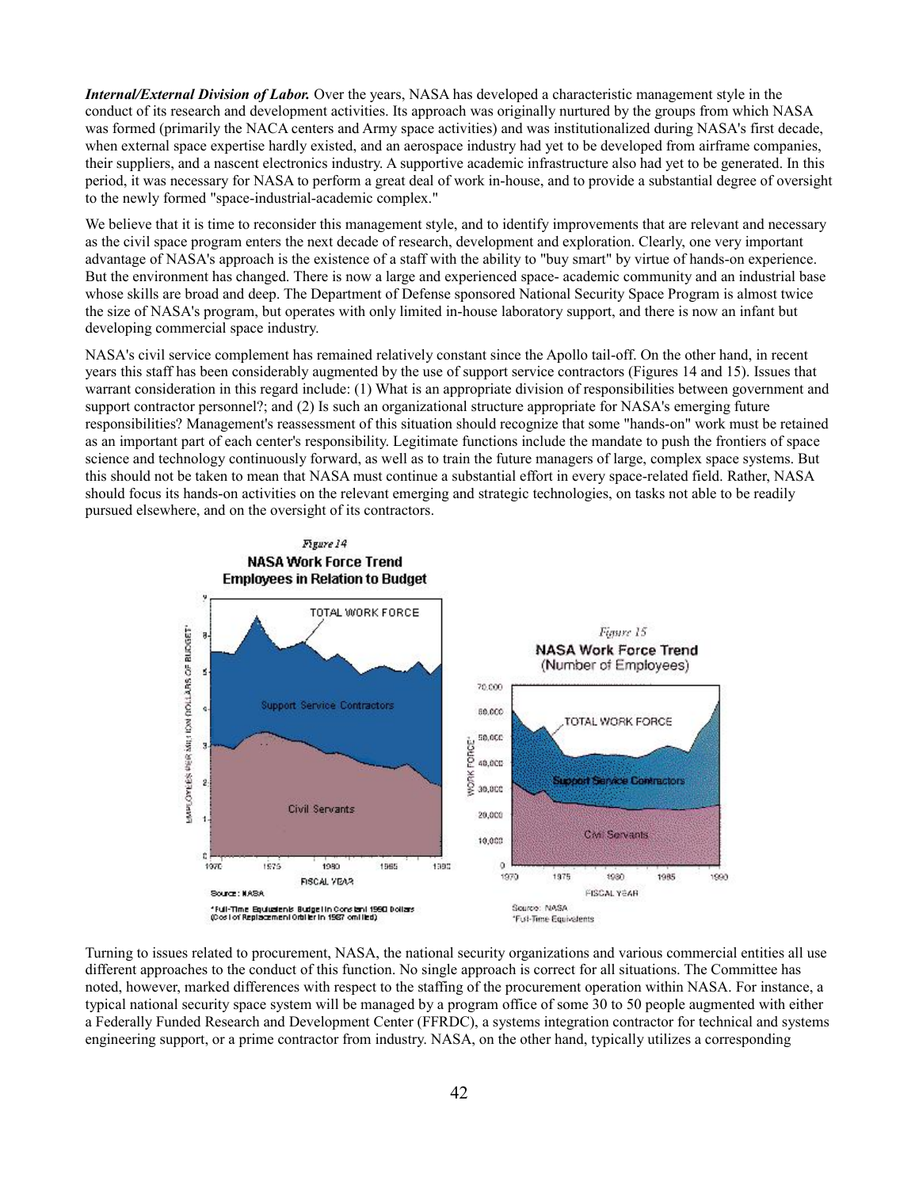***Internal/External Division of Labor.*** Over the years, NASA has developed a characteristic management style in the conduct of its research and development activities. Its approach was originally nurtured by the groups from which NASA was formed (primarily the NACA centers and Army space activities) and was institutionalized during NASA's first decade, when external space expertise hardly existed, and an aerospace industry had yet to be developed from airframe companies, their suppliers, and a nascent electronics industry. A supportive academic infrastructure also had yet to be generated. In this period, it was necessary for NASA to perform a great deal of work in-house, and to provide a substantial degree of oversight to the newly formed "space-industrial-academic complex."

We believe that it is time to reconsider this management style, and to identify improvements that are relevant and necessary as the civil space program enters the next decade of research, development and exploration. Clearly, one very important advantage of NASA's approach is the existence of a staff with the ability to "buy smart" by virtue of hands-on experience. But the environment has changed. There is now a large and experienced space- academic community and an industrial base whose skills are broad and deep. The Department of Defense sponsored National Security Space Program is almost twice the size of NASA's program, but operates with only limited in-house laboratory support, and there is now an infant but developing commercial space industry.

NASA's civil service complement has remained relatively constant since the Apollo tail-off. On the other hand, in recent years this staff has been considerably augmented by the use of support service contractors (Figures 14 and 15). Issues that warrant consideration in this regard include: (1) What is an appropriate division of responsibilities between government and support contractor personnel?; and (2) Is such an organizational structure appropriate for NASA's emerging future responsibilities? Management's reassessment of this situation should recognize that some "hands-on" work must be retained as an important part of each center's responsibility. Legitimate functions include the mandate to push the frontiers of space science and technology continuously forward, as well as to train the future managers of large, complex space systems. But this should not be taken to mean that NASA must continue a substantial effort in every space-related field. Rather, NASA should focus its hands-on activities on the relevant emerging and strategic technologies, on tasks not able to be readily pursued elsewhere, and on the oversight of its contractors.

*Figure 14*
**NASA Work Force Trend**
**Employees in Relation to Budget**

Source: NASA

*Full-Time Equivalents Budget in Constant 1990 Dollars (Cost of Replacement Orbiter in 1987 omitted)

*Figure 15*
**NASA Work Force Trend**
(Number of Employees)

Source: NASA
*Full-Time Equivalents

Turning to issues related to procurement, NASA, the national security organizations and various commercial entities all use different approaches to the conduct of this function. No single approach is correct for all situations. The Committee has noted, however, marked differences with respect to the staffing of the procurement operation within NASA. For instance, a typical national security space system will be managed by a program office of some 30 to 50 people augmented with either a Federally Funded Research and Development Center (FFRDC), a systems integration contractor for technical and systems engineering support, or a prime contractor from industry. NASA, on the other hand, typically utilizes a corresponding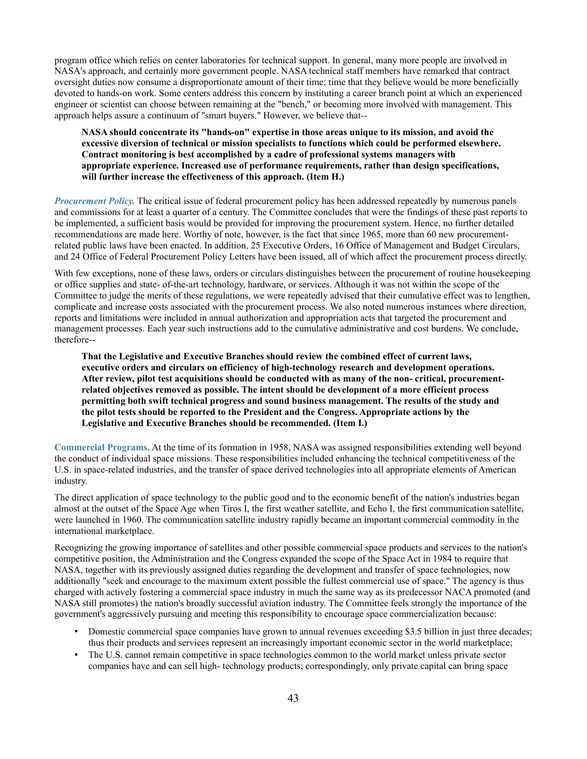program office which relies on center laboratories for technical support. In general, many more people are involved in NASA's approach, and certainly more government people. NASA technical staff members have remarked that contract oversight duties now consume a disproportionate amount of their time; time that they believe would be more beneficially devoted to hands-on work. Some centers address this concern by instituting a career branch point at which an experienced engineer or scientist can choose between remaining at the "bench," or becoming more involved with management. This approach helps assure a continuum of "smart buyers." However, we believe that--

> **NASA should concentrate its "hands-on" expertise in those areas unique to its mission, and avoid the excessive diversion of technical or mission specialists to functions which could be performed elsewhere. Contract monitoring is best accomplished by a cadre of professional systems managers with appropriate experience. Increased use of performance requirements, rather than design specifications, will further increase the effectiveness of this approach. (Item H.)**

***Procurement Policy.*** The critical issue of federal procurement policy has been addressed repeatedly by numerous panels and commissions for at least a quarter of a century. The Committee concludes that were the findings of these past reports to be implemented, a sufficient basis would be provided for improving the procurement system. Hence, no further detailed recommendations are made here. Worthy of note, however, is the fact that since 1965, more than 60 new procurement-related public laws have been enacted. In addition, 25 Executive Orders, 16 Office of Management and Budget Circulars, and 24 Office of Federal Procurement Policy Letters have been issued, all of which affect the procurement process directly.

With few exceptions, none of these laws, orders or circulars distinguishes between the procurement of routine housekeeping or office supplies and state- of-the-art technology, hardware, or services. Although it was not within the scope of the Committee to judge the merits of these regulations, we were repeatedly advised that their cumulative effect was to lengthen, complicate and increase costs associated with the procurement process. We also noted numerous instances where direction, reports and limitations were included in annual authorization and appropriation acts that targeted the procurement and management processes. Each year such instructions add to the cumulative administrative and cost burdens. We conclude, therefore--

> **That the Legislative and Executive Branches should review the combined effect of current laws, executive orders and circulars on efficiency of high-technology research and development operations. After review, pilot test acquisitions should be conducted with as many of the non- critical, procurement-related objectives removed as possible. The intent should be development of a more efficient process permitting both swift technical progress and sound business management. The results of the study and the pilot tests should be reported to the President and the Congress. Appropriate actions by the Legislative and Executive Branches should be recommended. (Item I.)**

**Commercial Programs.** At the time of its formation in 1958, NASA was assigned responsibilities extending well beyond the conduct of individual space missions. These responsibilities included enhancing the technical competitiveness of the U.S. in space-related industries, and the transfer of space derived technologies into all appropriate elements of American industry.

The direct application of space technology to the public good and to the economic benefit of the nation's industries began almost at the outset of the Space Age when Tiros I, the first weather satellite, and Echo I, the first communication satellite, were launched in 1960. The communication satellite industry rapidly became an important commercial commodity in the international marketplace.

Recognizing the growing importance of satellites and other possible commercial space products and services to the nation's competitive position, the Administration and the Congress expanded the scope of the Space Act in 1984 to require that NASA, together with its previously assigned duties regarding the development and transfer of space technologies, now additionally "seek and encourage to the maximum extent possible the fullest commercial use of space." The agency is thus charged with actively fostering a commercial space industry in much the same way as its predecessor NACA promoted (and NASA still promotes) the nation's broadly successful aviation industry. The Committee feels strongly the importance of the government's aggressively pursuing and meeting this responsibility to encourage space commercialization because:

- Domestic commercial space companies have grown to annual revenues exceeding $3.5 billion in just three decades; thus their products and services represent an increasingly important economic sector in the world marketplace;
- The U.S. cannot remain competitive in space technologies common to the world market unless private sector companies have and can sell high- technology products; correspondingly, only private capital can bring space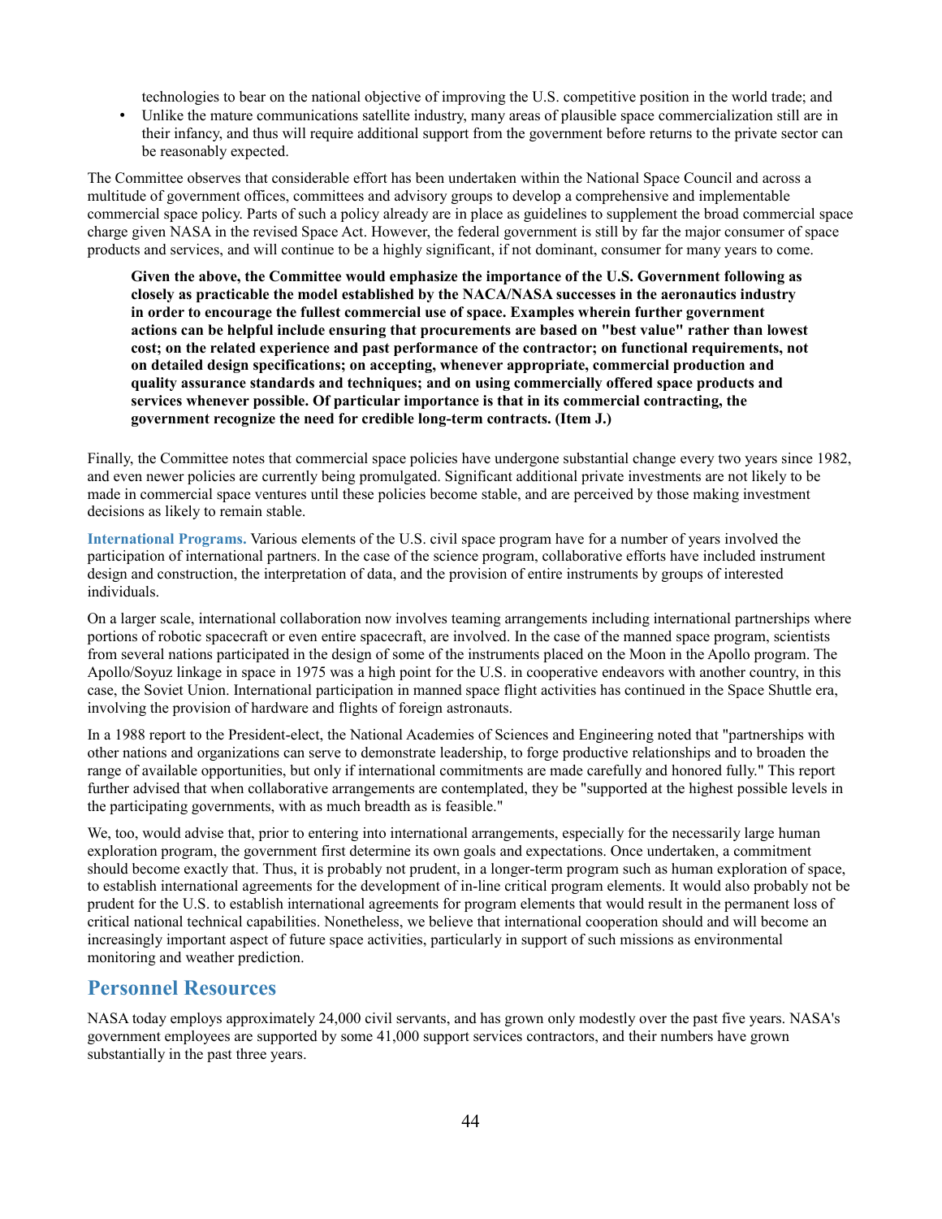technologies to bear on the national objective of improving the U.S. competitive position in the world trade; and

- Unlike the mature communications satellite industry, many areas of plausible space commercialization still are in their infancy, and thus will require additional support from the government before returns to the private sector can be reasonably expected.

The Committee observes that considerable effort has been undertaken within the National Space Council and across a multitude of government offices, committees and advisory groups to develop a comprehensive and implementable commercial space policy. Parts of such a policy already are in place as guidelines to supplement the broad commercial space charge given NASA in the revised Space Act. However, the federal government is still by far the major consumer of space products and services, and will continue to be a highly significant, if not dominant, consumer for many years to come.

> **Given the above, the Committee would emphasize the importance of the U.S. Government following as closely as practicable the model established by the NACA/NASA successes in the aeronautics industry in order to encourage the fullest commercial use of space. Examples wherein further government actions can be helpful include ensuring that procurements are based on "best value" rather than lowest cost; on the related experience and past performance of the contractor; on functional requirements, not on detailed design specifications; on accepting, whenever appropriate, commercial production and quality assurance standards and techniques; and on using commercially offered space products and services whenever possible. Of particular importance is that in its commercial contracting, the government recognize the need for credible long-term contracts. (Item J.)**

Finally, the Committee notes that commercial space policies have undergone substantial change every two years since 1982, and even newer policies are currently being promulgated. Significant additional private investments are not likely to be made in commercial space ventures until these policies become stable, and are perceived by those making investment decisions as likely to remain stable.

**International Programs.** Various elements of the U.S. civil space program have for a number of years involved the participation of international partners. In the case of the science program, collaborative efforts have included instrument design and construction, the interpretation of data, and the provision of entire instruments by groups of interested individuals.

On a larger scale, international collaboration now involves teaming arrangements including international partnerships where portions of robotic spacecraft or even entire spacecraft, are involved. In the case of the manned space program, scientists from several nations participated in the design of some of the instruments placed on the Moon in the Apollo program. The Apollo/Soyuz linkage in space in 1975 was a high point for the U.S. in cooperative endeavors with another country, in this case, the Soviet Union. International participation in manned space flight activities has continued in the Space Shuttle era, involving the provision of hardware and flights of foreign astronauts.

In a 1988 report to the President-elect, the National Academies of Sciences and Engineering noted that "partnerships with other nations and organizations can serve to demonstrate leadership, to forge productive relationships and to broaden the range of available opportunities, but only if international commitments are made carefully and honored fully." This report further advised that when collaborative arrangements are contemplated, they be "supported at the highest possible levels in the participating governments, with as much breadth as is feasible."

We, too, would advise that, prior to entering into international arrangements, especially for the necessarily large human exploration program, the government first determine its own goals and expectations. Once undertaken, a commitment should become exactly that. Thus, it is probably not prudent, in a longer-term program such as human exploration of space, to establish international agreements for the development of in-line critical program elements. It would also probably not be prudent for the U.S. to establish international agreements for program elements that would result in the permanent loss of critical national technical capabilities. Nonetheless, we believe that international cooperation should and will become an increasingly important aspect of future space activities, particularly in support of such missions as environmental monitoring and weather prediction.

## Personnel Resources

NASA today employs approximately 24,000 civil servants, and has grown only modestly over the past five years. NASA's government employees are supported by some 41,000 support services contractors, and their numbers have grown substantially in the past three years.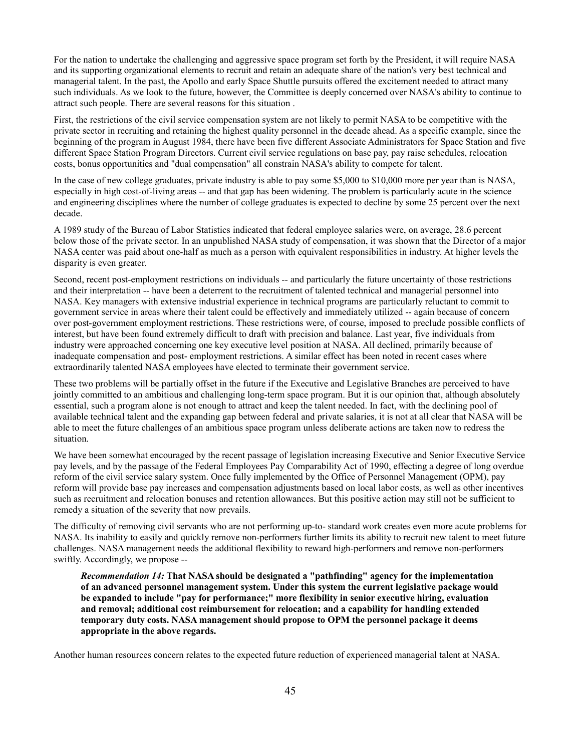For the nation to undertake the challenging and aggressive space program set forth by the President, it will require NASA and its supporting organizational elements to recruit and retain an adequate share of the nation's very best technical and managerial talent. In the past, the Apollo and early Space Shuttle pursuits offered the excitement needed to attract many such individuals. As we look to the future, however, the Committee is deeply concerned over NASA's ability to continue to attract such people. There are several reasons for this situation .

First, the restrictions of the civil service compensation system are not likely to permit NASA to be competitive with the private sector in recruiting and retaining the highest quality personnel in the decade ahead. As a specific example, since the beginning of the program in August 1984, there have been five different Associate Administrators for Space Station and five different Space Station Program Directors. Current civil service regulations on base pay, pay raise schedules, relocation costs, bonus opportunities and "dual compensation" all constrain NASA's ability to compete for talent.

In the case of new college graduates, private industry is able to pay some $5,000 to $10,000 more per year than is NASA, especially in high cost-of-living areas -- and that gap has been widening. The problem is particularly acute in the science and engineering disciplines where the number of college graduates is expected to decline by some 25 percent over the next decade.

A 1989 study of the Bureau of Labor Statistics indicated that federal employee salaries were, on average, 28.6 percent below those of the private sector. In an unpublished NASA study of compensation, it was shown that the Director of a major NASA center was paid about one-half as much as a person with equivalent responsibilities in industry. At higher levels the disparity is even greater.

Second, recent post-employment restrictions on individuals -- and particularly the future uncertainty of those restrictions and their interpretation -- have been a deterrent to the recruitment of talented technical and managerial personnel into NASA. Key managers with extensive industrial experience in technical programs are particularly reluctant to commit to government service in areas where their talent could be effectively and immediately utilized -- again because of concern over post-government employment restrictions. These restrictions were, of course, imposed to preclude possible conflicts of interest, but have been found extremely difficult to draft with precision and balance. Last year, five individuals from industry were approached concerning one key executive level position at NASA. All declined, primarily because of inadequate compensation and post- employment restrictions. A similar effect has been noted in recent cases where extraordinarily talented NASA employees have elected to terminate their government service.

These two problems will be partially offset in the future if the Executive and Legislative Branches are perceived to have jointly committed to an ambitious and challenging long-term space program. But it is our opinion that, although absolutely essential, such a program alone is not enough to attract and keep the talent needed. In fact, with the declining pool of available technical talent and the expanding gap between federal and private salaries, it is not at all clear that NASA will be able to meet the future challenges of an ambitious space program unless deliberate actions are taken now to redress the situation.

We have been somewhat encouraged by the recent passage of legislation increasing Executive and Senior Executive Service pay levels, and by the passage of the Federal Employees Pay Comparability Act of 1990, effecting a degree of long overdue reform of the civil service salary system. Once fully implemented by the Office of Personnel Management (OPM), pay reform will provide base pay increases and compensation adjustments based on local labor costs, as well as other incentives such as recruitment and relocation bonuses and retention allowances. But this positive action may still not be sufficient to remedy a situation of the severity that now prevails.

The difficulty of removing civil servants who are not performing up-to- standard work creates even more acute problems for NASA. Its inability to easily and quickly remove non-performers further limits its ability to recruit new talent to meet future challenges. NASA management needs the additional flexibility to reward high-performers and remove non-performers swiftly. Accordingly, we propose --

> ***Recommendation 14:* That NASA should be designated a "pathfinding" agency for the implementation of an advanced personnel management system. Under this system the current legislative package would be expanded to include "pay for performance;" more flexibility in senior executive hiring, evaluation and removal; additional cost reimbursement for relocation; and a capability for handling extended temporary duty costs. NASA management should propose to OPM the personnel package it deems appropriate in the above regards.**

Another human resources concern relates to the expected future reduction of experienced managerial talent at NASA.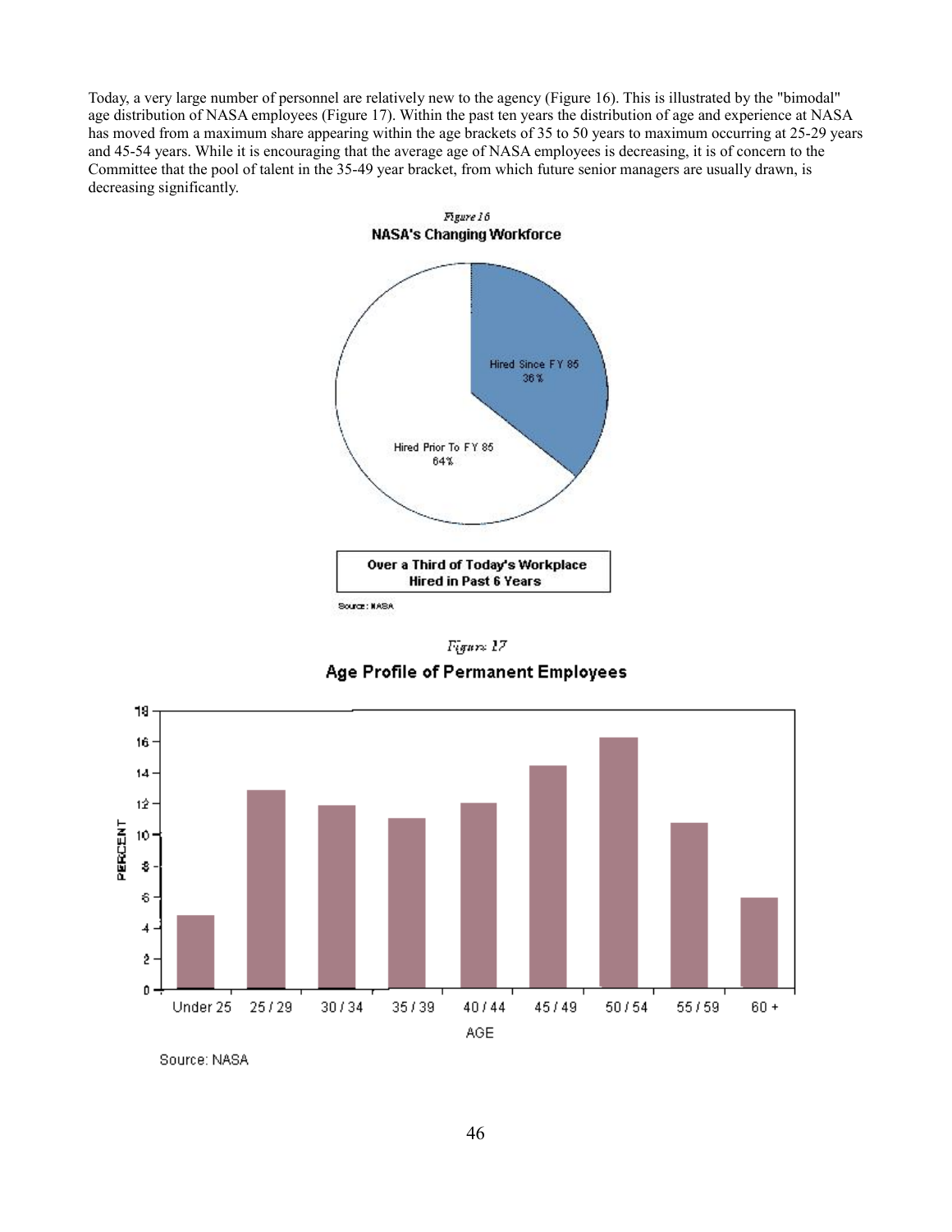Today, a very large number of personnel are relatively new to the agency (Figure 16). This is illustrated by the "bimodal" age distribution of NASA employees (Figure 17). Within the past ten years the distribution of age and experience at NASA has moved from a maximum share appearing within the age brackets of 35 to 50 years to maximum occurring at 25-29 years and 45-54 years. While it is encouraging that the average age of NASA employees is decreasing, it is of concern to the Committee that the pool of talent in the 35-49 year bracket, from which future senior managers are usually drawn, is decreasing significantly.

*Figure 16*

**NASA's Changing Workforce**

Hired Since FY 85
36%

Hired Prior To FY 85
64%

**Over a Third of Today's Workplace Hired in Past 6 Years**

Source: NASA

*Figure 17*

**Age Profile of Permanent Employees**

PERCENT

AGE: Under 25, 25 / 29, 30 / 34, 35 / 39, 40 / 44, 45 / 49, 50 / 54, 55 / 59, 60 +

Source: NASA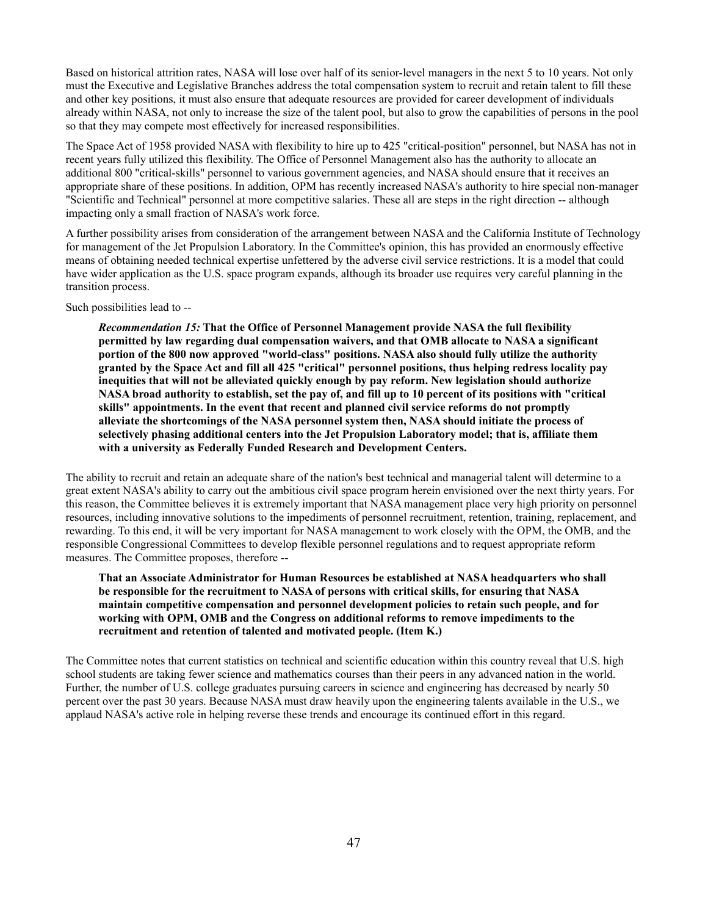Based on historical attrition rates, NASA will lose over half of its senior-level managers in the next 5 to 10 years. Not only must the Executive and Legislative Branches address the total compensation system to recruit and retain talent to fill these and other key positions, it must also ensure that adequate resources are provided for career development of individuals already within NASA, not only to increase the size of the talent pool, but also to grow the capabilities of persons in the pool so that they may compete most effectively for increased responsibilities.

The Space Act of 1958 provided NASA with flexibility to hire up to 425 "critical-position" personnel, but NASA has not in recent years fully utilized this flexibility. The Office of Personnel Management also has the authority to allocate an additional 800 "critical-skills" personnel to various government agencies, and NASA should ensure that it receives an appropriate share of these positions. In addition, OPM has recently increased NASA's authority to hire special non-manager "Scientific and Technical" personnel at more competitive salaries. These all are steps in the right direction -- although impacting only a small fraction of NASA's work force.

A further possibility arises from consideration of the arrangement between NASA and the California Institute of Technology for management of the Jet Propulsion Laboratory. In the Committee's opinion, this has provided an enormously effective means of obtaining needed technical expertise unfettered by the adverse civil service restrictions. It is a model that could have wider application as the U.S. space program expands, although its broader use requires very careful planning in the transition process.

Such possibilities lead to --

> *Recommendation 15:* **That the Office of Personnel Management provide NASA the full flexibility permitted by law regarding dual compensation waivers, and that OMB allocate to NASA a significant portion of the 800 now approved "world-class" positions. NASA also should fully utilize the authority granted by the Space Act and fill all 425 "critical" personnel positions, thus helping redress locality pay inequities that will not be alleviated quickly enough by pay reform. New legislation should authorize NASA broad authority to establish, set the pay of, and fill up to 10 percent of its positions with "critical skills" appointments. In the event that recent and planned civil service reforms do not promptly alleviate the shortcomings of the NASA personnel system then, NASA should initiate the process of selectively phasing additional centers into the Jet Propulsion Laboratory model; that is, affiliate them with a university as Federally Funded Research and Development Centers.**

The ability to recruit and retain an adequate share of the nation's best technical and managerial talent will determine to a great extent NASA's ability to carry out the ambitious civil space program herein envisioned over the next thirty years. For this reason, the Committee believes it is extremely important that NASA management place very high priority on personnel resources, including innovative solutions to the impediments of personnel recruitment, retention, training, replacement, and rewarding. To this end, it will be very important for NASA management to work closely with the OPM, the OMB, and the responsible Congressional Committees to develop flexible personnel regulations and to request appropriate reform measures. The Committee proposes, therefore --

> **That an Associate Administrator for Human Resources be established at NASA headquarters who shall be responsible for the recruitment to NASA of persons with critical skills, for ensuring that NASA maintain competitive compensation and personnel development policies to retain such people, and for working with OPM, OMB and the Congress on additional reforms to remove impediments to the recruitment and retention of talented and motivated people. (Item K.)**

The Committee notes that current statistics on technical and scientific education within this country reveal that U.S. high school students are taking fewer science and mathematics courses than their peers in any advanced nation in the world. Further, the number of U.S. college graduates pursuing careers in science and engineering has decreased by nearly 50 percent over the past 30 years. Because NASA must draw heavily upon the engineering talents available in the U.S., we applaud NASA's active role in helping reverse these trends and encourage its continued effort in this regard.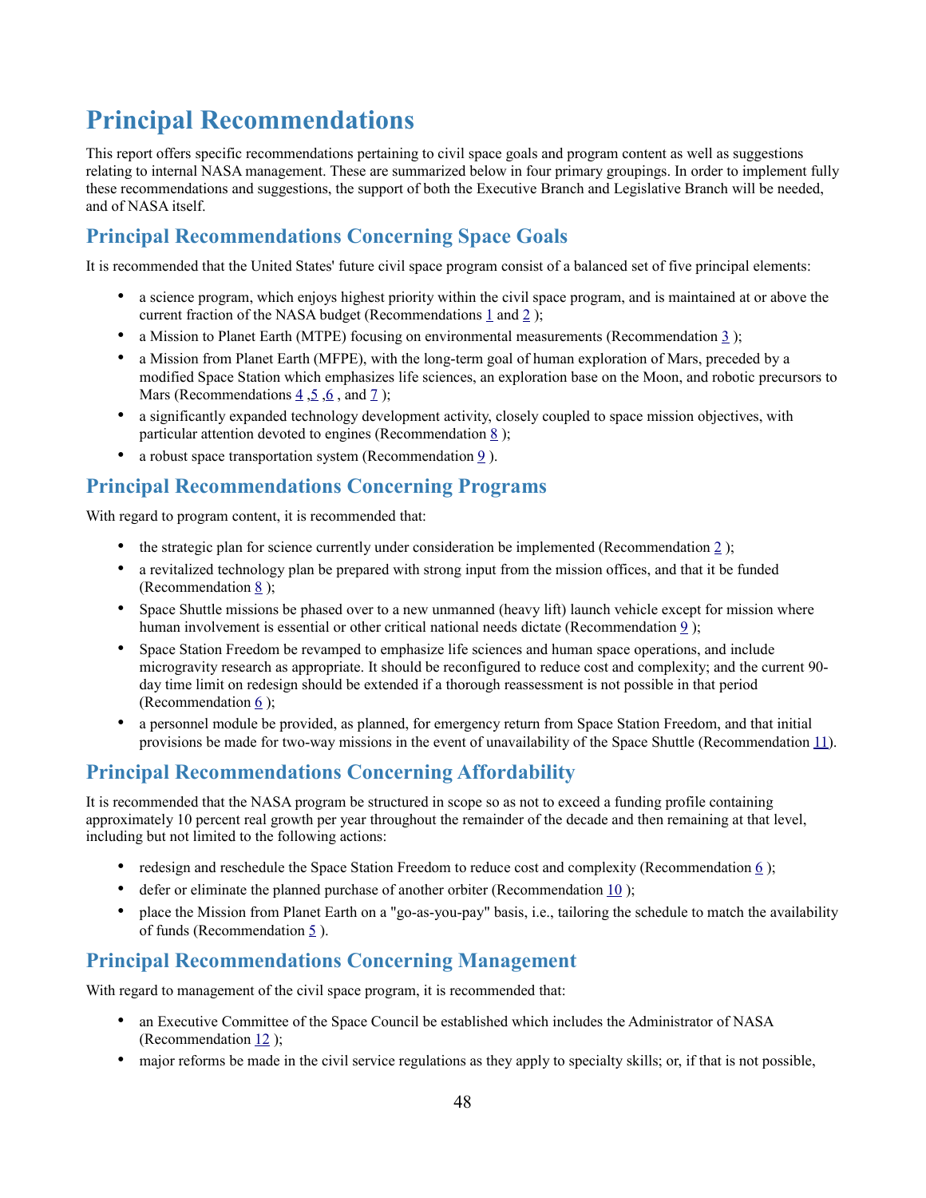# Principal Recommendations

This report offers specific recommendations pertaining to civil space goals and program content as well as suggestions relating to internal NASA management. These are summarized below in four primary groupings. In order to implement fully these recommendations and suggestions, the support of both the Executive Branch and Legislative Branch will be needed, and of NASA itself.

## Principal Recommendations Concerning Space Goals

It is recommended that the United States' future civil space program consist of a balanced set of five principal elements:

- a science program, which enjoys highest priority within the civil space program, and is maintained at or above the current fraction of the NASA budget (Recommendations 1 and 2 );
- a Mission to Planet Earth (MTPE) focusing on environmental measurements (Recommendation 3 );
- a Mission from Planet Earth (MFPE), with the long-term goal of human exploration of Mars, preceded by a modified Space Station which emphasizes life sciences, an exploration base on the Moon, and robotic precursors to Mars (Recommendations 4 ,5 ,6 , and 7 );
- a significantly expanded technology development activity, closely coupled to space mission objectives, with particular attention devoted to engines (Recommendation 8 );
- a robust space transportation system (Recommendation 9 ).

## Principal Recommendations Concerning Programs

With regard to program content, it is recommended that:

- the strategic plan for science currently under consideration be implemented (Recommendation 2 );
- a revitalized technology plan be prepared with strong input from the mission offices, and that it be funded (Recommendation 8 );
- Space Shuttle missions be phased over to a new unmanned (heavy lift) launch vehicle except for mission where human involvement is essential or other critical national needs dictate (Recommendation 9 );
- Space Station Freedom be revamped to emphasize life sciences and human space operations, and include microgravity research as appropriate. It should be reconfigured to reduce cost and complexity; and the current 90-day time limit on redesign should be extended if a thorough reassessment is not possible in that period (Recommendation 6 );
- a personnel module be provided, as planned, for emergency return from Space Station Freedom, and that initial provisions be made for two-way missions in the event of unavailability of the Space Shuttle (Recommendation 11).

## Principal Recommendations Concerning Affordability

It is recommended that the NASA program be structured in scope so as not to exceed a funding profile containing approximately 10 percent real growth per year throughout the remainder of the decade and then remaining at that level, including but not limited to the following actions:

- redesign and reschedule the Space Station Freedom to reduce cost and complexity (Recommendation 6 );
- defer or eliminate the planned purchase of another orbiter (Recommendation 10 );
- place the Mission from Planet Earth on a "go-as-you-pay" basis, i.e., tailoring the schedule to match the availability of funds (Recommendation 5 ).

## Principal Recommendations Concerning Management

With regard to management of the civil space program, it is recommended that:

- an Executive Committee of the Space Council be established which includes the Administrator of NASA (Recommendation 12 );
- major reforms be made in the civil service regulations as they apply to specialty skills; or, if that is not possible,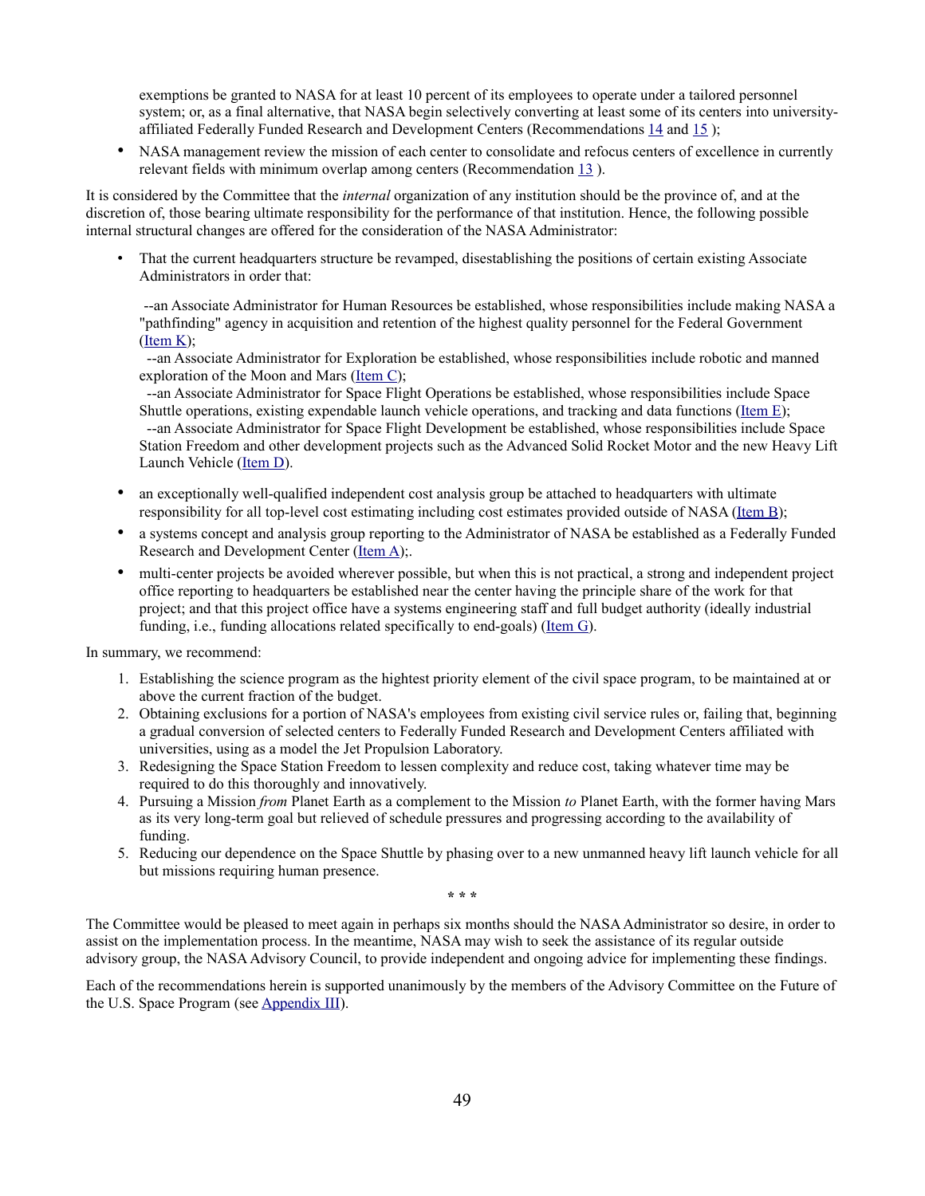exemptions be granted to NASA for at least 10 percent of its employees to operate under a tailored personnel system; or, as a final alternative, that NASA begin selectively converting at least some of its centers into university-affiliated Federally Funded Research and Development Centers (Recommendations 14 and 15 );

- NASA management review the mission of each center to consolidate and refocus centers of excellence in currently relevant fields with minimum overlap among centers (Recommendation 13 ).

It is considered by the Committee that the *internal* organization of any institution should be the province of, and at the discretion of, those bearing ultimate responsibility for the performance of that institution. Hence, the following possible internal structural changes are offered for the consideration of the NASA Administrator:

- That the current headquarters structure be revamped, disestablishing the positions of certain existing Associate Administrators in order that:

  --an Associate Administrator for Human Resources be established, whose responsibilities include making NASA a "pathfinding" agency in acquisition and retention of the highest quality personnel for the Federal Government (Item K);
  --an Associate Administrator for Exploration be established, whose responsibilities include robotic and manned exploration of the Moon and Mars (Item C);
  --an Associate Administrator for Space Flight Operations be established, whose responsibilities include Space Shuttle operations, existing expendable launch vehicle operations, and tracking and data functions (Item E);
  --an Associate Administrator for Space Flight Development be established, whose responsibilities include Space Station Freedom and other development projects such as the Advanced Solid Rocket Motor and the new Heavy Lift Launch Vehicle (Item D).

- an exceptionally well-qualified independent cost analysis group be attached to headquarters with ultimate responsibility for all top-level cost estimating including cost estimates provided outside of NASA (Item B);
- a systems concept and analysis group reporting to the Administrator of NASA be established as a Federally Funded Research and Development Center (Item A);.
- multi-center projects be avoided wherever possible, but when this is not practical, a strong and independent project office reporting to headquarters be established near the center having the principle share of the work for that project; and that this project office have a systems engineering staff and full budget authority (ideally industrial funding, i.e., funding allocations related specifically to end-goals) (Item G).

In summary, we recommend:

1. Establishing the science program as the hightest priority element of the civil space program, to be maintained at or above the current fraction of the budget.
2. Obtaining exclusions for a portion of NASA's employees from existing civil service rules or, failing that, beginning a gradual conversion of selected centers to Federally Funded Research and Development Centers affiliated with universities, using as a model the Jet Propulsion Laboratory.
3. Redesigning the Space Station Freedom to lessen complexity and reduce cost, taking whatever time may be required to do this thoroughly and innovatively.
4. Pursuing a Mission *from* Planet Earth as a complement to the Mission *to* Planet Earth, with the former having Mars as its very long-term goal but relieved of schedule pressures and progressing according to the availability of funding.
5. Reducing our dependence on the Space Shuttle by phasing over to a new unmanned heavy lift launch vehicle for all but missions requiring human presence.

\* \* \*

The Committee would be pleased to meet again in perhaps six months should the NASA Administrator so desire, in order to assist on the implementation process. In the meantime, NASA may wish to seek the assistance of its regular outside advisory group, the NASA Advisory Council, to provide independent and ongoing advice for implementing these findings.

Each of the recommendations herein is supported unanimously by the members of the Advisory Committee on the Future of the U.S. Space Program (see Appendix III).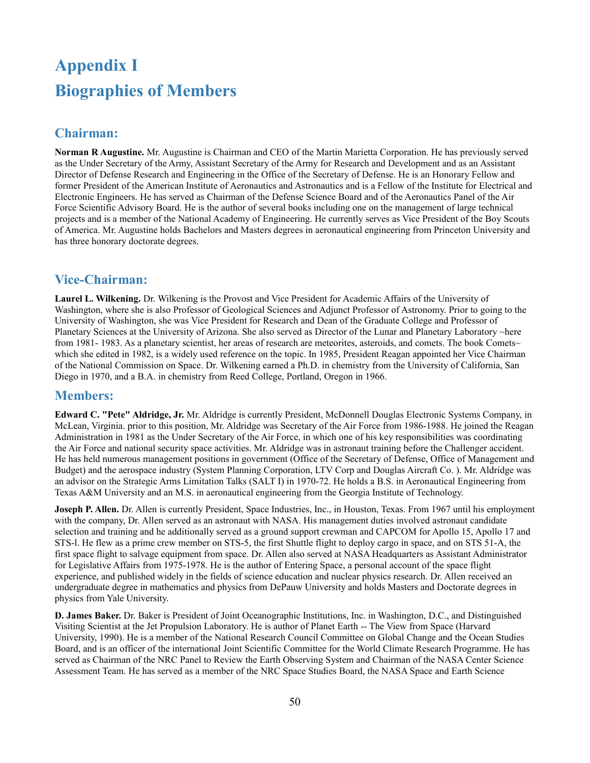# Appendix I
# Biographies of Members

## Chairman:

**Norman R Augustine.** Mr. Augustine is Chairman and CEO of the Martin Marietta Corporation. He has previously served as the Under Secretary of the Army, Assistant Secretary of the Army for Research and Development and as an Assistant Director of Defense Research and Engineering in the Office of the Secretary of Defense. He is an Honorary Fellow and former President of the American Institute of Aeronautics and Astronautics and is a Fellow of the Institute for Electrical and Electronic Engineers. He has served as Chairman of the Defense Science Board and of the Aeronautics Panel of the Air Force Scientific Advisory Board. He is the author of several books including one on the management of large technical projects and is a member of the National Academy of Engineering. He currently serves as Vice President of the Boy Scouts of America. Mr. Augustine holds Bachelors and Masters degrees in aeronautical engineering from Princeton University and has three honorary doctorate degrees.

## Vice-Chairman:

**Laurel L. Wilkening.** Dr. Wilkening is the Provost and Vice President for Academic Affairs of the University of Washington, where she is also Professor of Geological Sciences and Adjunct Professor of Astronomy. Prior to going to the University of Washington, she was Vice President for Research and Dean of the Graduate College and Professor of Planetary Sciences at the University of Arizona. She also served as Director of the Lunar and Planetary Laboratory ~here from 1981- 1983. As a planetary scientist, her areas of research are meteorites, asteroids, and comets. The book Comets~ which she edited in 1982, is a widely used reference on the topic. In 1985, President Reagan appointed her Vice Chairman of the National Commission on Space. Dr. Wilkening earned a Ph.D. in chemistry from the University of California, San Diego in 1970, and a B.A. in chemistry from Reed College, Portland, Oregon in 1966.

## Members:

**Edward C. "Pete" Aldridge, Jr.** Mr. Aldridge is currently President, McDonnell Douglas Electronic Systems Company, in McLean, Virginia. prior to this position, Mr. Aldridge was Secretary of the Air Force from 1986-1988. He joined the Reagan Administration in 1981 as the Under Secretary of the Air Force, in which one of his key responsibilities was coordinating the Air Force and national security space activities. Mr. Aldridge was in astronaut training before the Challenger accident. He has held numerous management positions in government (Office of the Secretary of Defense, Office of Management and Budget) and the aerospace industry (System Planning Corporation, LTV Corp and Douglas Aircraft Co. ). Mr. Aldridge was an advisor on the Strategic Arms Limitation Talks (SALT I) in 1970-72. He holds a B.S. in Aeronautical Engineering from Texas A&M University and an M.S. in aeronautical engineering from the Georgia Institute of Technology.

**Joseph P. Allen.** Dr. Allen is currently President, Space Industries, Inc., in Houston, Texas. From 1967 until his employment with the company, Dr. Allen served as an astronaut with NASA. His management duties involved astronaut candidate selection and training and he additionally served as a ground support crewman and CAPCOM for Apollo 15, Apollo 17 and STS-l. He flew as a prime crew member on STS-5, the first Shuttle flight to deploy cargo in space, and on STS 51-A, the first space flight to salvage equipment from space. Dr. Allen also served at NASA Headquarters as Assistant Administrator for Legislative Affairs from 1975-1978. He is the author of Entering Space, a personal account of the space flight experience, and published widely in the fields of science education and nuclear physics research. Dr. Allen received an undergraduate degree in mathematics and physics from DePauw University and holds Masters and Doctorate degrees in physics from Yale University.

**D. James Baker.** Dr. Baker is President of Joint Oceanographic Institutions, Inc. in Washington, D.C., and Distinguished Visiting Scientist at the Jet Propulsion Laboratory. He is author of Planet Earth -- The View from Space (Harvard University, 1990). He is a member of the National Research Council Committee on Global Change and the Ocean Studies Board, and is an officer of the international Joint Scientific Committee for the World Climate Research Programme. He has served as Chairman of the NRC Panel to Review the Earth Observing System and Chairman of the NASA Center Science Assessment Team. He has served as a member of the NRC Space Studies Board, the NASA Space and Earth Science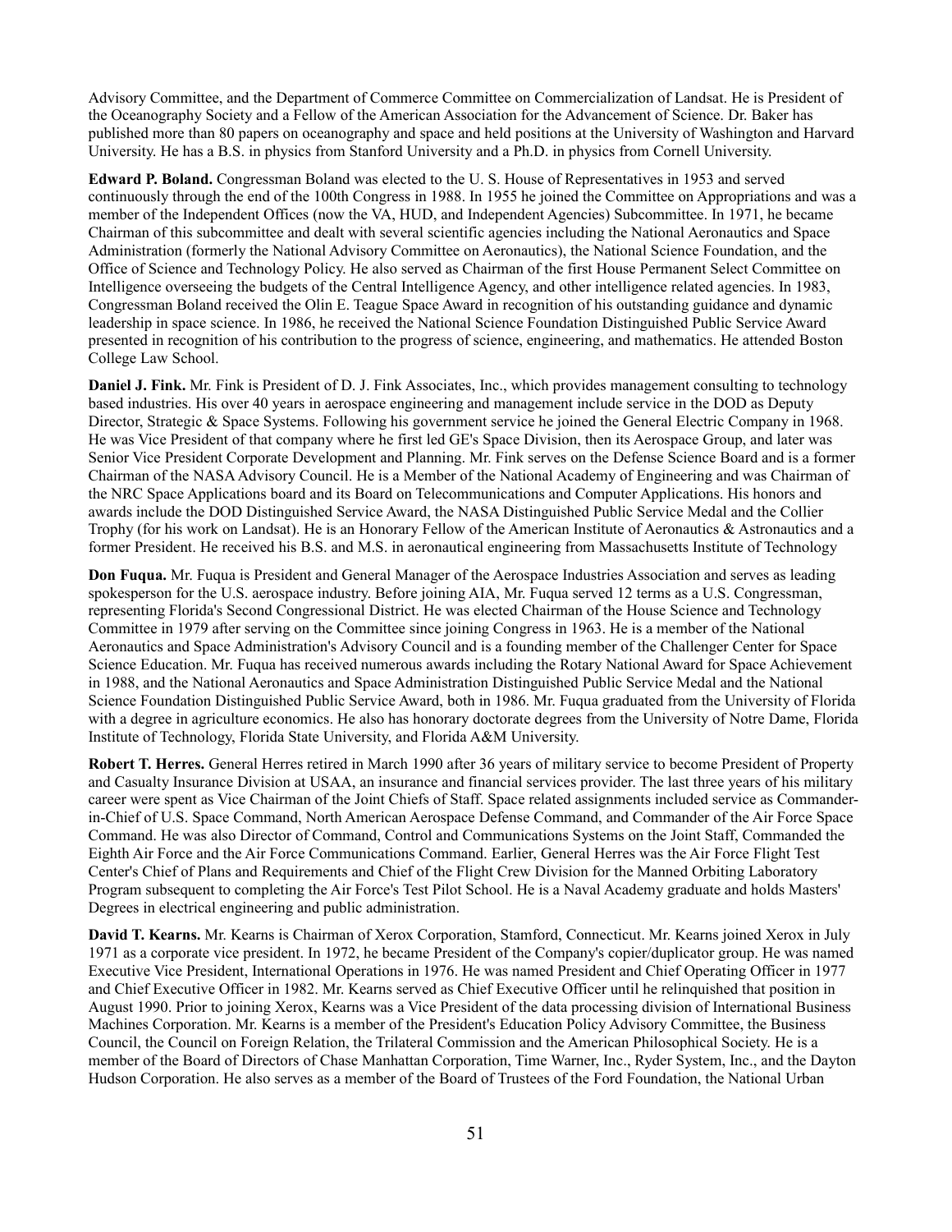Advisory Committee, and the Department of Commerce Committee on Commercialization of Landsat. He is President of the Oceanography Society and a Fellow of the American Association for the Advancement of Science. Dr. Baker has published more than 80 papers on oceanography and space and held positions at the University of Washington and Harvard University. He has a B.S. in physics from Stanford University and a Ph.D. in physics from Cornell University.

**Edward P. Boland.** Congressman Boland was elected to the U. S. House of Representatives in 1953 and served continuously through the end of the 100th Congress in 1988. In 1955 he joined the Committee on Appropriations and was a member of the Independent Offices (now the VA, HUD, and Independent Agencies) Subcommittee. In 1971, he became Chairman of this subcommittee and dealt with several scientific agencies including the National Aeronautics and Space Administration (formerly the National Advisory Committee on Aeronautics), the National Science Foundation, and the Office of Science and Technology Policy. He also served as Chairman of the first House Permanent Select Committee on Intelligence overseeing the budgets of the Central Intelligence Agency, and other intelligence related agencies. In 1983, Congressman Boland received the Olin E. Teague Space Award in recognition of his outstanding guidance and dynamic leadership in space science. In 1986, he received the National Science Foundation Distinguished Public Service Award presented in recognition of his contribution to the progress of science, engineering, and mathematics. He attended Boston College Law School.

**Daniel J. Fink.** Mr. Fink is President of D. J. Fink Associates, Inc., which provides management consulting to technology based industries. His over 40 years in aerospace engineering and management include service in the DOD as Deputy Director, Strategic & Space Systems. Following his government service he joined the General Electric Company in 1968. He was Vice President of that company where he first led GE's Space Division, then its Aerospace Group, and later was Senior Vice President Corporate Development and Planning. Mr. Fink serves on the Defense Science Board and is a former Chairman of the NASA Advisory Council. He is a Member of the National Academy of Engineering and was Chairman of the NRC Space Applications board and its Board on Telecommunications and Computer Applications. His honors and awards include the DOD Distinguished Service Award, the NASA Distinguished Public Service Medal and the Collier Trophy (for his work on Landsat). He is an Honorary Fellow of the American Institute of Aeronautics & Astronautics and a former President. He received his B.S. and M.S. in aeronautical engineering from Massachusetts Institute of Technology

**Don Fuqua.** Mr. Fuqua is President and General Manager of the Aerospace Industries Association and serves as leading spokesperson for the U.S. aerospace industry. Before joining AIA, Mr. Fuqua served 12 terms as a U.S. Congressman, representing Florida's Second Congressional District. He was elected Chairman of the House Science and Technology Committee in 1979 after serving on the Committee since joining Congress in 1963. He is a member of the National Aeronautics and Space Administration's Advisory Council and is a founding member of the Challenger Center for Space Science Education. Mr. Fuqua has received numerous awards including the Rotary National Award for Space Achievement in 1988, and the National Aeronautics and Space Administration Distinguished Public Service Medal and the National Science Foundation Distinguished Public Service Award, both in 1986. Mr. Fuqua graduated from the University of Florida with a degree in agriculture economics. He also has honorary doctorate degrees from the University of Notre Dame, Florida Institute of Technology, Florida State University, and Florida A&M University.

**Robert T. Herres.** General Herres retired in March 1990 after 36 years of military service to become President of Property and Casualty Insurance Division at USAA, an insurance and financial services provider. The last three years of his military career were spent as Vice Chairman of the Joint Chiefs of Staff. Space related assignments included service as Commander-in-Chief of U.S. Space Command, North American Aerospace Defense Command, and Commander of the Air Force Space Command. He was also Director of Command, Control and Communications Systems on the Joint Staff, Commanded the Eighth Air Force and the Air Force Communications Command. Earlier, General Herres was the Air Force Flight Test Center's Chief of Plans and Requirements and Chief of the Flight Crew Division for the Manned Orbiting Laboratory Program subsequent to completing the Air Force's Test Pilot School. He is a Naval Academy graduate and holds Masters' Degrees in electrical engineering and public administration.

**David T. Kearns.** Mr. Kearns is Chairman of Xerox Corporation, Stamford, Connecticut. Mr. Kearns joined Xerox in July 1971 as a corporate vice president. In 1972, he became President of the Company's copier/duplicator group. He was named Executive Vice President, International Operations in 1976. He was named President and Chief Operating Officer in 1977 and Chief Executive Officer in 1982. Mr. Kearns served as Chief Executive Officer until he relinquished that position in August 1990. Prior to joining Xerox, Kearns was a Vice President of the data processing division of International Business Machines Corporation. Mr. Kearns is a member of the President's Education Policy Advisory Committee, the Business Council, the Council on Foreign Relation, the Trilateral Commission and the American Philosophical Society. He is a member of the Board of Directors of Chase Manhattan Corporation, Time Warner, Inc., Ryder System, Inc., and the Dayton Hudson Corporation. He also serves as a member of the Board of Trustees of the Ford Foundation, the National Urban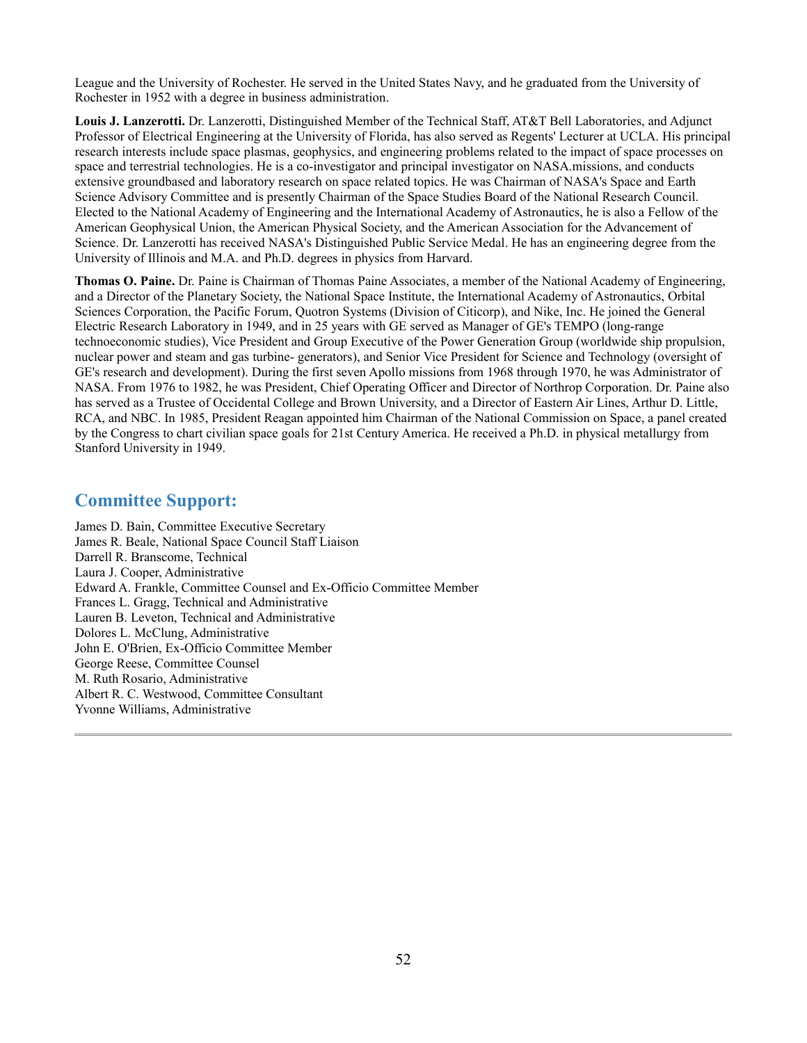League and the University of Rochester. He served in the United States Navy, and he graduated from the University of Rochester in 1952 with a degree in business administration.

**Louis J. Lanzerotti.** Dr. Lanzerotti, Distinguished Member of the Technical Staff, AT&T Bell Laboratories, and Adjunct Professor of Electrical Engineering at the University of Florida, has also served as Regents' Lecturer at UCLA. His principal research interests include space plasmas, geophysics, and engineering problems related to the impact of space processes on space and terrestrial technologies. He is a co-investigator and principal investigator on NASA.missions, and conducts extensive groundbased and laboratory research on space related topics. He was Chairman of NASA's Space and Earth Science Advisory Committee and is presently Chairman of the Space Studies Board of the National Research Council. Elected to the National Academy of Engineering and the International Academy of Astronautics, he is also a Fellow of the American Geophysical Union, the American Physical Society, and the American Association for the Advancement of Science. Dr. Lanzerotti has received NASA's Distinguished Public Service Medal. He has an engineering degree from the University of Illinois and M.A. and Ph.D. degrees in physics from Harvard.

**Thomas O. Paine.** Dr. Paine is Chairman of Thomas Paine Associates, a member of the National Academy of Engineering, and a Director of the Planetary Society, the National Space Institute, the International Academy of Astronautics, Orbital Sciences Corporation, the Pacific Forum, Quotron Systems (Division of Citicorp), and Nike, Inc. He joined the General Electric Research Laboratory in 1949, and in 25 years with GE served as Manager of GE's TEMPO (long-range technoeconomic studies), Vice President and Group Executive of the Power Generation Group (worldwide ship propulsion, nuclear power and steam and gas turbine- generators), and Senior Vice President for Science and Technology (oversight of GE's research and development). During the first seven Apollo missions from 1968 through 1970, he was Administrator of NASA. From 1976 to 1982, he was President, Chief Operating Officer and Director of Northrop Corporation. Dr. Paine also has served as a Trustee of Occidental College and Brown University, and a Director of Eastern Air Lines, Arthur D. Little, RCA, and NBC. In 1985, President Reagan appointed him Chairman of the National Commission on Space, a panel created by the Congress to chart civilian space goals for 21st Century America. He received a Ph.D. in physical metallurgy from Stanford University in 1949.

## Committee Support:

James D. Bain, Committee Executive Secretary
James R. Beale, National Space Council Staff Liaison
Darrell R. Branscome, Technical
Laura J. Cooper, Administrative
Edward A. Frankle, Committee Counsel and Ex-Officio Committee Member
Frances L. Gragg, Technical and Administrative
Lauren B. Leveton, Technical and Administrative
Dolores L. McClung, Administrative
John E. O'Brien, Ex-Officio Committee Member
George Reese, Committee Counsel
M. Ruth Rosario, Administrative
Albert R. C. Westwood, Committee Consultant
Yvonne Williams, Administrative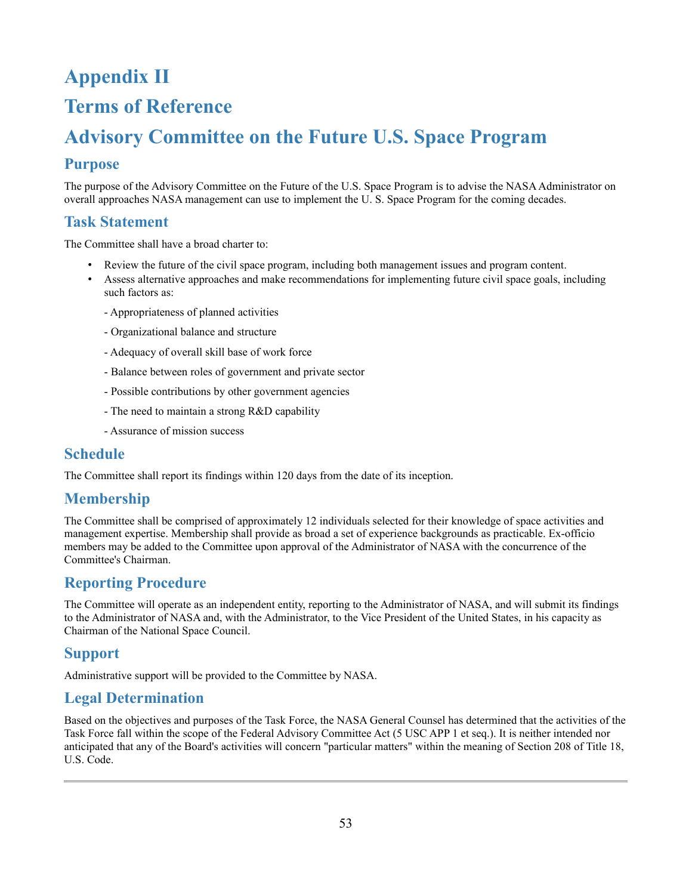# Appendix II

# Terms of Reference

# Advisory Committee on the Future U.S. Space Program

## Purpose

The purpose of the Advisory Committee on the Future of the U.S. Space Program is to advise the NASA Administrator on overall approaches NASA management can use to implement the U. S. Space Program for the coming decades.

## Task Statement

The Committee shall have a broad charter to:

- Review the future of the civil space program, including both management issues and program content.
- Assess alternative approaches and make recommendations for implementing future civil space goals, including such factors as:

  - Appropriateness of planned activities

  - Organizational balance and structure

  - Adequacy of overall skill base of work force

  - Balance between roles of government and private sector

  - Possible contributions by other government agencies

  - The need to maintain a strong R&D capability

  - Assurance of mission success

## Schedule

The Committee shall report its findings within 120 days from the date of its inception.

## Membership

The Committee shall be comprised of approximately 12 individuals selected for their knowledge of space activities and management expertise. Membership shall provide as broad a set of experience backgrounds as practicable. Ex-officio members may be added to the Committee upon approval of the Administrator of NASA with the concurrence of the Committee's Chairman.

## Reporting Procedure

The Committee will operate as an independent entity, reporting to the Administrator of NASA, and will submit its findings to the Administrator of NASA and, with the Administrator, to the Vice President of the United States, in his capacity as Chairman of the National Space Council.

## Support

Administrative support will be provided to the Committee by NASA.

## Legal Determination

Based on the objectives and purposes of the Task Force, the NASA General Counsel has determined that the activities of the Task Force fall within the scope of the Federal Advisory Committee Act (5 USC APP 1 et seq.). It is neither intended nor anticipated that any of the Board's activities will concern "particular matters" within the meaning of Section 208 of Title 18, U.S. Code.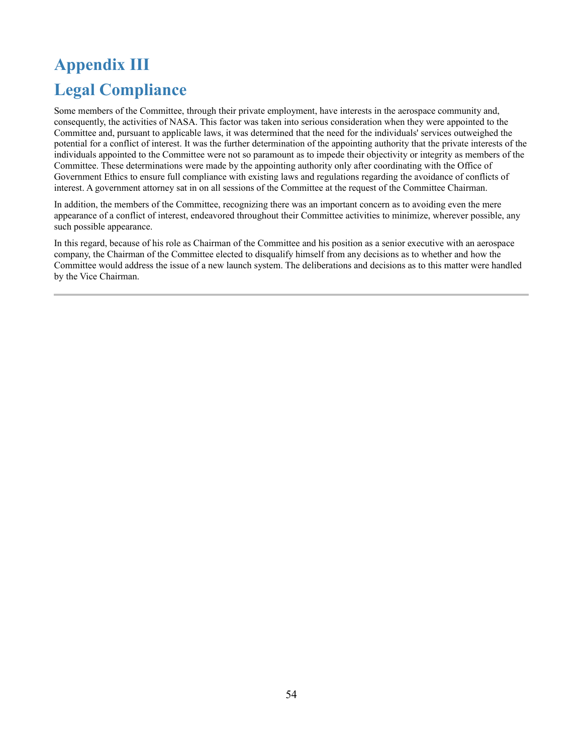# Appendix III

# Legal Compliance

Some members of the Committee, through their private employment, have interests in the aerospace community and, consequently, the activities of NASA. This factor was taken into serious consideration when they were appointed to the Committee and, pursuant to applicable laws, it was determined that the need for the individuals' services outweighed the potential for a conflict of interest. It was the further determination of the appointing authority that the private interests of the individuals appointed to the Committee were not so paramount as to impede their objectivity or integrity as members of the Committee. These determinations were made by the appointing authority only after coordinating with the Office of Government Ethics to ensure full compliance with existing laws and regulations regarding the avoidance of conflicts of interest. A government attorney sat in on all sessions of the Committee at the request of the Committee Chairman.

In addition, the members of the Committee, recognizing there was an important concern as to avoiding even the mere appearance of a conflict of interest, endeavored throughout their Committee activities to minimize, wherever possible, any such possible appearance.

In this regard, because of his role as Chairman of the Committee and his position as a senior executive with an aerospace company, the Chairman of the Committee elected to disqualify himself from any decisions as to whether and how the Committee would address the issue of a new launch system. The deliberations and decisions as to this matter were handled by the Vice Chairman.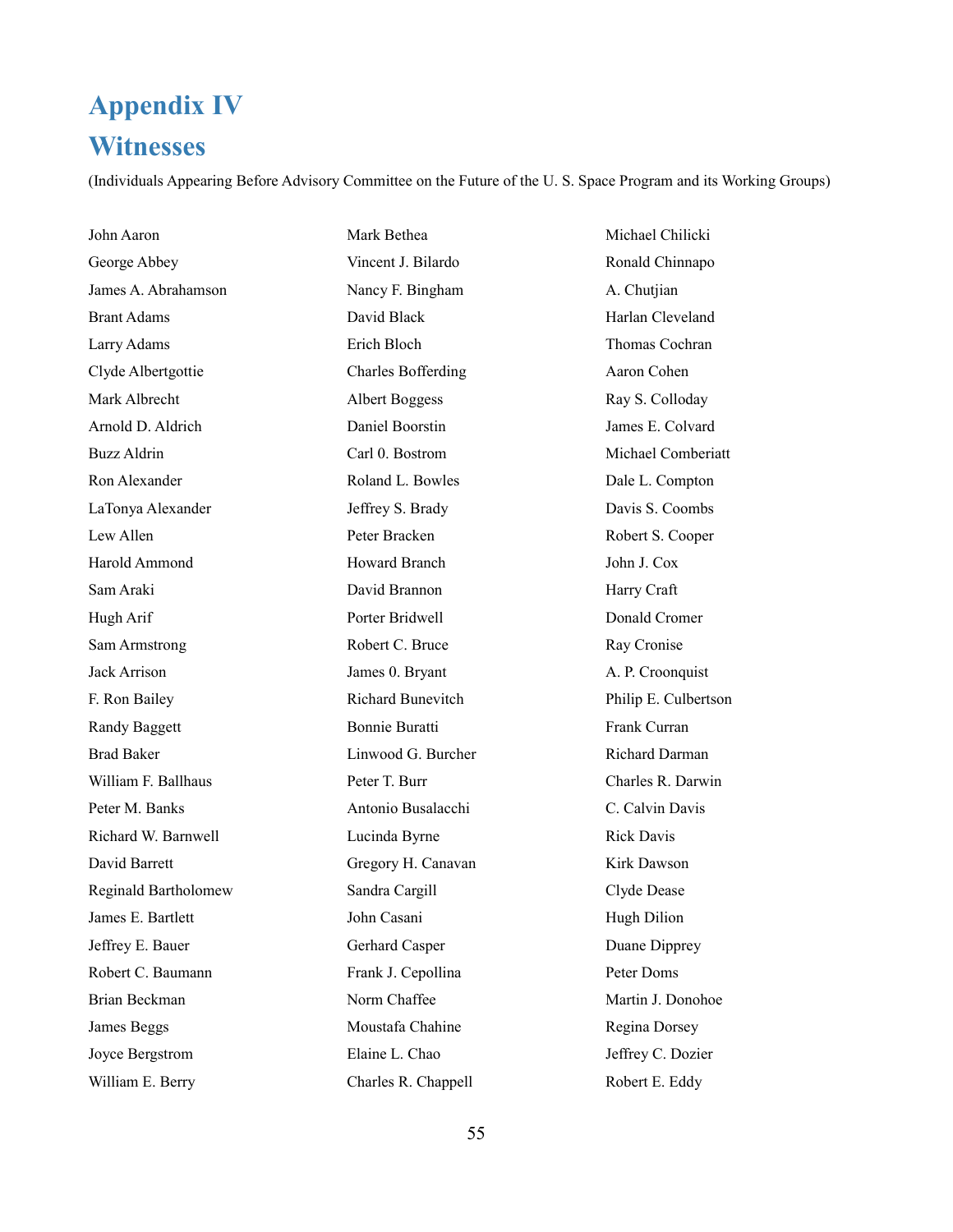# Appendix IV

# Witnesses

(Individuals Appearing Before Advisory Committee on the Future of the U. S. Space Program and its Working Groups)

John Aaron
George Abbey
James A. Abrahamson
Brant Adams
Larry Adams
Clyde Albertgottie
Mark Albrecht
Arnold D. Aldrich
Buzz Aldrin
Ron Alexander
LaTonya Alexander
Lew Allen
Harold Ammond
Sam Araki
Hugh Arif
Sam Armstrong
Jack Arrison
F. Ron Bailey
Randy Baggett
Brad Baker
William F. Ballhaus
Peter M. Banks
Richard W. Barnwell
David Barrett
Reginald Bartholomew
James E. Bartlett
Jeffrey E. Bauer
Robert C. Baumann
Brian Beckman
James Beggs
Joyce Bergstrom
William E. Berry
Mark Bethea
Vincent J. Bilardo
Nancy F. Bingham
David Black
Erich Bloch
Charles Bofferding
Albert Boggess
Daniel Boorstin
Carl 0. Bostrom
Roland L. Bowles
Jeffrey S. Brady
Peter Bracken
Howard Branch
David Brannon
Porter Bridwell
Robert C. Bruce
James 0. Bryant
Richard Bunevitch
Bonnie Buratti
Linwood G. Burcher
Peter T. Burr
Antonio Busalacchi
Lucinda Byrne
Gregory H. Canavan
Sandra Cargill
John Casani
Gerhard Casper
Frank J. Cepollina
Norm Chaffee
Moustafa Chahine
Elaine L. Chao
Charles R. Chappell
Michael Chilicki
Ronald Chinnapo
A. Chutjian
Harlan Cleveland
Thomas Cochran
Aaron Cohen
Ray S. Colloday
James E. Colvard
Michael Comberiatt
Dale L. Compton
Davis S. Coombs
Robert S. Cooper
John J. Cox
Harry Craft
Donald Cromer
Ray Cronise
A. P. Croonquist
Philip E. Culbertson
Frank Curran
Richard Darman
Charles R. Darwin
C. Calvin Davis
Rick Davis
Kirk Dawson
Clyde Dease
Hugh Dilion
Duane Dipprey
Peter Doms
Martin J. Donohoe
Regina Dorsey
Jeffrey C. Dozier
Robert E. Eddy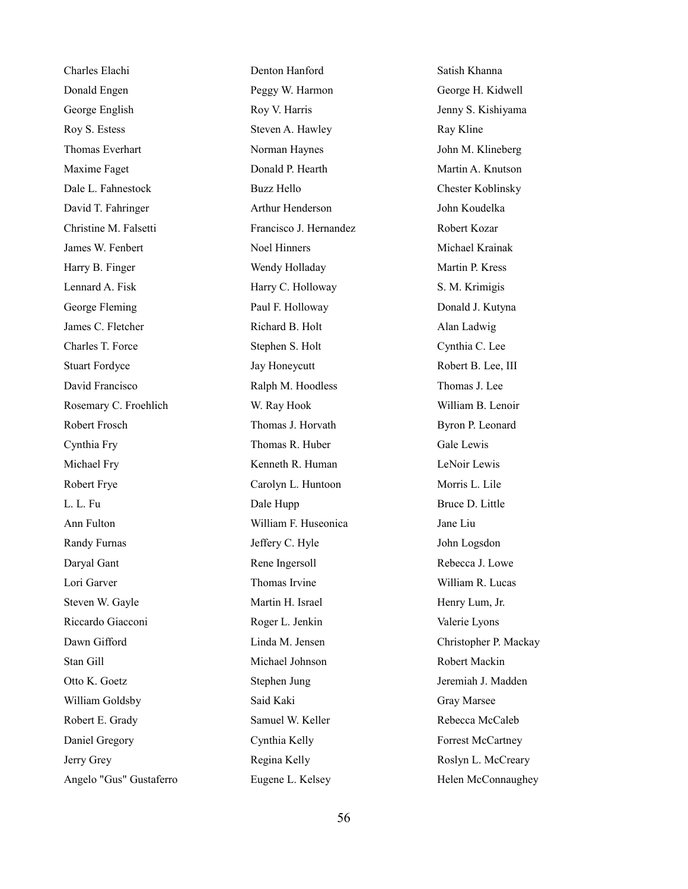Charles Elachi
Donald Engen
George English
Roy S. Estess
Thomas Everhart
Maxime Faget
Dale L. Fahnestock
David T. Fahringer
Christine M. Falsetti
James W. Fenbert
Harry B. Finger
Lennard A. Fisk
George Fleming
James C. Fletcher
Charles T. Force
Stuart Fordyce
David Francisco
Rosemary C. Froehlich
Robert Frosch
Cynthia Fry
Michael Fry
Robert Frye
L. L. Fu
Ann Fulton
Randy Furnas
Daryal Gant
Lori Garver
Steven W. Gayle
Riccardo Giacconi
Dawn Gifford
Stan Gill
Otto K. Goetz
William Goldsby
Robert E. Grady
Daniel Gregory
Jerry Grey
Angelo "Gus" Gustaferro
Denton Hanford
Peggy W. Harmon
Roy V. Harris
Steven A. Hawley
Norman Haynes
Donald P. Hearth
Buzz Hello
Arthur Henderson
Francisco J. Hernandez
Noel Hinners
Wendy Holladay
Harry C. Holloway
Paul F. Holloway
Richard B. Holt
Stephen S. Holt
Jay Honeycutt
Ralph M. Hoodless
W. Ray Hook
Thomas J. Horvath
Thomas R. Huber
Kenneth R. Human
Carolyn L. Huntoon
Dale Hupp
William F. Huseonica
Jeffery C. Hyle
Rene Ingersoll
Thomas Irvine
Martin H. Israel
Roger L. Jenkin
Linda M. Jensen
Michael Johnson
Stephen Jung
Said Kaki
Samuel W. Keller
Cynthia Kelly
Regina Kelly
Eugene L. Kelsey
Satish Khanna
George H. Kidwell
Jenny S. Kishiyama
Ray Kline
John M. Klineberg
Martin A. Knutson
Chester Koblinsky
John Koudelka
Robert Kozar
Michael Krainak
Martin P. Kress
S. M. Krimigis
Donald J. Kutyna
Alan Ladwig
Cynthia C. Lee
Robert B. Lee, III
Thomas J. Lee
William B. Lenoir
Byron P. Leonard
Gale Lewis
LeNoir Lewis
Morris L. Lile
Bruce D. Little
Jane Liu
John Logsdon
Rebecca J. Lowe
William R. Lucas
Henry Lum, Jr.
Valerie Lyons
Christopher P. Mackay
Robert Mackin
Jeremiah J. Madden
Gray Marsee
Rebecca McCaleb
Forrest McCartney
Roslyn L. McCreary
Helen McConnaughey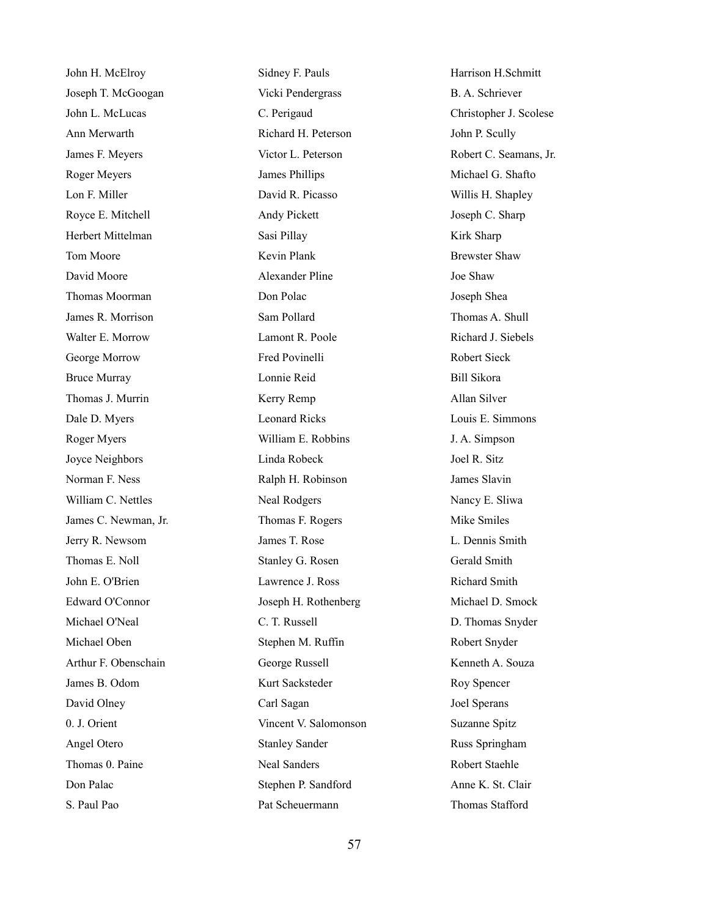John H. McElroy
Joseph T. McGoogan
John L. McLucas
Ann Merwarth
James F. Meyers
Roger Meyers
Lon F. Miller
Royce E. Mitchell
Herbert Mittelman
Tom Moore
David Moore
Thomas Moorman
James R. Morrison
Walter E. Morrow
George Morrow
Bruce Murray
Thomas J. Murrin
Dale D. Myers
Roger Myers
Joyce Neighbors
Norman F. Ness
William C. Nettles
James C. Newman, Jr.
Jerry R. Newsom
Thomas E. Noll
John E. O'Brien
Edward O'Connor
Michael O'Neal
Michael Oben
Arthur F. Obenschain
James B. Odom
David Olney
0. J. Orient
Angel Otero
Thomas 0. Paine
Don Palac
S. Paul Pao
Sidney F. Pauls
Vicki Pendergrass
C. Perigaud
Richard H. Peterson
Victor L. Peterson
James Phillips
David R. Picasso
Andy Pickett
Sasi Pillay
Kevin Plank
Alexander Pline
Don Polac
Sam Pollard
Lamont R. Poole
Fred Povinelli
Lonnie Reid
Kerry Remp
Leonard Ricks
William E. Robbins
Linda Robeck
Ralph H. Robinson
Neal Rodgers
Thomas F. Rogers
James T. Rose
Stanley G. Rosen
Lawrence J. Ross
Joseph H. Rothenberg
C. T. Russell
Stephen M. Ruffin
George Russell
Kurt Sacksteder
Carl Sagan
Vincent V. Salomonson
Stanley Sander
Neal Sanders
Stephen P. Sandford
Pat Scheuermann
Harrison H.Schmitt
B. A. Schriever
Christopher J. Scolese
John P. Scully
Robert C. Seamans, Jr.
Michael G. Shafto
Willis H. Shapley
Joseph C. Sharp
Kirk Sharp
Brewster Shaw
Joe Shaw
Joseph Shea
Thomas A. Shull
Richard J. Siebels
Robert Sieck
Bill Sikora
Allan Silver
Louis E. Simmons
J. A. Simpson
Joel R. Sitz
James Slavin
Nancy E. Sliwa
Mike Smiles
L. Dennis Smith
Gerald Smith
Richard Smith
Michael D. Smock
D. Thomas Snyder
Robert Snyder
Kenneth A. Souza
Roy Spencer
Joel Sperans
Suzanne Spitz
Russ Springham
Robert Staehle
Anne K. St. Clair
Thomas Stafford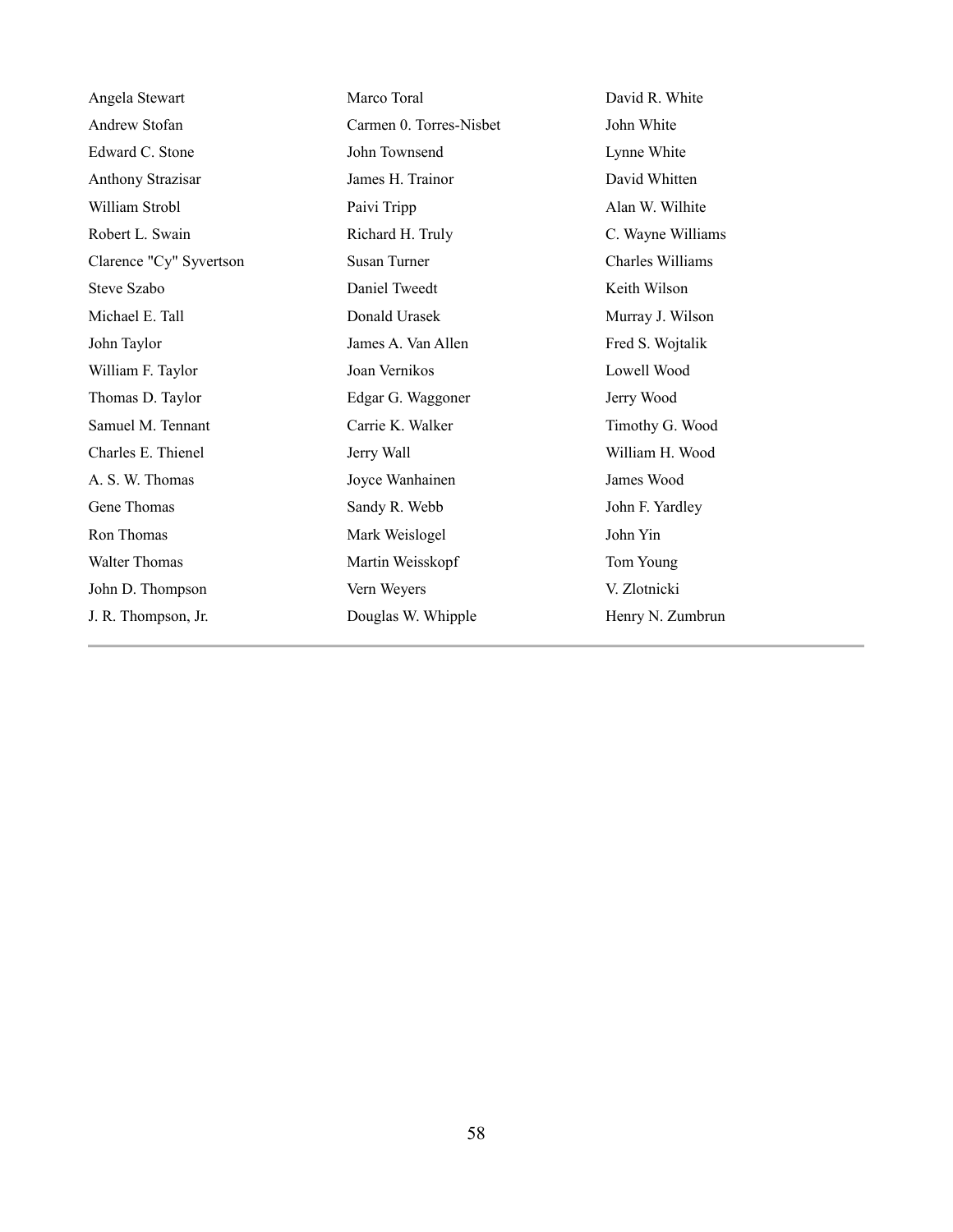Angela Stewart
Andrew Stofan
Edward C. Stone
Anthony Strazisar
William Strobl
Robert L. Swain
Clarence "Cy" Syvertson
Steve Szabo
Michael E. Tall
John Taylor
William F. Taylor
Thomas D. Taylor
Samuel M. Tennant
Charles E. Thienel
A. S. W. Thomas
Gene Thomas
Ron Thomas
Walter Thomas
John D. Thompson
J. R. Thompson, Jr.
Marco Toral
Carmen 0. Torres-Nisbet
John Townsend
James H. Trainor
Paivi Tripp
Richard H. Truly
Susan Turner
Daniel Tweedt
Donald Urasek
James A. Van Allen
Joan Vernikos
Edgar G. Waggoner
Carrie K. Walker
Jerry Wall
Joyce Wanhainen
Sandy R. Webb
Mark Weislogel
Martin Weisskopf
Vern Weyers
Douglas W. Whipple
David R. White
John White
Lynne White
David Whitten
Alan W. Wilhite
C. Wayne Williams
Charles Williams
Keith Wilson
Murray J. Wilson
Fred S. Wojtalik
Lowell Wood
Jerry Wood
Timothy G. Wood
William H. Wood
James Wood
John F. Yardley
John Yin
Tom Young
V. Zlotnicki
Henry N. Zumbrun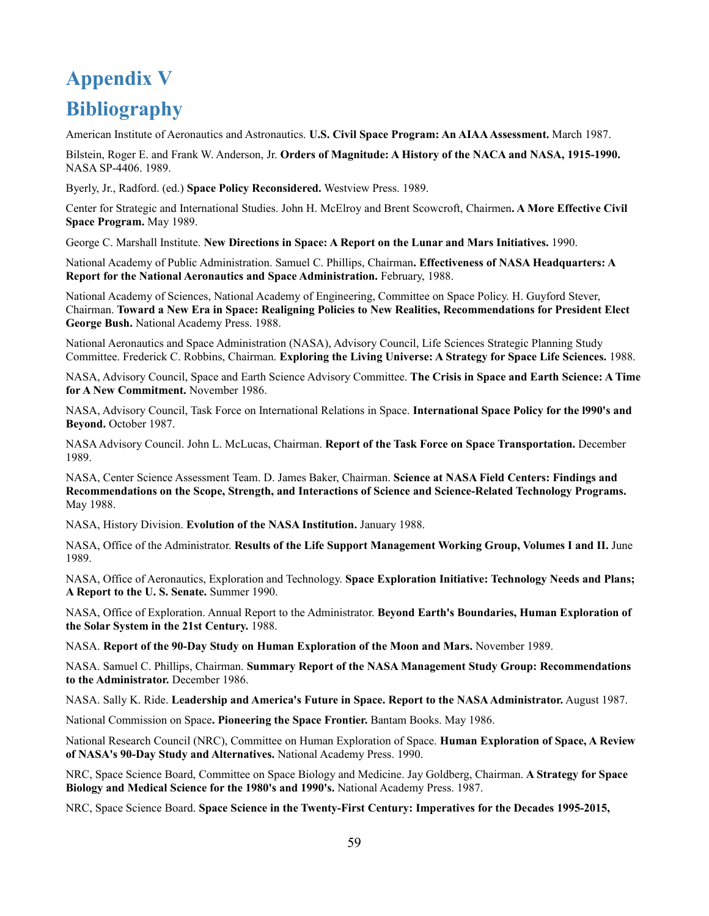# Appendix V

# Bibliography

American Institute of Aeronautics and Astronautics. **U.S. Civil Space Program: An AIAA Assessment.** March 1987.

Bilstein, Roger E. and Frank W. Anderson, Jr. **Orders of Magnitude: A History of the NACA and NASA, 1915-1990.** NASA SP-4406. 1989.

Byerly, Jr., Radford. (ed.) **Space Policy Reconsidered.** Westview Press. 1989.

Center for Strategic and International Studies. John H. McElroy and Brent Scowcroft, Chairmen**. A More Effective Civil Space Program.** May 1989.

George C. Marshall Institute. **New Directions in Space: A Report on the Lunar and Mars Initiatives.** 1990.

National Academy of Public Administration. Samuel C. Phillips, Chairman**. Effectiveness of NASA Headquarters: A Report for the National Aeronautics and Space Administration.** February, 1988.

National Academy of Sciences, National Academy of Engineering, Committee on Space Policy. H. Guyford Stever, Chairman. **Toward a New Era in Space: Realigning Policies to New Realities, Recommendations for President Elect George Bush.** National Academy Press. 1988.

National Aeronautics and Space Administration (NASA), Advisory Council, Life Sciences Strategic Planning Study Committee. Frederick C. Robbins, Chairman. **Exploring the Living Universe: A Strategy for Space Life Sciences.** 1988.

NASA, Advisory Council, Space and Earth Science Advisory Committee. **The Crisis in Space and Earth Science: A Time for A New Commitment.** November 1986.

NASA, Advisory Council, Task Force on International Relations in Space. **International Space Policy for the l990's and Beyond.** October 1987.

NASA Advisory Council. John L. McLucas, Chairman. **Report of the Task Force on Space Transportation.** December 1989.

NASA, Center Science Assessment Team. D. James Baker, Chairman. **Science at NASA Field Centers: Findings and Recommendations on the Scope, Strength, and Interactions of Science and Science-Related Technology Programs.** May 1988.

NASA, History Division. **Evolution of the NASA Institution.** January 1988.

NASA, Office of the Administrator. **Results of the Life Support Management Working Group, Volumes I and II.** June 1989.

NASA, Office of Aeronautics, Exploration and Technology. **Space Exploration Initiative: Technology Needs and Plans; A Report to the U. S. Senate.** Summer 1990.

NASA, Office of Exploration. Annual Report to the Administrator. **Beyond Earth's Boundaries, Human Exploration of the Solar System in the 21st Century.** 1988.

NASA. **Report of the 90-Day Study on Human Exploration of the Moon and Mars.** November 1989.

NASA. Samuel C. Phillips, Chairman. **Summary Report of the NASA Management Study Group: Recommendations to the Administrator.** December 1986.

NASA. Sally K. Ride. **Leadership and America's Future in Space. Report to the NASA Administrator.** August 1987.

National Commission on Space**. Pioneering the Space Frontier.** Bantam Books. May 1986.

National Research Council (NRC), Committee on Human Exploration of Space. **Human Exploration of Space, A Review of NASA's 90-Day Study and Alternatives.** National Academy Press. 1990.

NRC, Space Science Board, Committee on Space Biology and Medicine. Jay Goldberg, Chairman. **A Strategy for Space Biology and Medical Science for the 1980's and 1990's.** National Academy Press. 1987.

NRC, Space Science Board. **Space Science in the Twenty-First Century: Imperatives for the Decades 1995-2015,**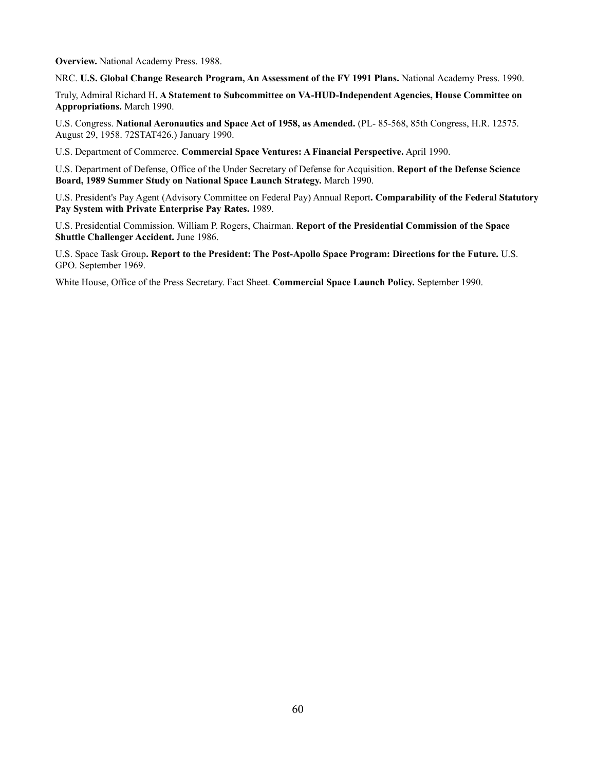**Overview.** National Academy Press. 1988.

NRC. **U.S. Global Change Research Program, An Assessment of the FY 1991 Plans.** National Academy Press. 1990.

Truly, Admiral Richard H**. A Statement to Subcommittee on VA-HUD-Independent Agencies, House Committee on Appropriations.** March 1990.

U.S. Congress. **National Aeronautics and Space Act of 1958, as Amended.** (PL- 85-568, 85th Congress, H.R. 12575. August 29, 1958. 72STAT426.) January 1990.

U.S. Department of Commerce. **Commercial Space Ventures: A Financial Perspective.** April 1990.

U.S. Department of Defense, Office of the Under Secretary of Defense for Acquisition. **Report of the Defense Science Board, 1989 Summer Study on National Space Launch Strategy.** March 1990.

U.S. President's Pay Agent (Advisory Committee on Federal Pay) Annual Report**. Comparability of the Federal Statutory Pay System with Private Enterprise Pay Rates.** 1989.

U.S. Presidential Commission. William P. Rogers, Chairman. **Report of the Presidential Commission of the Space Shuttle Challenger Accident.** June 1986.

U.S. Space Task Group**. Report to the President: The Post-Apollo Space Program: Directions for the Future.** U.S. GPO. September 1969.

White House, Office of the Press Secretary. Fact Sheet. **Commercial Space Launch Policy.** September 1990.